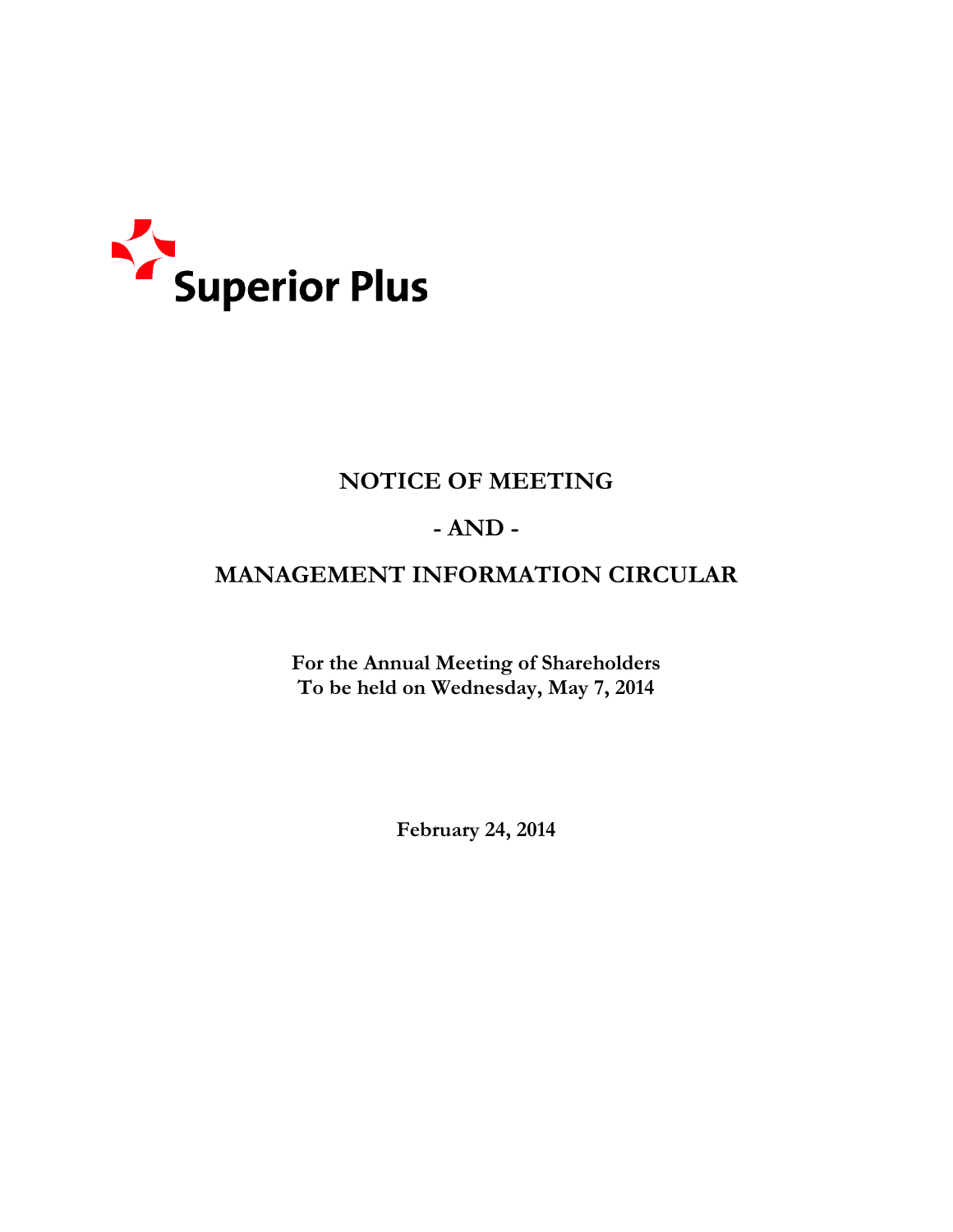Superior Plus

# NOTICE OF MEETING

# - AND -

# MANAGEMENT INFORMATION CIRCULAR

**For the Annual Meeting of Shareholders**
**To be held on Wednesday, May 7, 2014**

**February 24, 2014**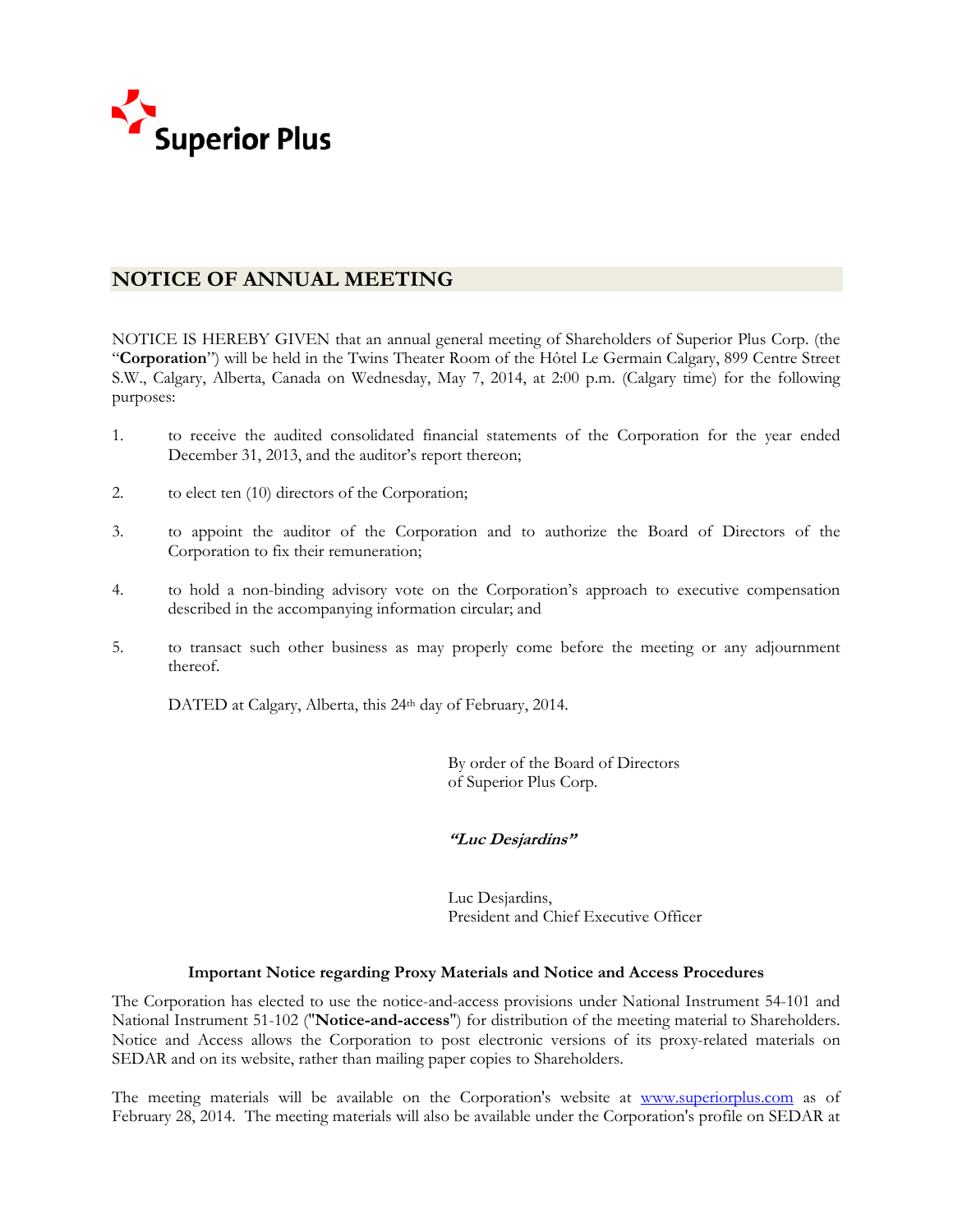Superior Plus

# NOTICE OF ANNUAL MEETING

NOTICE IS HEREBY GIVEN that an annual general meeting of Shareholders of Superior Plus Corp. (the "**Corporation**") will be held in the Twins Theater Room of the Hôtel Le Germain Calgary, 899 Centre Street S.W., Calgary, Alberta, Canada on Wednesday, May 7, 2014, at 2:00 p.m. (Calgary time) for the following purposes:

1. to receive the audited consolidated financial statements of the Corporation for the year ended December 31, 2013, and the auditor's report thereon;
2. to elect ten (10) directors of the Corporation;
3. to appoint the auditor of the Corporation and to authorize the Board of Directors of the Corporation to fix their remuneration;
4. to hold a non-binding advisory vote on the Corporation's approach to executive compensation described in the accompanying information circular; and
5. to transact such other business as may properly come before the meeting or any adjournment thereof.

DATED at Calgary, Alberta, this 24th day of February, 2014.

By order of the Board of Directors
of Superior Plus Corp.

***"Luc Desjardins"***

Luc Desjardins,
President and Chief Executive Officer

**Important Notice regarding Proxy Materials and Notice and Access Procedures**

The Corporation has elected to use the notice-and-access provisions under National Instrument 54-101 and National Instrument 51-102 ("**Notice-and-access**") for distribution of the meeting material to Shareholders. Notice and Access allows the Corporation to post electronic versions of its proxy-related materials on SEDAR and on its website, rather than mailing paper copies to Shareholders.

The meeting materials will be available on the Corporation's website at www.superiorplus.com as of February 28, 2014. The meeting materials will also be available under the Corporation's profile on SEDAR at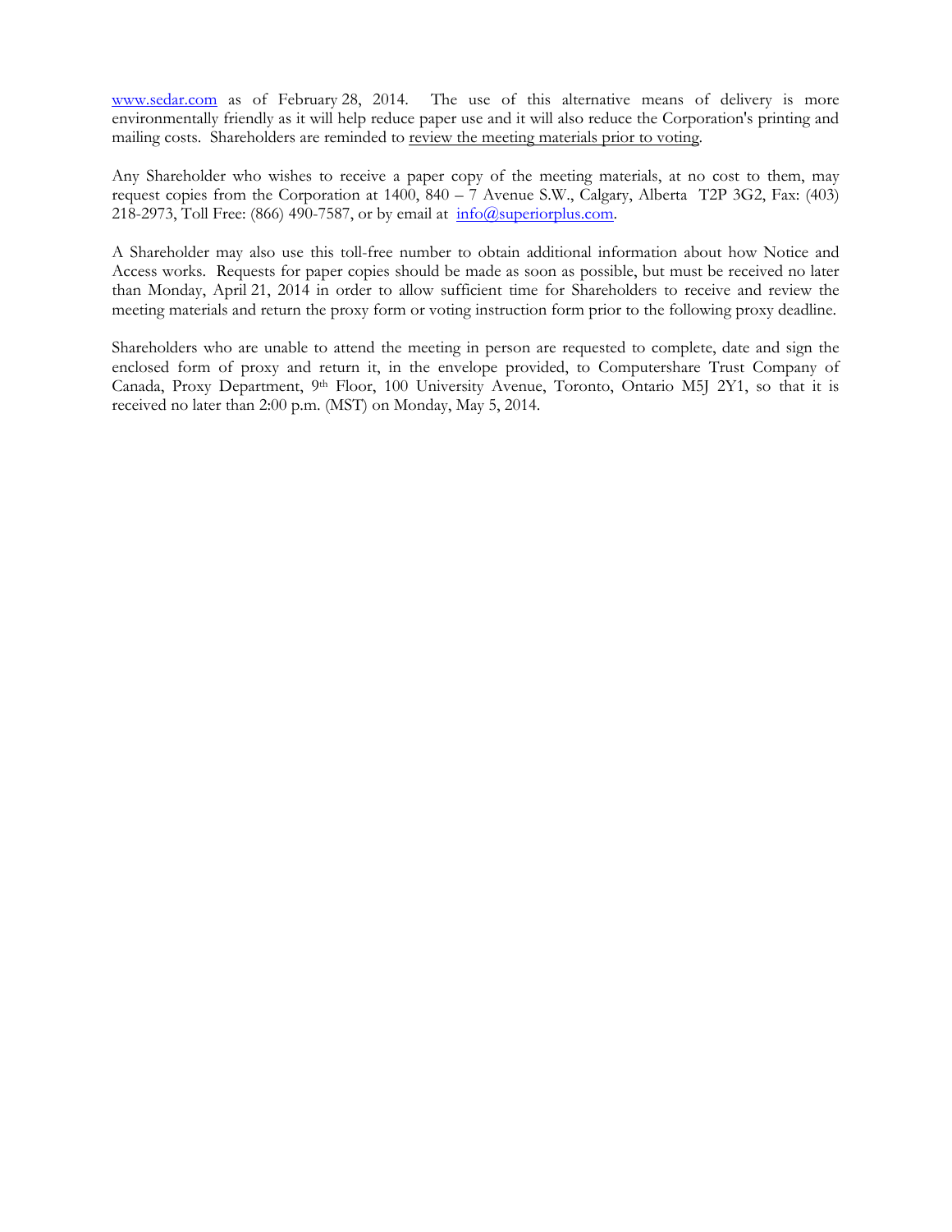www.sedar.com as of February 28, 2014. The use of this alternative means of delivery is more environmentally friendly as it will help reduce paper use and it will also reduce the Corporation's printing and mailing costs. Shareholders are reminded to review the meeting materials prior to voting.

Any Shareholder who wishes to receive a paper copy of the meeting materials, at no cost to them, may request copies from the Corporation at 1400, 840 – 7 Avenue S.W., Calgary, Alberta T2P 3G2, Fax: (403) 218-2973, Toll Free: (866) 490-7587, or by email at info@superiorplus.com.

A Shareholder may also use this toll-free number to obtain additional information about how Notice and Access works. Requests for paper copies should be made as soon as possible, but must be received no later than Monday, April 21, 2014 in order to allow sufficient time for Shareholders to receive and review the meeting materials and return the proxy form or voting instruction form prior to the following proxy deadline.

Shareholders who are unable to attend the meeting in person are requested to complete, date and sign the enclosed form of proxy and return it, in the envelope provided, to Computershare Trust Company of Canada, Proxy Department, 9th Floor, 100 University Avenue, Toronto, Ontario M5J 2Y1, so that it is received no later than 2:00 p.m. (MST) on Monday, May 5, 2014.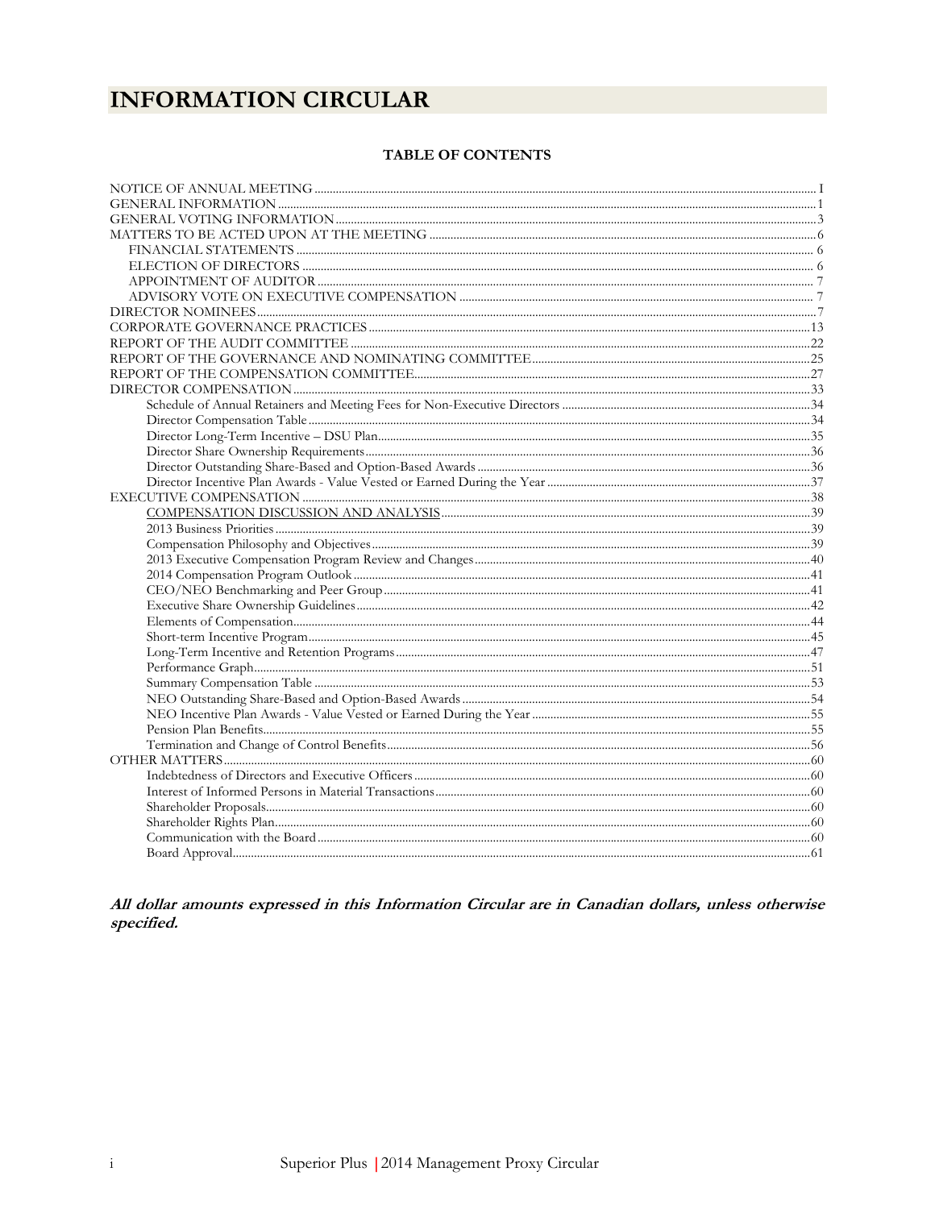# INFORMATION CIRCULAR

**TABLE OF CONTENTS**

| | |
|---|---|
| NOTICE OF ANNUAL MEETING | I |
| GENERAL INFORMATION | 1 |
| GENERAL VOTING INFORMATION | 3 |
| MATTERS TO BE ACTED UPON AT THE MEETING | 6 |
| FINANCIAL STATEMENTS | 6 |
| ELECTION OF DIRECTORS | 6 |
| APPOINTMENT OF AUDITOR | 7 |
| ADVISORY VOTE ON EXECUTIVE COMPENSATION | 7 |
| DIRECTOR NOMINEES | 7 |
| CORPORATE GOVERNANCE PRACTICES | 13 |
| REPORT OF THE AUDIT COMMITTEE | 22 |
| REPORT OF THE GOVERNANCE AND NOMINATING COMMITTEE | 25 |
| REPORT OF THE COMPENSATION COMMITTEE | 27 |
| DIRECTOR COMPENSATION | 33 |
| Schedule of Annual Retainers and Meeting Fees for Non-Executive Directors | 34 |
| Director Compensation Table | 34 |
| Director Long-Term Incentive – DSU Plan | 35 |
| Director Share Ownership Requirements | 36 |
| Director Outstanding Share-Based and Option-Based Awards | 36 |
| Director Incentive Plan Awards - Value Vested or Earned During the Year | 37 |
| EXECUTIVE COMPENSATION | 38 |
| COMPENSATION DISCUSSION AND ANALYSIS | 39 |
| 2013 Business Priorities | 39 |
| Compensation Philosophy and Objectives | 39 |
| 2013 Executive Compensation Program Review and Changes | 40 |
| 2014 Compensation Program Outlook | 41 |
| CEO/NEO Benchmarking and Peer Group | 41 |
| Executive Share Ownership Guidelines | 42 |
| Elements of Compensation | 44 |
| Short-term Incentive Program | 45 |
| Long-Term Incentive and Retention Programs | 47 |
| Performance Graph | 51 |
| Summary Compensation Table | 53 |
| NEO Outstanding Share-Based and Option-Based Awards | 54 |
| NEO Incentive Plan Awards - Value Vested or Earned During the Year | 55 |
| Pension Plan Benefits | 55 |
| Termination and Change of Control Benefits | 56 |
| OTHER MATTERS | 60 |
| Indebtedness of Directors and Executive Officers | 60 |
| Interest of Informed Persons in Material Transactions | 60 |
| Shareholder Proposals | 60 |
| Shareholder Rights Plan | 60 |
| Communication with the Board | 60 |
| Board Approval | 61 |

***All dollar amounts expressed in this Information Circular are in Canadian dollars, unless otherwise specified.***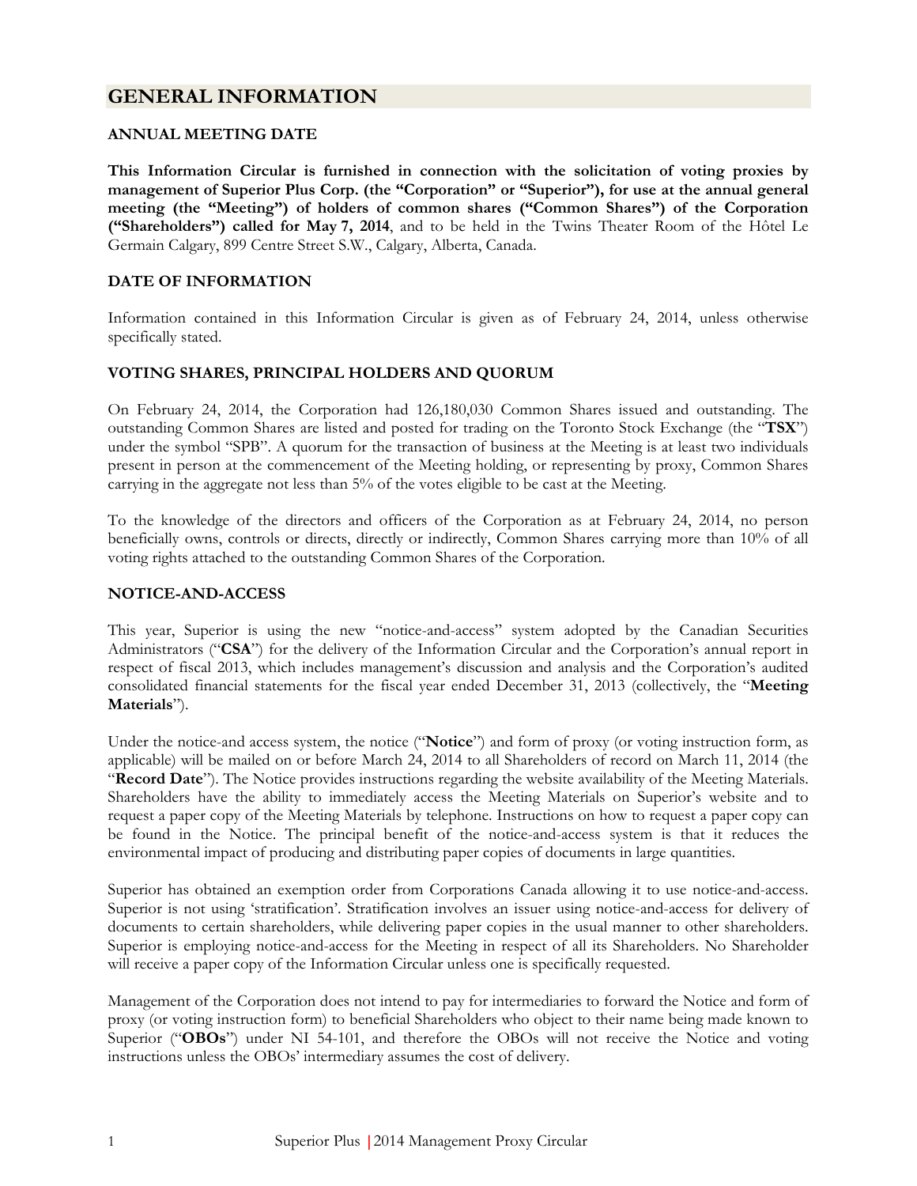## GENERAL INFORMATION

### ANNUAL MEETING DATE

**This Information Circular is furnished in connection with the solicitation of voting proxies by management of Superior Plus Corp. (the "Corporation" or "Superior"), for use at the annual general meeting (the "Meeting") of holders of common shares ("Common Shares") of the Corporation ("Shareholders") called for May 7, 2014**, and to be held in the Twins Theater Room of the Hôtel Le Germain Calgary, 899 Centre Street S.W., Calgary, Alberta, Canada.

### DATE OF INFORMATION

Information contained in this Information Circular is given as of February 24, 2014, unless otherwise specifically stated.

### VOTING SHARES, PRINCIPAL HOLDERS AND QUORUM

On February 24, 2014, the Corporation had 126,180,030 Common Shares issued and outstanding. The outstanding Common Shares are listed and posted for trading on the Toronto Stock Exchange (the "**TSX**") under the symbol "SPB". A quorum for the transaction of business at the Meeting is at least two individuals present in person at the commencement of the Meeting holding, or representing by proxy, Common Shares carrying in the aggregate not less than 5% of the votes eligible to be cast at the Meeting.

To the knowledge of the directors and officers of the Corporation as at February 24, 2014, no person beneficially owns, controls or directs, directly or indirectly, Common Shares carrying more than 10% of all voting rights attached to the outstanding Common Shares of the Corporation.

### NOTICE-AND-ACCESS

This year, Superior is using the new "notice-and-access" system adopted by the Canadian Securities Administrators ("**CSA**") for the delivery of the Information Circular and the Corporation's annual report in respect of fiscal 2013, which includes management's discussion and analysis and the Corporation's audited consolidated financial statements for the fiscal year ended December 31, 2013 (collectively, the "**Meeting Materials**").

Under the notice-and access system, the notice ("**Notice**") and form of proxy (or voting instruction form, as applicable) will be mailed on or before March 24, 2014 to all Shareholders of record on March 11, 2014 (the "**Record Date**"). The Notice provides instructions regarding the website availability of the Meeting Materials. Shareholders have the ability to immediately access the Meeting Materials on Superior's website and to request a paper copy of the Meeting Materials by telephone. Instructions on how to request a paper copy can be found in the Notice. The principal benefit of the notice-and-access system is that it reduces the environmental impact of producing and distributing paper copies of documents in large quantities.

Superior has obtained an exemption order from Corporations Canada allowing it to use notice-and-access. Superior is not using 'stratification'. Stratification involves an issuer using notice-and-access for delivery of documents to certain shareholders, while delivering paper copies in the usual manner to other shareholders. Superior is employing notice-and-access for the Meeting in respect of all its Shareholders. No Shareholder will receive a paper copy of the Information Circular unless one is specifically requested.

Management of the Corporation does not intend to pay for intermediaries to forward the Notice and form of proxy (or voting instruction form) to beneficial Shareholders who object to their name being made known to Superior ("**OBOs**") under NI 54-101, and therefore the OBOs will not receive the Notice and voting instructions unless the OBOs' intermediary assumes the cost of delivery.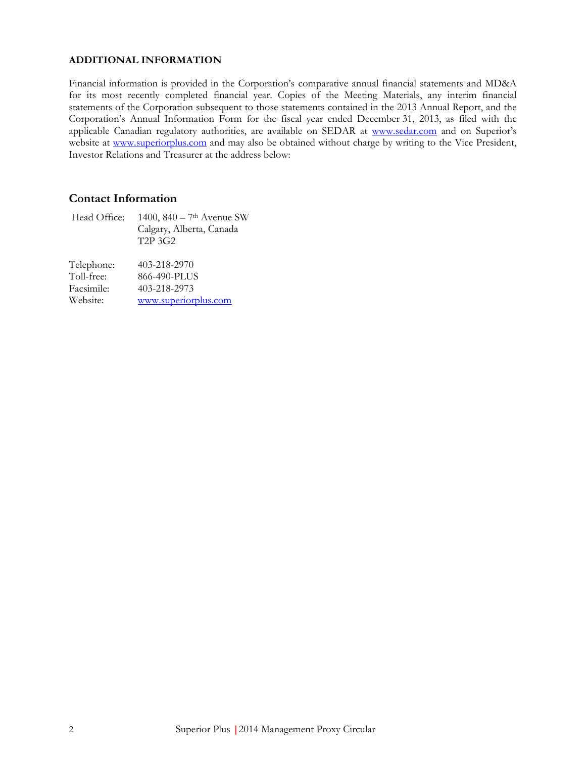**ADDITIONAL INFORMATION**

Financial information is provided in the Corporation's comparative annual financial statements and MD&A for its most recently completed financial year. Copies of the Meeting Materials, any interim financial statements of the Corporation subsequent to those statements contained in the 2013 Annual Report, and the Corporation's Annual Information Form for the fiscal year ended December 31, 2013, as filed with the applicable Canadian regulatory authorities, are available on SEDAR at www.sedar.com and on Superior's website at www.superiorplus.com and may also be obtained without charge by writing to the Vice President, Investor Relations and Treasurer at the address below:

## Contact Information

| | |
|---|---|
| Head Office: | 1400, 840 – 7th Avenue SW<br>Calgary, Alberta, Canada<br>T2P 3G2 |
| Telephone: | 403-218-2970 |
| Toll-free: | 866-490-PLUS |
| Facsimile: | 403-218-2973 |
| Website: | www.superiorplus.com |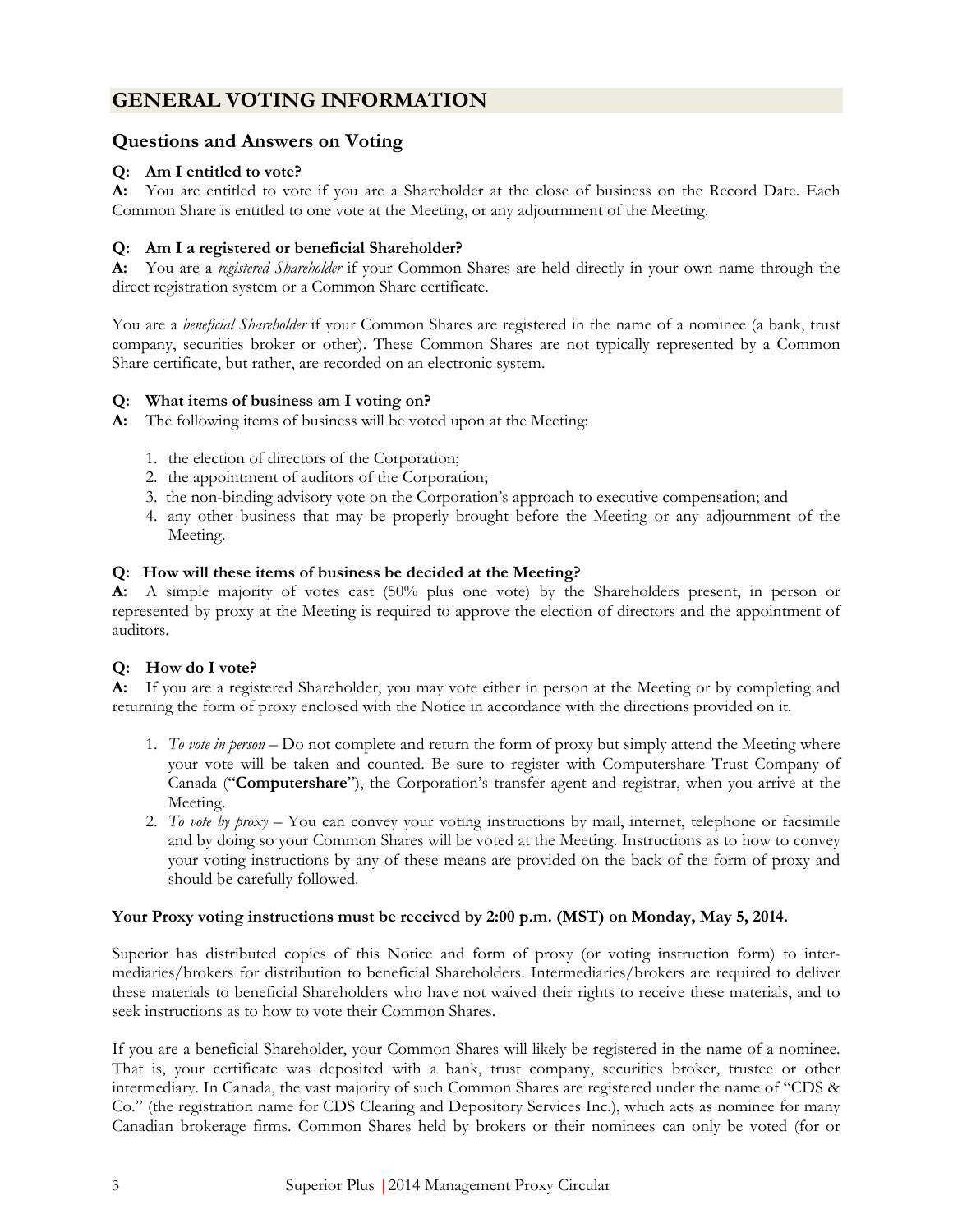# GENERAL VOTING INFORMATION

## Questions and Answers on Voting

**Q: Am I entitled to vote?**
**A:** You are entitled to vote if you are a Shareholder at the close of business on the Record Date. Each Common Share is entitled to one vote at the Meeting, or any adjournment of the Meeting.

**Q: Am I a registered or beneficial Shareholder?**
**A:** You are a *registered Shareholder* if your Common Shares are held directly in your own name through the direct registration system or a Common Share certificate.

You are a *beneficial Shareholder* if your Common Shares are registered in the name of a nominee (a bank, trust company, securities broker or other). These Common Shares are not typically represented by a Common Share certificate, but rather, are recorded on an electronic system.

**Q: What items of business am I voting on?**
**A:** The following items of business will be voted upon at the Meeting:

1. the election of directors of the Corporation;
2. the appointment of auditors of the Corporation;
3. the non-binding advisory vote on the Corporation's approach to executive compensation; and
4. any other business that may be properly brought before the Meeting or any adjournment of the Meeting.

**Q: How will these items of business be decided at the Meeting?**
**A:** A simple majority of votes cast (50% plus one vote) by the Shareholders present, in person or represented by proxy at the Meeting is required to approve the election of directors and the appointment of auditors.

**Q: How do I vote?**
**A:** If you are a registered Shareholder, you may vote either in person at the Meeting or by completing and returning the form of proxy enclosed with the Notice in accordance with the directions provided on it.

1. *To vote in person* – Do not complete and return the form of proxy but simply attend the Meeting where your vote will be taken and counted. Be sure to register with Computershare Trust Company of Canada ("**Computershare**"), the Corporation's transfer agent and registrar, when you arrive at the Meeting.
2. *To vote by proxy* – You can convey your voting instructions by mail, internet, telephone or facsimile and by doing so your Common Shares will be voted at the Meeting. Instructions as to how to convey your voting instructions by any of these means are provided on the back of the form of proxy and should be carefully followed.

**Your Proxy voting instructions must be received by 2:00 p.m. (MST) on Monday, May 5, 2014.**

Superior has distributed copies of this Notice and form of proxy (or voting instruction form) to intermediaries/brokers for distribution to beneficial Shareholders. Intermediaries/brokers are required to deliver these materials to beneficial Shareholders who have not waived their rights to receive these materials, and to seek instructions as to how to vote their Common Shares.

If you are a beneficial Shareholder, your Common Shares will likely be registered in the name of a nominee. That is, your certificate was deposited with a bank, trust company, securities broker, trustee or other intermediary. In Canada, the vast majority of such Common Shares are registered under the name of "CDS & Co." (the registration name for CDS Clearing and Depository Services Inc.), which acts as nominee for many Canadian brokerage firms. Common Shares held by brokers or their nominees can only be voted (for or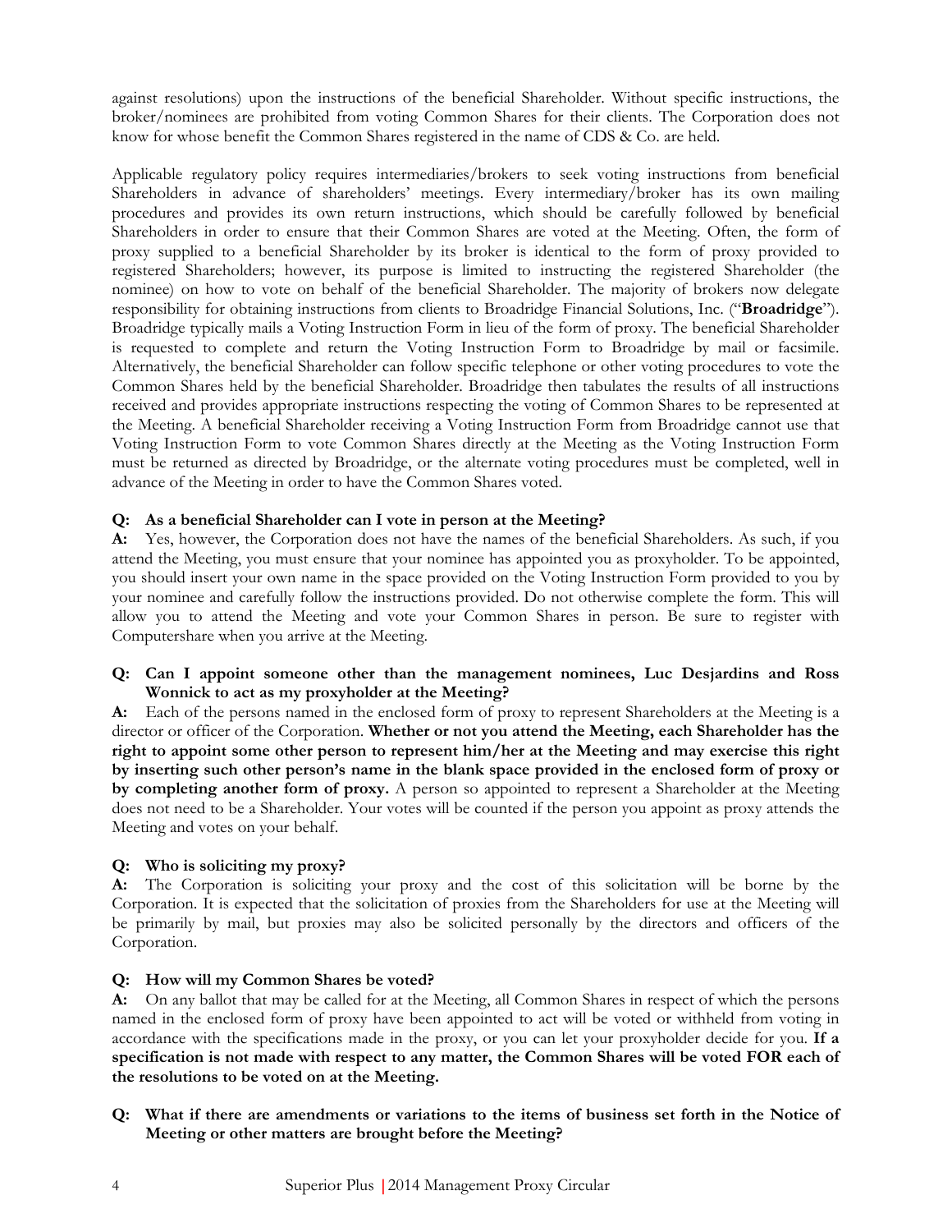against resolutions) upon the instructions of the beneficial Shareholder. Without specific instructions, the broker/nominees are prohibited from voting Common Shares for their clients. The Corporation does not know for whose benefit the Common Shares registered in the name of CDS & Co. are held.

Applicable regulatory policy requires intermediaries/brokers to seek voting instructions from beneficial Shareholders in advance of shareholders' meetings. Every intermediary/broker has its own mailing procedures and provides its own return instructions, which should be carefully followed by beneficial Shareholders in order to ensure that their Common Shares are voted at the Meeting. Often, the form of proxy supplied to a beneficial Shareholder by its broker is identical to the form of proxy provided to registered Shareholders; however, its purpose is limited to instructing the registered Shareholder (the nominee) on how to vote on behalf of the beneficial Shareholder. The majority of brokers now delegate responsibility for obtaining instructions from clients to Broadridge Financial Solutions, Inc. ("**Broadridge**"). Broadridge typically mails a Voting Instruction Form in lieu of the form of proxy. The beneficial Shareholder is requested to complete and return the Voting Instruction Form to Broadridge by mail or facsimile. Alternatively, the beneficial Shareholder can follow specific telephone or other voting procedures to vote the Common Shares held by the beneficial Shareholder. Broadridge then tabulates the results of all instructions received and provides appropriate instructions respecting the voting of Common Shares to be represented at the Meeting. A beneficial Shareholder receiving a Voting Instruction Form from Broadridge cannot use that Voting Instruction Form to vote Common Shares directly at the Meeting as the Voting Instruction Form must be returned as directed by Broadridge, or the alternate voting procedures must be completed, well in advance of the Meeting in order to have the Common Shares voted.

**Q: As a beneficial Shareholder can I vote in person at the Meeting?**

**A:** Yes, however, the Corporation does not have the names of the beneficial Shareholders. As such, if you attend the Meeting, you must ensure that your nominee has appointed you as proxyholder. To be appointed, you should insert your own name in the space provided on the Voting Instruction Form provided to you by your nominee and carefully follow the instructions provided. Do not otherwise complete the form. This will allow you to attend the Meeting and vote your Common Shares in person. Be sure to register with Computershare when you arrive at the Meeting.

**Q: Can I appoint someone other than the management nominees, Luc Desjardins and Ross Wonnick to act as my proxyholder at the Meeting?**

**A:** Each of the persons named in the enclosed form of proxy to represent Shareholders at the Meeting is a director or officer of the Corporation. **Whether or not you attend the Meeting, each Shareholder has the right to appoint some other person to represent him/her at the Meeting and may exercise this right by inserting such other person's name in the blank space provided in the enclosed form of proxy or by completing another form of proxy.** A person so appointed to represent a Shareholder at the Meeting does not need to be a Shareholder. Your votes will be counted if the person you appoint as proxy attends the Meeting and votes on your behalf.

**Q: Who is soliciting my proxy?**

**A:** The Corporation is soliciting your proxy and the cost of this solicitation will be borne by the Corporation. It is expected that the solicitation of proxies from the Shareholders for use at the Meeting will be primarily by mail, but proxies may also be solicited personally by the directors and officers of the Corporation.

**Q: How will my Common Shares be voted?**

**A:** On any ballot that may be called for at the Meeting, all Common Shares in respect of which the persons named in the enclosed form of proxy have been appointed to act will be voted or withheld from voting in accordance with the specifications made in the proxy, or you can let your proxyholder decide for you. **If a specification is not made with respect to any matter, the Common Shares will be voted FOR each of the resolutions to be voted on at the Meeting.**

**Q: What if there are amendments or variations to the items of business set forth in the Notice of Meeting or other matters are brought before the Meeting?**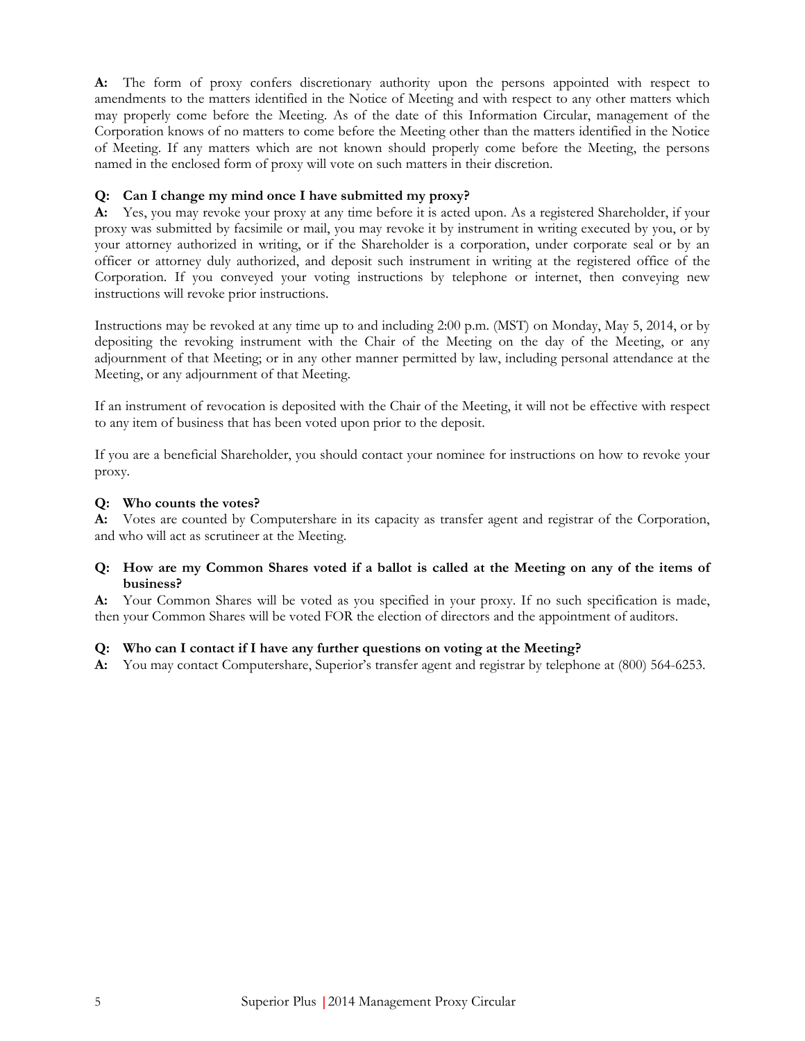**A:** The form of proxy confers discretionary authority upon the persons appointed with respect to amendments to the matters identified in the Notice of Meeting and with respect to any other matters which may properly come before the Meeting. As of the date of this Information Circular, management of the Corporation knows of no matters to come before the Meeting other than the matters identified in the Notice of Meeting. If any matters which are not known should properly come before the Meeting, the persons named in the enclosed form of proxy will vote on such matters in their discretion.

**Q: Can I change my mind once I have submitted my proxy?**

**A:** Yes, you may revoke your proxy at any time before it is acted upon. As a registered Shareholder, if your proxy was submitted by facsimile or mail, you may revoke it by instrument in writing executed by you, or by your attorney authorized in writing, or if the Shareholder is a corporation, under corporate seal or by an officer or attorney duly authorized, and deposit such instrument in writing at the registered office of the Corporation. If you conveyed your voting instructions by telephone or internet, then conveying new instructions will revoke prior instructions.

Instructions may be revoked at any time up to and including 2:00 p.m. (MST) on Monday, May 5, 2014, or by depositing the revoking instrument with the Chair of the Meeting on the day of the Meeting, or any adjournment of that Meeting; or in any other manner permitted by law, including personal attendance at the Meeting, or any adjournment of that Meeting.

If an instrument of revocation is deposited with the Chair of the Meeting, it will not be effective with respect to any item of business that has been voted upon prior to the deposit.

If you are a beneficial Shareholder, you should contact your nominee for instructions on how to revoke your proxy.

**Q: Who counts the votes?**

**A:** Votes are counted by Computershare in its capacity as transfer agent and registrar of the Corporation, and who will act as scrutineer at the Meeting.

**Q: How are my Common Shares voted if a ballot is called at the Meeting on any of the items of business?**

**A:** Your Common Shares will be voted as you specified in your proxy. If no such specification is made, then your Common Shares will be voted FOR the election of directors and the appointment of auditors.

**Q: Who can I contact if I have any further questions on voting at the Meeting?**

**A:** You may contact Computershare, Superior's transfer agent and registrar by telephone at (800) 564-6253.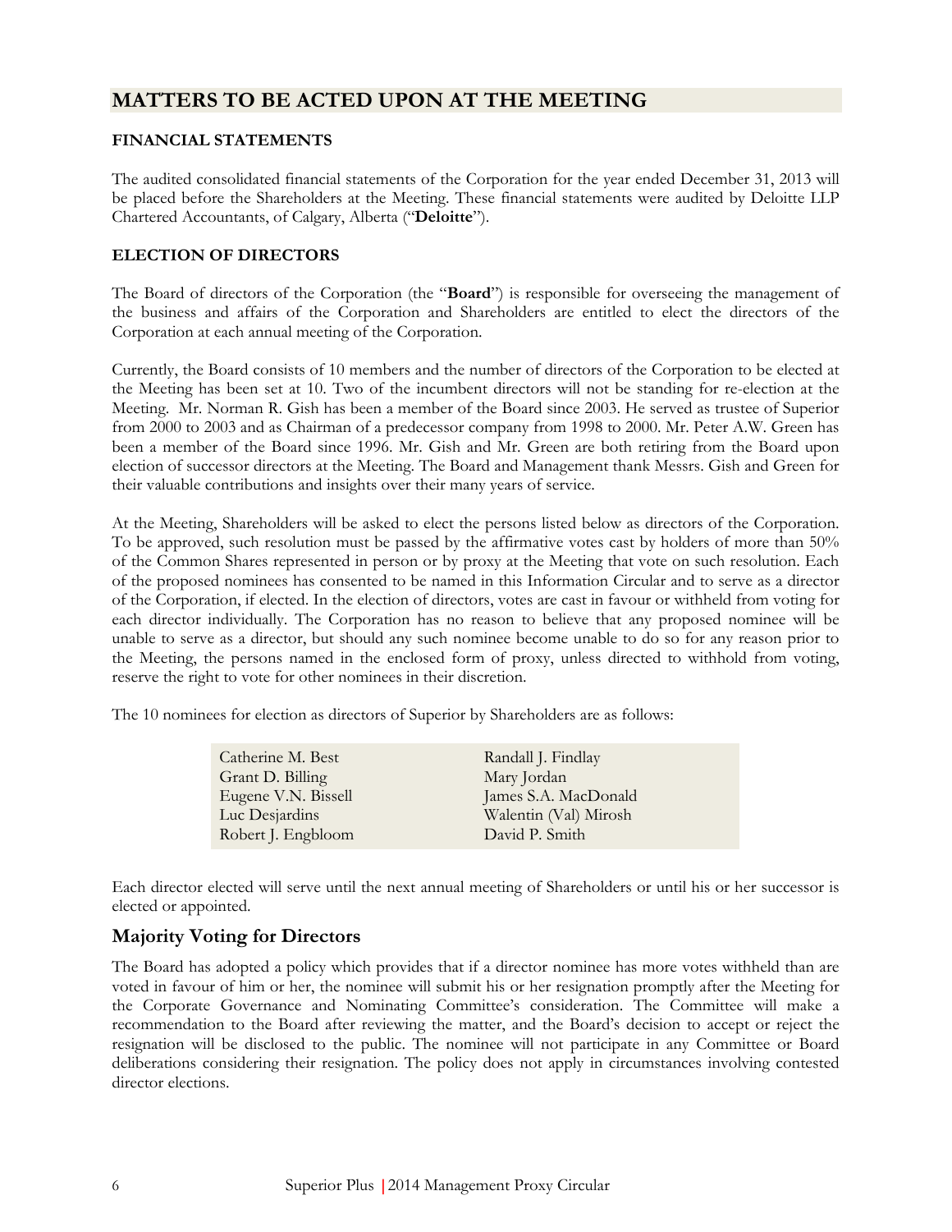## MATTERS TO BE ACTED UPON AT THE MEETING

### FINANCIAL STATEMENTS

The audited consolidated financial statements of the Corporation for the year ended December 31, 2013 will be placed before the Shareholders at the Meeting. These financial statements were audited by Deloitte LLP Chartered Accountants, of Calgary, Alberta ("**Deloitte**").

### ELECTION OF DIRECTORS

The Board of directors of the Corporation (the "**Board**") is responsible for overseeing the management of the business and affairs of the Corporation and Shareholders are entitled to elect the directors of the Corporation at each annual meeting of the Corporation.

Currently, the Board consists of 10 members and the number of directors of the Corporation to be elected at the Meeting has been set at 10. Two of the incumbent directors will not be standing for re-election at the Meeting. Mr. Norman R. Gish has been a member of the Board since 2003. He served as trustee of Superior from 2000 to 2003 and as Chairman of a predecessor company from 1998 to 2000. Mr. Peter A.W. Green has been a member of the Board since 1996. Mr. Gish and Mr. Green are both retiring from the Board upon election of successor directors at the Meeting. The Board and Management thank Messrs. Gish and Green for their valuable contributions and insights over their many years of service.

At the Meeting, Shareholders will be asked to elect the persons listed below as directors of the Corporation. To be approved, such resolution must be passed by the affirmative votes cast by holders of more than 50% of the Common Shares represented in person or by proxy at the Meeting that vote on such resolution. Each of the proposed nominees has consented to be named in this Information Circular and to serve as a director of the Corporation, if elected. In the election of directors, votes are cast in favour or withheld from voting for each director individually. The Corporation has no reason to believe that any proposed nominee will be unable to serve as a director, but should any such nominee become unable to do so for any reason prior to the Meeting, the persons named in the enclosed form of proxy, unless directed to withhold from voting, reserve the right to vote for other nominees in their discretion.

The 10 nominees for election as directors of Superior by Shareholders are as follows:

| | |
|---|---|
| Catherine M. Best | Randall J. Findlay |
| Grant D. Billing | Mary Jordan |
| Eugene V.N. Bissell | James S.A. MacDonald |
| Luc Desjardins | Walentin (Val) Mirosh |
| Robert J. Engbloom | David P. Smith |

Each director elected will serve until the next annual meeting of Shareholders or until his or her successor is elected or appointed.

### Majority Voting for Directors

The Board has adopted a policy which provides that if a director nominee has more votes withheld than are voted in favour of him or her, the nominee will submit his or her resignation promptly after the Meeting for the Corporate Governance and Nominating Committee's consideration. The Committee will make a recommendation to the Board after reviewing the matter, and the Board's decision to accept or reject the resignation will be disclosed to the public. The nominee will not participate in any Committee or Board deliberations considering their resignation. The policy does not apply in circumstances involving contested director elections.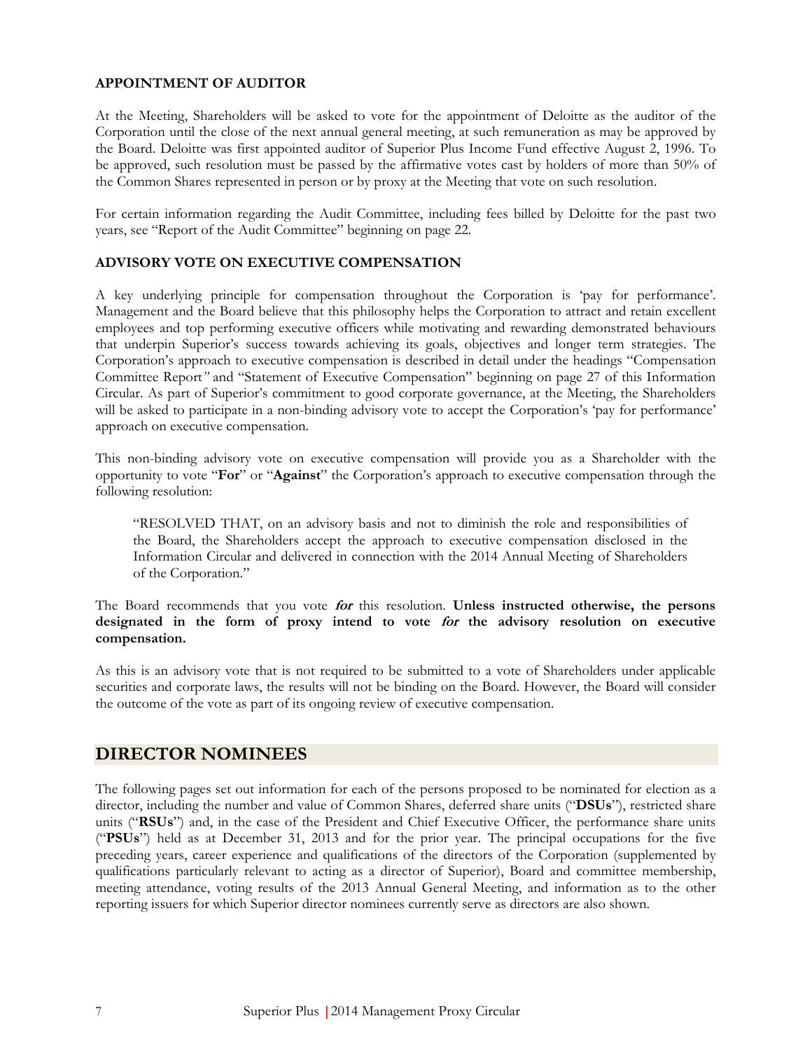### APPOINTMENT OF AUDITOR

At the Meeting, Shareholders will be asked to vote for the appointment of Deloitte as the auditor of the Corporation until the close of the next annual general meeting, at such remuneration as may be approved by the Board. Deloitte was first appointed auditor of Superior Plus Income Fund effective August 2, 1996. To be approved, such resolution must be passed by the affirmative votes cast by holders of more than 50% of the Common Shares represented in person or by proxy at the Meeting that vote on such resolution.

For certain information regarding the Audit Committee, including fees billed by Deloitte for the past two years, see "Report of the Audit Committee" beginning on page 22.

### ADVISORY VOTE ON EXECUTIVE COMPENSATION

A key underlying principle for compensation throughout the Corporation is 'pay for performance'. Management and the Board believe that this philosophy helps the Corporation to attract and retain excellent employees and top performing executive officers while motivating and rewarding demonstrated behaviours that underpin Superior's success towards achieving its goals, objectives and longer term strategies. The Corporation's approach to executive compensation is described in detail under the headings "Compensation Committee Report" and "Statement of Executive Compensation" beginning on page 27 of this Information Circular. As part of Superior's commitment to good corporate governance, at the Meeting, the Shareholders will be asked to participate in a non-binding advisory vote to accept the Corporation's 'pay for performance' approach on executive compensation.

This non-binding advisory vote on executive compensation will provide you as a Shareholder with the opportunity to vote "**For**" or "**Against**" the Corporation's approach to executive compensation through the following resolution:

> "RESOLVED THAT, on an advisory basis and not to diminish the role and responsibilities of the Board, the Shareholders accept the approach to executive compensation disclosed in the Information Circular and delivered in connection with the 2014 Annual Meeting of Shareholders of the Corporation."

The Board recommends that you vote ***for*** this resolution. **Unless instructed otherwise, the persons designated in the form of proxy intend to vote *for* the advisory resolution on executive compensation.**

As this is an advisory vote that is not required to be submitted to a vote of Shareholders under applicable securities and corporate laws, the results will not be binding on the Board. However, the Board will consider the outcome of the vote as part of its ongoing review of executive compensation.

## DIRECTOR NOMINEES

The following pages set out information for each of the persons proposed to be nominated for election as a director, including the number and value of Common Shares, deferred share units ("**DSUs**"), restricted share units ("**RSUs**") and, in the case of the President and Chief Executive Officer, the performance share units ("**PSUs**") held as at December 31, 2013 and for the prior year. The principal occupations for the five preceding years, career experience and qualifications of the directors of the Corporation (supplemented by qualifications particularly relevant to acting as a director of Superior), Board and committee membership, meeting attendance, voting results of the 2013 Annual General Meeting, and information as to the other reporting issuers for which Superior director nominees currently serve as directors are also shown.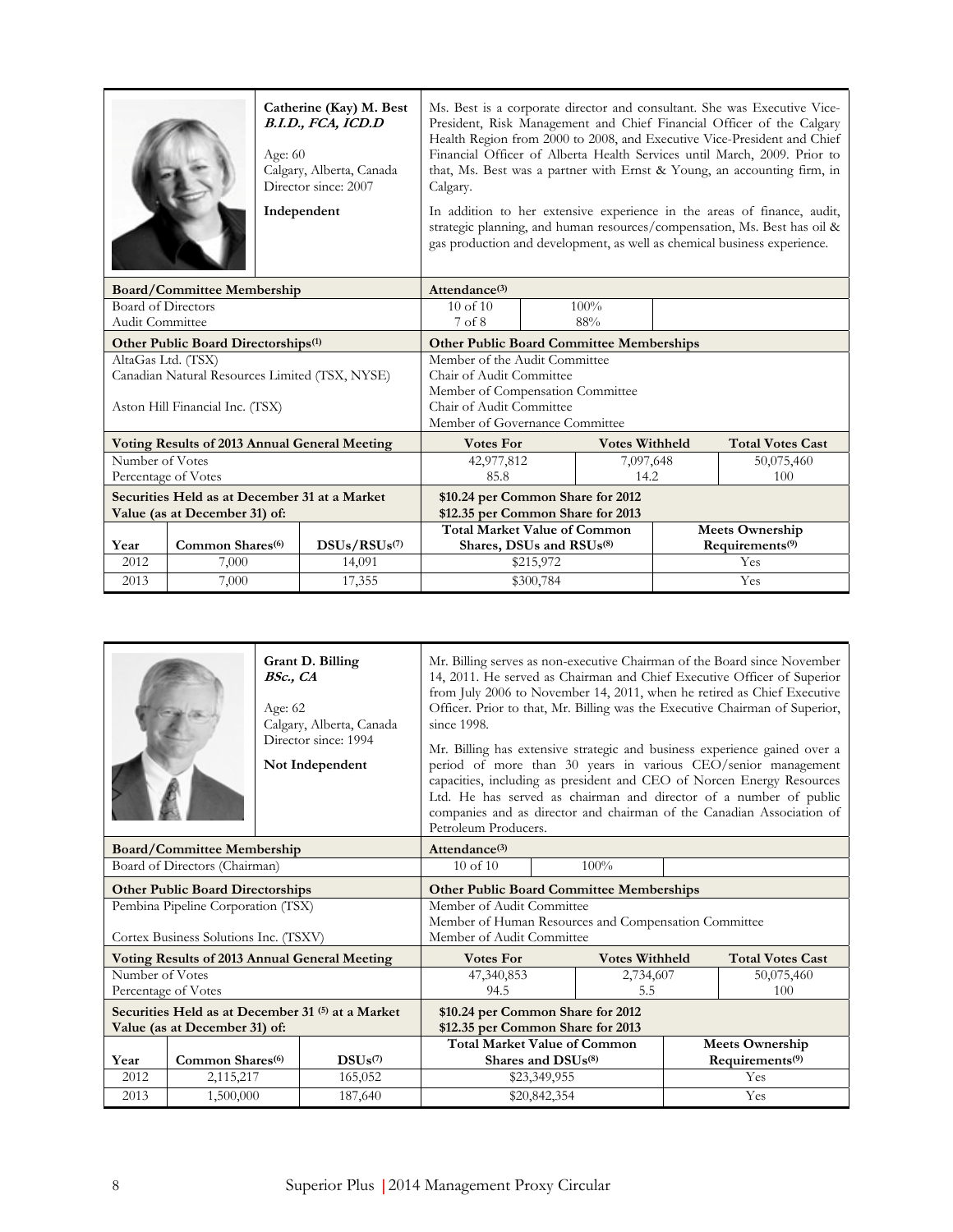**Catherine (Kay) M. Best**
***B.I.D., FCA, ICD.D***

Age: 60
Calgary, Alberta, Canada
Director since: 2007

**Independent**

Ms. Best is a corporate director and consultant. She was Executive Vice-President, Risk Management and Chief Financial Officer of the Calgary Health Region from 2000 to 2008, and Executive Vice-President and Chief Financial Officer of Alberta Health Services until March, 2009. Prior to that, Ms. Best was a partner with Ernst & Young, an accounting firm, in Calgary.

In addition to her extensive experience in the areas of finance, audit, strategic planning, and human resources/compensation, Ms. Best has oil & gas production and development, as well as chemical business experience.

| Board/Committee Membership | Attendance[3] | |
|---|---|---|
| Board of Directors | 10 of 10 | 100% |
| Audit Committee | 7 of 8 | 88% |

| Other Public Board Directorships[1] | Other Public Board Committee Memberships |
|---|---|
| AltaGas Ltd. (TSX) | Member of the Audit Committee |
| Canadian Natural Resources Limited (TSX, NYSE) | Chair of Audit Committee<br>Member of Compensation Committee |
| Aston Hill Financial Inc. (TSX) | Chair of Audit Committee<br>Member of Governance Committee |

| Voting Results of 2013 Annual General Meeting | Votes For | Votes Withheld | Total Votes Cast |
|---|---|---|---|
| Number of Votes | 42,977,812 | 7,097,648 | 50,075,460 |
| Percentage of Votes | 85.8 | 14.2 | 100 |

**Securities Held as at December 31 at a Market Value (as at December 31) of:** $10.24 per Common Share for 2012; $12.35 per Common Share for 2013

| Year | Common Shares[6] | DSUs/RSUs[7] | Total Market Value of Common Shares, DSUs and RSUs[8] | Meets Ownership Requirements[9] |
|---|---|---|---|---|
| 2012 | 7,000 | 14,091 | $215,972 | Yes |
| 2013 | 7,000 | 17,355 | $300,784 | Yes |

**Grant D. Billing**
***BSc., CA***

Age: 62
Calgary, Alberta, Canada
Director since: 1994

**Not Independent**

Mr. Billing serves as non-executive Chairman of the Board since November 14, 2011. He served as Chairman and Chief Executive Officer of Superior from July 2006 to November 14, 2011, when he retired as Chief Executive Officer. Prior to that, Mr. Billing was the Executive Chairman of Superior, since 1998.

Mr. Billing has extensive strategic and business experience gained over a period of more than 30 years in various CEO/senior management capacities, including as president and CEO of Norcen Energy Resources Ltd. He has served as chairman and director of a number of public companies and as director and chairman of the Canadian Association of Petroleum Producers.

| Board/Committee Membership | Attendance[3] | |
|---|---|---|
| Board of Directors (Chairman) | 10 of 10 | 100% |

| Other Public Board Directorships | Other Public Board Committee Memberships |
|---|---|
| Pembina Pipeline Corporation (TSX) | Member of Audit Committee<br>Member of Human Resources and Compensation Committee |
| Cortex Business Solutions Inc. (TSXV) | Member of Audit Committee |

| Voting Results of 2013 Annual General Meeting | Votes For | Votes Withheld | Total Votes Cast |
|---|---|---|---|
| Number of Votes | 47,340,853 | 2,734,607 | 50,075,460 |
| Percentage of Votes | 94.5 | 5.5 | 100 |

**Securities Held as at December 31 [5] at a Market Value (as at December 31) of:** $10.24 per Common Share for 2012; $12.35 per Common Share for 2013

| Year | Common Shares[6] | DSUs[7] | Total Market Value of Common Shares and DSUs[8] | Meets Ownership Requirements[9] |
|---|---|---|---|---|
| 2012 | 2,115,217 | 165,052 | $23,349,955 | Yes |
| 2013 | 1,500,000 | 187,640 | $20,842,354 | Yes |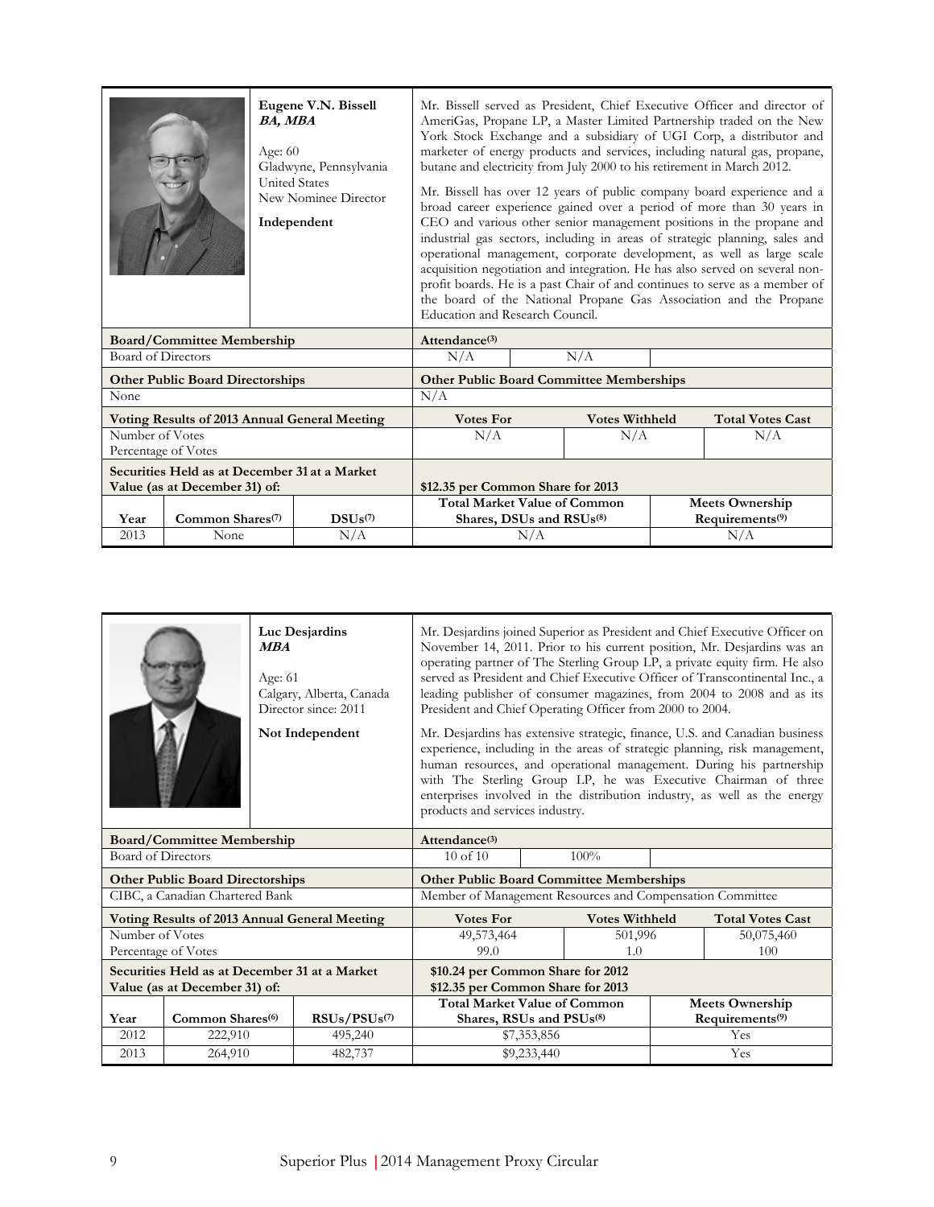**Eugene V.N. Bissell**
***BA, MBA***

Age: 60
Gladwyne, Pennsylvania
United States
New Nominee Director

**Independent**

Mr. Bissell served as President, Chief Executive Officer and director of AmeriGas, Propane LP, a Master Limited Partnership traded on the New York Stock Exchange and a subsidiary of UGI Corp, a distributor and marketer of energy products and services, including natural gas, propane, butane and electricity from July 2000 to his retirement in March 2012.

Mr. Bissell has over 12 years of public company board experience and a broad career experience gained over a period of more than 30 years in CEO and various other senior management positions in the propane and industrial gas sectors, including in areas of strategic planning, sales and operational management, corporate development, as well as large scale acquisition negotiation and integration. He has also served on several non-profit boards. He is a past Chair of and continues to serve as a member of the board of the National Propane Gas Association and the Propane Education and Research Council.

| **Board/Committee Membership** | **Attendance[3]** | |
|---|---|---|
| Board of Directors | N/A | N/A |

| **Other Public Board Directorships** | **Other Public Board Committee Memberships** |
|---|---|
| None | N/A |

| **Voting Results of 2013 Annual General Meeting** | **Votes For** | **Votes Withheld** | **Total Votes Cast** |
|---|---|---|---|
| Number of Votes<br>Percentage of Votes | N/A | N/A | N/A |

| **Securities Held as at December 31 at a Market Value (as at December 31) of:** | | | **$12.35 per Common Share for 2013** | |
|---|---|---|---|---|
| **Year** | **Common Shares[7]** | **DSUs[7]** | **Total Market Value of Common Shares, DSUs and RSUs[8]** | **Meets Ownership Requirements[9]** |
| 2013 | None | N/A | N/A | N/A |

**Luc Desjardins**
***MBA***

Age: 61
Calgary, Alberta, Canada
Director since: 2011

**Not Independent**

Mr. Desjardins joined Superior as President and Chief Executive Officer on November 14, 2011. Prior to his current position, Mr. Desjardins was an operating partner of The Sterling Group LP, a private equity firm. He also served as President and Chief Executive Officer of Transcontinental Inc., a leading publisher of consumer magazines, from 2004 to 2008 and as its President and Chief Operating Officer from 2000 to 2004.

Mr. Desjardins has extensive strategic, finance, U.S. and Canadian business experience, including in the areas of strategic planning, risk management, human resources, and operational management. During his partnership with The Sterling Group LP, he was Executive Chairman of three enterprises involved in the distribution industry, as well as the energy products and services industry.

| **Board/Committee Membership** | **Attendance[3]** | |
|---|---|---|
| Board of Directors | 10 of 10 | 100% |

| **Other Public Board Directorships** | **Other Public Board Committee Memberships** |
|---|---|
| CIBC, a Canadian Chartered Bank | Member of Management Resources and Compensation Committee |

| **Voting Results of 2013 Annual General Meeting** | **Votes For** | **Votes Withheld** | **Total Votes Cast** |
|---|---|---|---|
| Number of Votes | 49,573,464 | 501,996 | 50,075,460 |
| Percentage of Votes | 99.0 | 1.0 | 100 |

| **Securities Held as at December 31 at a Market Value (as at December 31) of:** | | | **$10.24 per Common Share for 2012<br>$12.35 per Common Share for 2013** | |
|---|---|---|---|---|
| **Year** | **Common Shares[6]** | **RSUs/PSUs[7]** | **Total Market Value of Common Shares, RSUs and PSUs[8]** | **Meets Ownership Requirements[9]** |
| 2012 | 222,910 | 495,240 | $7,353,856 | Yes |
| 2013 | 264,910 | 482,737 | $9,233,440 | Yes |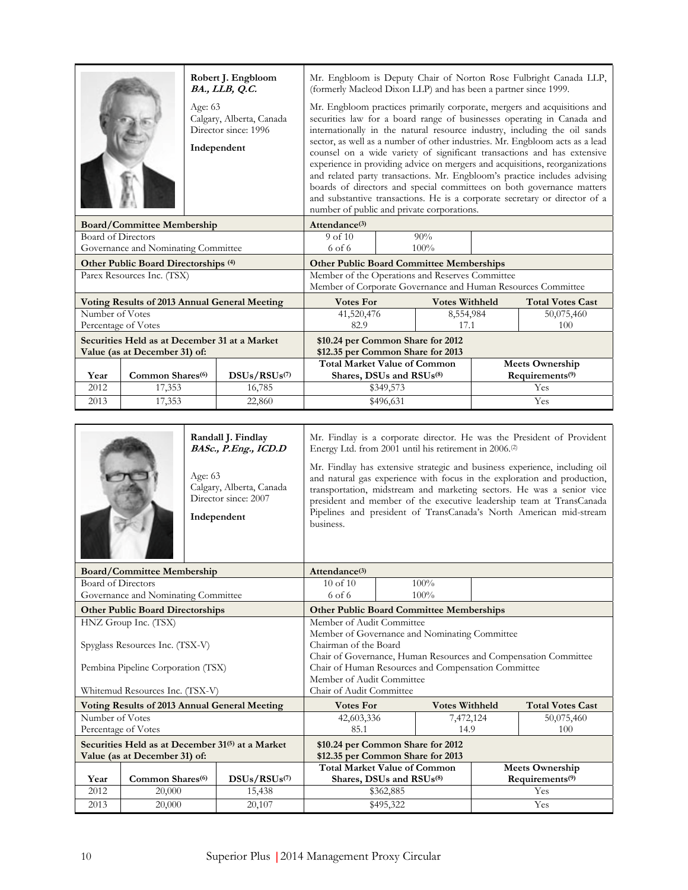**Robert J. Engbloom**
***BA., LLB, Q.C.***

Age: 63
Calgary, Alberta, Canada
Director since: 1996

**Independent**

Mr. Engbloom is Deputy Chair of Norton Rose Fulbright Canada LLP, (formerly Macleod Dixon LLP) and has been a partner since 1999.

Mr. Engbloom practices primarily corporate, mergers and acquisitions and securities law for a board range of businesses operating in Canada and internationally in the natural resource industry, including the oil sands sector, as well as a number of other industries. Mr. Engbloom acts as a lead counsel on a wide variety of significant transactions and has extensive experience in providing advice on mergers and acquisitions, reorganizations and related party transactions. Mr. Engbloom's practice includes advising boards of directors and special committees on both governance matters and substantive transactions. He is a corporate secretary or director of a number of public and private corporations.

| Board/Committee Membership | Attendance[3] | |
|---|---|---|
| Board of Directors | 9 of 10 | 90% |
| Governance and Nominating Committee | 6 of 6 | 100% |

| Other Public Board Directorships [4] | Other Public Board Committee Memberships |
|---|---|
| Parex Resources Inc. (TSX) | Member of the Operations and Reserves Committee<br>Member of Corporate Governance and Human Resources Committee |

| Voting Results of 2013 Annual General Meeting | Votes For | Votes Withheld | Total Votes Cast |
|---|---|---|---|
| Number of Votes | 41,520,476 | 8,554,984 | 50,075,460 |
| Percentage of Votes | 82.9 | 17.1 | 100 |

**Securities Held as at December 31 at a Market Value (as at December 31) of:** $10.24 per Common Share for 2012; $12.35 per Common Share for 2013

| Year | Common Shares[6] | DSUs/RSUs[7] | Total Market Value of Common Shares, DSUs and RSUs[8] | Meets Ownership Requirements[9] |
|---|---|---|---|---|
| 2012 | 17,353 | 16,785 | $349,573 | Yes |
| 2013 | 17,353 | 22,860 | $496,631 | Yes |

**Randall J. Findlay**
***BASc., P.Eng., ICD.D***

Age: 63
Calgary, Alberta, Canada
Director since: 2007

**Independent**

Mr. Findlay is a corporate director. He was the President of Provident Energy Ltd. from 2001 until his retirement in 2006.[2]

Mr. Findlay has extensive strategic and business experience, including oil and natural gas experience with focus in the exploration and production, transportation, midstream and marketing sectors. He was a senior vice president and member of the executive leadership team at TransCanada Pipelines and president of TransCanada's North American mid-stream business.

| Board/Committee Membership | Attendance[3] | |
|---|---|---|
| Board of Directors | 10 of 10 | 100% |
| Governance and Nominating Committee | 6 of 6 | 100% |

| Other Public Board Directorships | Other Public Board Committee Memberships |
|---|---|
| HNZ Group Inc. (TSX) | Member of Audit Committee<br>Member of Governance and Nominating Committee |
| Spyglass Resources Inc. (TSX-V) | Chairman of the Board<br>Chair of Governance, Human Resources and Compensation Committee |
| Pembina Pipeline Corporation (TSX) | Chair of Human Resources and Compensation Committee<br>Member of Audit Committee |
| Whitemud Resources Inc. (TSX-V) | Chair of Audit Committee |

| Voting Results of 2013 Annual General Meeting | Votes For | Votes Withheld | Total Votes Cast |
|---|---|---|---|
| Number of Votes | 42,603,336 | 7,472,124 | 50,075,460 |
| Percentage of Votes | 85.1 | 14.9 | 100 |

**Securities Held as at December 31[5] at a Market Value (as at December 31) of:** $10.24 per Common Share for 2012; $12.35 per Common Share for 2013

| Year | Common Shares[6] | DSUs/RSUs[7] | Total Market Value of Common Shares, DSUs and RSUs[8] | Meets Ownership Requirements[9] |
|---|---|---|---|---|
| 2012 | 20,000 | 15,438 | $362,885 | Yes |
| 2013 | 20,000 | 20,107 | $495,322 | Yes |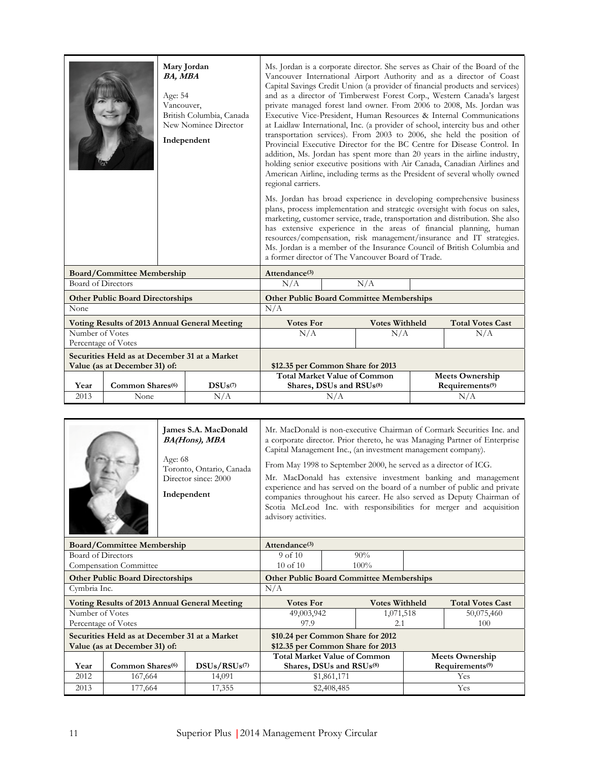**Mary Jordan**
***BA, MBA***

Age: 54
Vancouver,
British Columbia, Canada
New Nominee Director

**Independent**

Ms. Jordan is a corporate director. She serves as Chair of the Board of the Vancouver International Airport Authority and as a director of Coast Capital Savings Credit Union (a provider of financial products and services) and as a director of Timberwest Forest Corp., Western Canada's largest private managed forest land owner. From 2006 to 2008, Ms. Jordan was Executive Vice-President, Human Resources & Internal Communications at Laidlaw International, Inc. (a provider of school, intercity bus and other transportation services). From 2003 to 2006, she held the position of Provincial Executive Director for the BC Centre for Disease Control. In addition, Ms. Jordan has spent more than 20 years in the airline industry, holding senior executive positions with Air Canada, Canadian Airlines and American Airline, including terms as the President of several wholly owned regional carriers.

Ms. Jordan has broad experience in developing comprehensive business plans, process implementation and strategic oversight with focus on sales, marketing, customer service, trade, transportation and distribution. She also has extensive experience in the areas of financial planning, human resources/compensation, risk management/insurance and IT strategies. Ms. Jordan is a member of the Insurance Council of British Columbia and a former director of The Vancouver Board of Trade.

| Board/Committee Membership | Attendance[3] | |
|---|---|---|
| Board of Directors | N/A | N/A |

| Other Public Board Directorships | Other Public Board Committee Memberships |
|---|---|
| None | N/A |

| Voting Results of 2013 Annual General Meeting | Votes For | Votes Withheld | Total Votes Cast |
|---|---|---|---|
| Number of Votes / Percentage of Votes | N/A | N/A | N/A |

| Securities Held as at December 31 at a Market Value (as at December 31) of: | | | $12.35 per Common Share for 2013 | |
|---|---|---|---|---|
| Year | Common Shares[6] | DSUs[7] | Total Market Value of Common Shares, DSUs and RSUs[8] | Meets Ownership Requirements[9] |
| 2013 | None | N/A | N/A | N/A |

**James S.A. MacDonald**
***BA(Hons), MBA***

Age: 68
Toronto, Ontario, Canada
Director since: 2000

**Independent**

Mr. MacDonald is non-executive Chairman of Cormark Securities Inc. and a corporate director. Prior thereto, he was Managing Partner of Enterprise Capital Management Inc., (an investment management company).

From May 1998 to September 2000, he served as a director of ICG.

Mr. MacDonald has extensive investment banking and management experience and has served on the board of a number of public and private companies throughout his career. He also served as Deputy Chairman of Scotia McLeod Inc. with responsibilities for merger and acquisition advisory activities.

| Board/Committee Membership | Attendance[3] | |
|---|---|---|
| Board of Directors | 9 of 10 | 90% |
| Compensation Committee | 10 of 10 | 100% |

| Other Public Board Directorships | Other Public Board Committee Memberships |
|---|---|
| Cymbria Inc. | N/A |

| Voting Results of 2013 Annual General Meeting | Votes For | Votes Withheld | Total Votes Cast |
|---|---|---|---|
| Number of Votes | 49,003,942 | 1,071,518 | 50,075,460 |
| Percentage of Votes | 97.9 | 2.1 | 100 |

| Securities Held as at December 31 at a Market Value (as at December 31) of: | | | $10.24 per Common Share for 2012<br>$12.35 per Common Share for 2013 | |
|---|---|---|---|---|
| Year | Common Shares[6] | DSUs/RSUs[7] | Total Market Value of Common Shares, DSUs and RSUs[8] | Meets Ownership Requirements[9] |
| 2012 | 167,664 | 14,091 | $1,861,171 | Yes |
| 2013 | 177,664 | 17,355 | $2,408,485 | Yes |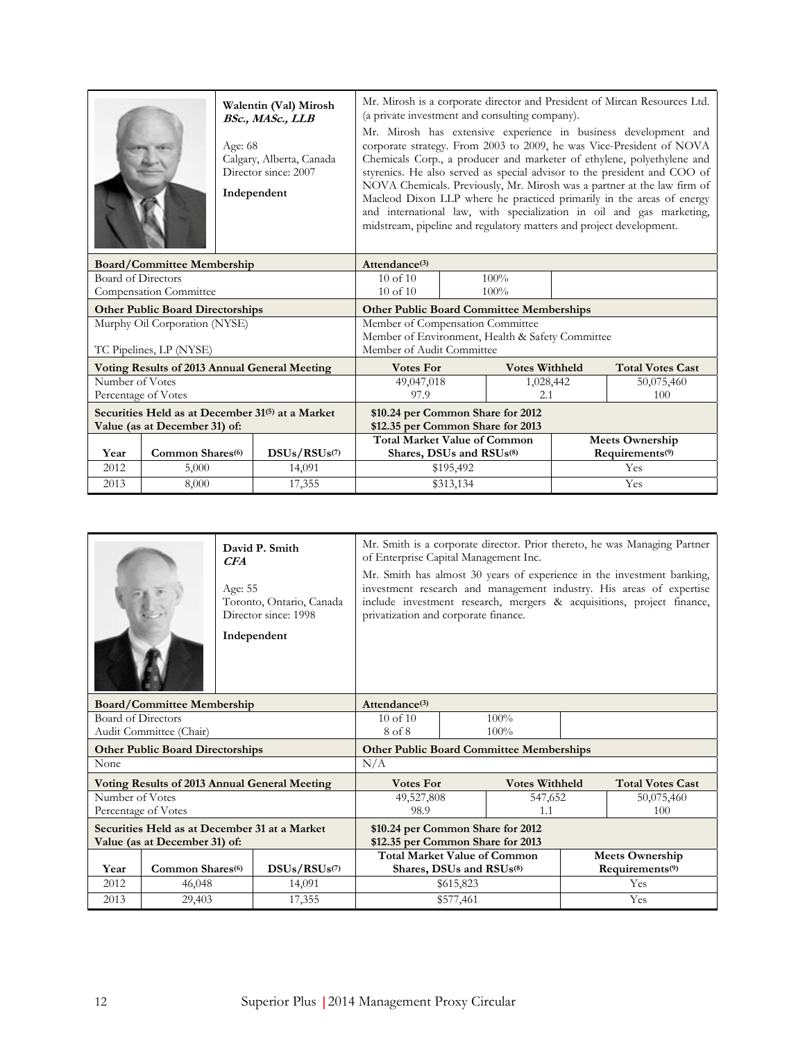**Walentin (Val) Mirosh**
***BSc., MASc., LLB***

Age: 68
Calgary, Alberta, Canada
Director since: 2007

**Independent**

Mr. Mirosh is a corporate director and President of Mircan Resources Ltd. (a private investment and consulting company).

Mr. Mirosh has extensive experience in business development and corporate strategy. From 2003 to 2009, he was Vice-President of NOVA Chemicals Corp., a producer and marketer of ethylene, polyethylene and styrenics. He also served as special advisor to the president and COO of NOVA Chemicals. Previously, Mr. Mirosh was a partner at the law firm of Macleod Dixon LLP where he practiced primarily in the areas of energy and international law, with specialization in oil and gas marketing, midstream, pipeline and regulatory matters and project development.

| Board/Committee Membership | Attendance[3] | |
|---|---|---|
| Board of Directors | 10 of 10 | 100% |
| Compensation Committee | 10 of 10 | 100% |

| Other Public Board Directorships | Other Public Board Committee Memberships |
|---|---|
| Murphy Oil Corporation (NYSE) | Member of Compensation Committee<br>Member of Environment, Health & Safety Committee |
| TC Pipelines, LP (NYSE) | Member of Audit Committee |

| Voting Results of 2013 Annual General Meeting | Votes For | Votes Withheld | Total Votes Cast |
|---|---|---|---|
| Number of Votes | 49,047,018 | 1,028,442 | 50,075,460 |
| Percentage of Votes | 97.9 | 2.1 | 100 |

**Securities Held as at December 31[5] at a Market Value (as at December 31) of:**
**$10.24 per Common Share for 2012**
**$12.35 per Common Share for 2013**

| Year | Common Shares[6] | DSUs/RSUs[7] | Total Market Value of Common Shares, DSUs and RSUs[8] | Meets Ownership Requirements[9] |
|---|---|---|---|---|
| 2012 | 5,000 | 14,091 | $195,492 | Yes |
| 2013 | 8,000 | 17,355 | $313,134 | Yes |

**David P. Smith**
***CFA***

Age: 55
Toronto, Ontario, Canada
Director since: 1998

**Independent**

Mr. Smith is a corporate director. Prior thereto, he was Managing Partner of Enterprise Capital Management Inc.

Mr. Smith has almost 30 years of experience in the investment banking, investment research and management industry. His areas of expertise include investment research, mergers & acquisitions, project finance, privatization and corporate finance.

| Board/Committee Membership | Attendance[3] | |
|---|---|---|
| Board of Directors | 10 of 10 | 100% |
| Audit Committee (Chair) | 8 of 8 | 100% |

| Other Public Board Directorships | Other Public Board Committee Memberships |
|---|---|
| None | N/A |

| Voting Results of 2013 Annual General Meeting | Votes For | Votes Withheld | Total Votes Cast |
|---|---|---|---|
| Number of Votes | 49,527,808 | 547,652 | 50,075,460 |
| Percentage of Votes | 98.9 | 1.1 | 100 |

**Securities Held as at December 31 at a Market Value (as at December 31) of:**
**$10.24 per Common Share for 2012**
**$12.35 per Common Share for 2013**

| Year | Common Shares[6] | DSUs/RSUs[7] | Total Market Value of Common Shares, DSUs and RSUs[8] | Meets Ownership Requirements[9] |
|---|---|---|---|---|
| 2012 | 46,048 | 14,091 | $615,823 | Yes |
| 2013 | 29,403 | 17,355 | $577,461 | Yes |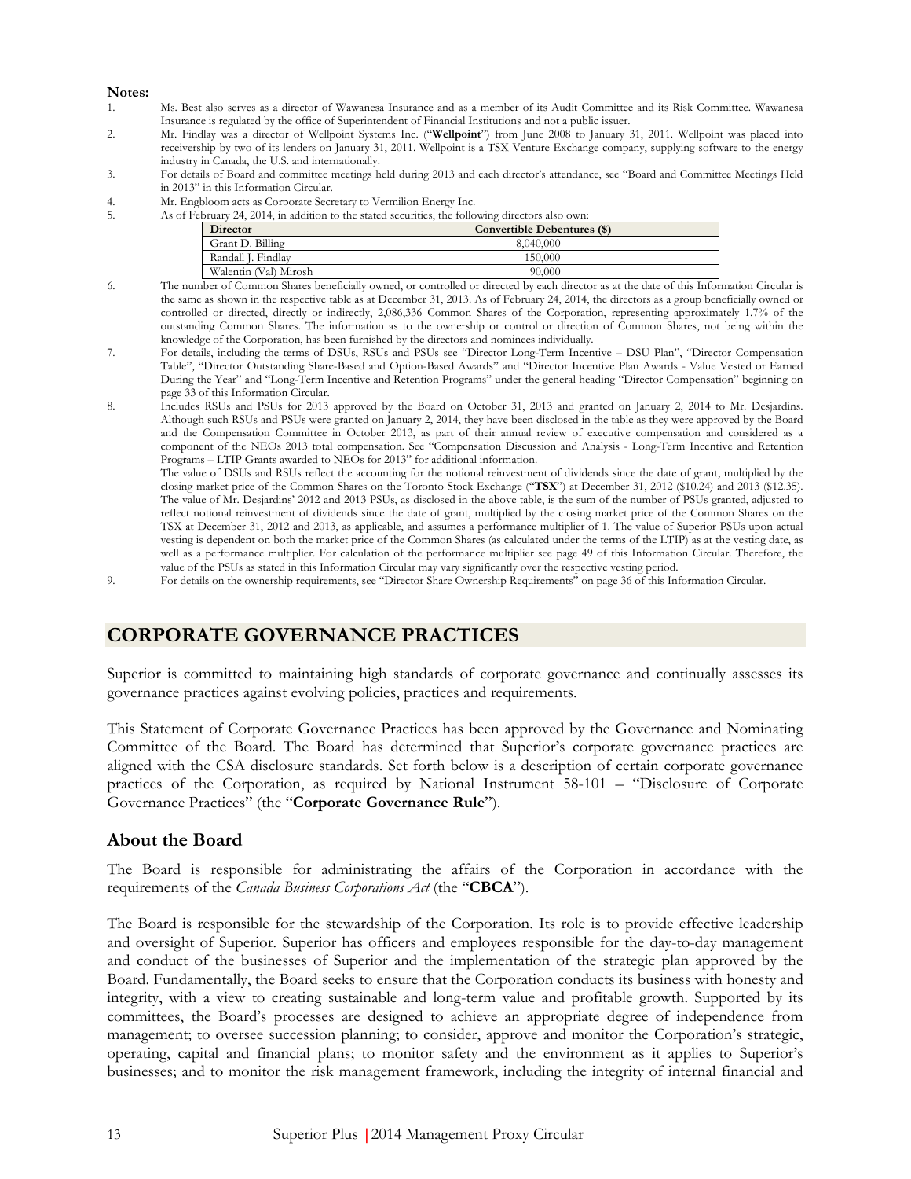**Notes:**

1. Ms. Best also serves as a director of Wawanesa Insurance and as a member of its Audit Committee and its Risk Committee. Wawanesa Insurance is regulated by the office of Superintendent of Financial Institutions and not a public issuer.
2. Mr. Findlay was a director of Wellpoint Systems Inc. ("**Wellpoint**") from June 2008 to January 31, 2011. Wellpoint was placed into receivership by two of its lenders on January 31, 2011. Wellpoint is a TSX Venture Exchange company, supplying software to the energy industry in Canada, the U.S. and internationally.
3. For details of Board and committee meetings held during 2013 and each director's attendance, see "Board and Committee Meetings Held in 2013" in this Information Circular.
4. Mr. Engbloom acts as Corporate Secretary to Vermilion Energy Inc.
5. As of February 24, 2014, in addition to the stated securities, the following directors also own:

| Director | Convertible Debentures ($) |
|---|---|
| Grant D. Billing | 8,040,000 |
| Randall J. Findlay | 150,000 |
| Walentin (Val) Mirosh | 90,000 |

6. The number of Common Shares beneficially owned, or controlled or directed by each director as at the date of this Information Circular is the same as shown in the respective table as at December 31, 2013. As of February 24, 2014, the directors as a group beneficially owned or controlled or directed, directly or indirectly, 2,086,336 Common Shares of the Corporation, representing approximately 1.7% of the outstanding Common Shares. The information as to the ownership or control or direction of Common Shares, not being within the knowledge of the Corporation, has been furnished by the directors and nominees individually.
7. For details, including the terms of DSUs, RSUs and PSUs see "Director Long-Term Incentive – DSU Plan", "Director Compensation Table", "Director Outstanding Share-Based and Option-Based Awards" and "Director Incentive Plan Awards - Value Vested or Earned During the Year" and "Long-Term Incentive and Retention Programs" under the general heading "Director Compensation" beginning on page 33 of this Information Circular.
8. Includes RSUs and PSUs for 2013 approved by the Board on October 31, 2013 and granted on January 2, 2014 to Mr. Desjardins. Although such RSUs and PSUs were granted on January 2, 2014, they have been disclosed in the table as they were approved by the Board and the Compensation Committee in October 2013, as part of their annual review of executive compensation and considered as a component of the NEOs 2013 total compensation. See "Compensation Discussion and Analysis - Long-Term Incentive and Retention Programs – LTIP Grants awarded to NEOs for 2013" for additional information.

   The value of DSUs and RSUs reflect the accounting for the notional reinvestment of dividends since the date of grant, multiplied by the closing market price of the Common Shares on the Toronto Stock Exchange ("**TSX**") at December 31, 2012 ($10.24) and 2013 ($12.35). The value of Mr. Desjardins' 2012 and 2013 PSUs, as disclosed in the above table, is the sum of the number of PSUs granted, adjusted to reflect notional reinvestment of dividends since the date of grant, multiplied by the closing market price of the Common Shares on the TSX at December 31, 2012 and 2013, as applicable, and assumes a performance multiplier of 1. The value of Superior PSUs upon actual vesting is dependent on both the market price of the Common Shares (as calculated under the terms of the LTIP) as at the vesting date, as well as a performance multiplier. For calculation of the performance multiplier see page 49 of this Information Circular. Therefore, the value of the PSUs as stated in this Information Circular may vary significantly over the respective vesting period.
9. For details on the ownership requirements, see "Director Share Ownership Requirements" on page 36 of this Information Circular.

# CORPORATE GOVERNANCE PRACTICES

Superior is committed to maintaining high standards of corporate governance and continually assesses its governance practices against evolving policies, practices and requirements.

This Statement of Corporate Governance Practices has been approved by the Governance and Nominating Committee of the Board. The Board has determined that Superior's corporate governance practices are aligned with the CSA disclosure standards. Set forth below is a description of certain corporate governance practices of the Corporation, as required by National Instrument 58-101 – "Disclosure of Corporate Governance Practices" (the "**Corporate Governance Rule**").

## About the Board

The Board is responsible for administrating the affairs of the Corporation in accordance with the requirements of the *Canada Business Corporations Act* (the "**CBCA**").

The Board is responsible for the stewardship of the Corporation. Its role is to provide effective leadership and oversight of Superior. Superior has officers and employees responsible for the day-to-day management and conduct of the businesses of Superior and the implementation of the strategic plan approved by the Board. Fundamentally, the Board seeks to ensure that the Corporation conducts its business with honesty and integrity, with a view to creating sustainable and long-term value and profitable growth. Supported by its committees, the Board's processes are designed to achieve an appropriate degree of independence from management; to oversee succession planning; to consider, approve and monitor the Corporation's strategic, operating, capital and financial plans; to monitor safety and the environment as it applies to Superior's businesses; and to monitor the risk management framework, including the integrity of internal financial and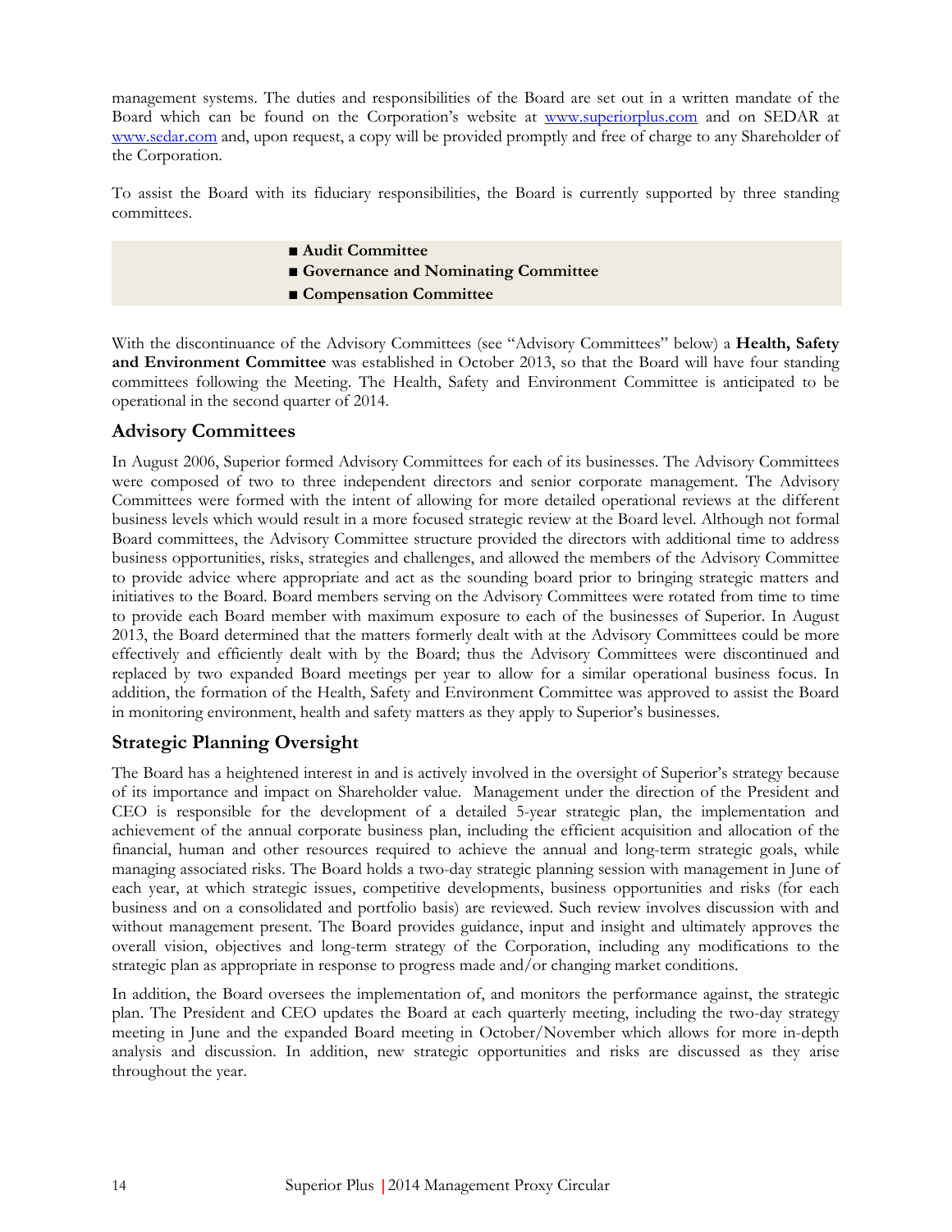management systems. The duties and responsibilities of the Board are set out in a written mandate of the Board which can be found on the Corporation's website at www.superiorplus.com and on SEDAR at www.sedar.com and, upon request, a copy will be provided promptly and free of charge to any Shareholder of the Corporation.

To assist the Board with its fiduciary responsibilities, the Board is currently supported by three standing committees.

- **Audit Committee**
- **Governance and Nominating Committee**
- **Compensation Committee**

With the discontinuance of the Advisory Committees (see "Advisory Committees" below) a **Health, Safety and Environment Committee** was established in October 2013, so that the Board will have four standing committees following the Meeting. The Health, Safety and Environment Committee is anticipated to be operational in the second quarter of 2014.

## Advisory Committees

In August 2006, Superior formed Advisory Committees for each of its businesses. The Advisory Committees were composed of two to three independent directors and senior corporate management. The Advisory Committees were formed with the intent of allowing for more detailed operational reviews at the different business levels which would result in a more focused strategic review at the Board level. Although not formal Board committees, the Advisory Committee structure provided the directors with additional time to address business opportunities, risks, strategies and challenges, and allowed the members of the Advisory Committee to provide advice where appropriate and act as the sounding board prior to bringing strategic matters and initiatives to the Board. Board members serving on the Advisory Committees were rotated from time to time to provide each Board member with maximum exposure to each of the businesses of Superior. In August 2013, the Board determined that the matters formerly dealt with at the Advisory Committees could be more effectively and efficiently dealt with by the Board; thus the Advisory Committees were discontinued and replaced by two expanded Board meetings per year to allow for a similar operational business focus. In addition, the formation of the Health, Safety and Environment Committee was approved to assist the Board in monitoring environment, health and safety matters as they apply to Superior's businesses.

## Strategic Planning Oversight

The Board has a heightened interest in and is actively involved in the oversight of Superior's strategy because of its importance and impact on Shareholder value. Management under the direction of the President and CEO is responsible for the development of a detailed 5-year strategic plan, the implementation and achievement of the annual corporate business plan, including the efficient acquisition and allocation of the financial, human and other resources required to achieve the annual and long-term strategic goals, while managing associated risks. The Board holds a two-day strategic planning session with management in June of each year, at which strategic issues, competitive developments, business opportunities and risks (for each business and on a consolidated and portfolio basis) are reviewed. Such review involves discussion with and without management present. The Board provides guidance, input and insight and ultimately approves the overall vision, objectives and long-term strategy of the Corporation, including any modifications to the strategic plan as appropriate in response to progress made and/or changing market conditions.

In addition, the Board oversees the implementation of, and monitors the performance against, the strategic plan. The President and CEO updates the Board at each quarterly meeting, including the two-day strategy meeting in June and the expanded Board meeting in October/November which allows for more in-depth analysis and discussion. In addition, new strategic opportunities and risks are discussed as they arise throughout the year.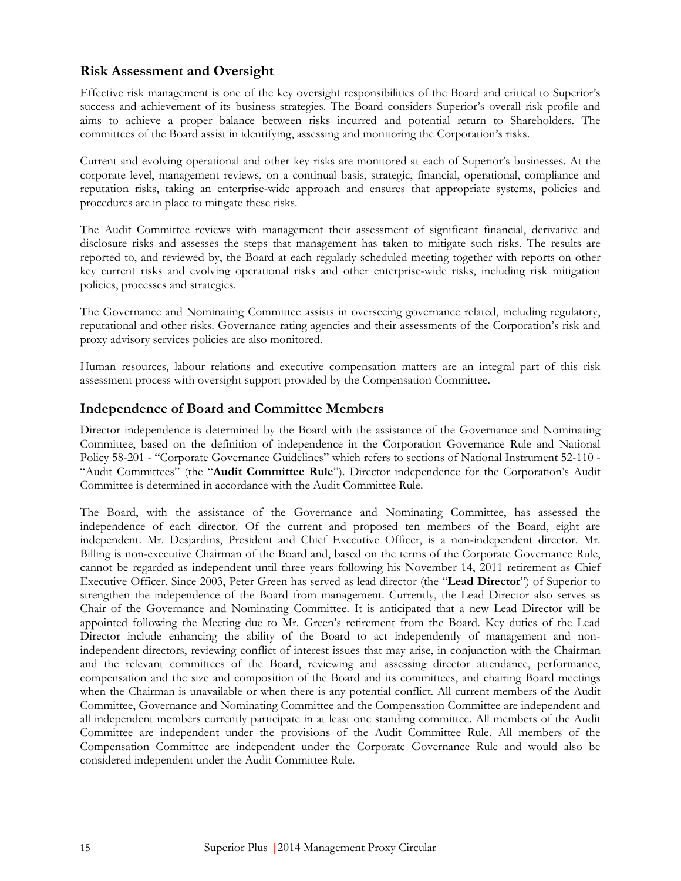## Risk Assessment and Oversight

Effective risk management is one of the key oversight responsibilities of the Board and critical to Superior's success and achievement of its business strategies. The Board considers Superior's overall risk profile and aims to achieve a proper balance between risks incurred and potential return to Shareholders. The committees of the Board assist in identifying, assessing and monitoring the Corporation's risks.

Current and evolving operational and other key risks are monitored at each of Superior's businesses. At the corporate level, management reviews, on a continual basis, strategic, financial, operational, compliance and reputation risks, taking an enterprise-wide approach and ensures that appropriate systems, policies and procedures are in place to mitigate these risks.

The Audit Committee reviews with management their assessment of significant financial, derivative and disclosure risks and assesses the steps that management has taken to mitigate such risks. The results are reported to, and reviewed by, the Board at each regularly scheduled meeting together with reports on other key current risks and evolving operational risks and other enterprise-wide risks, including risk mitigation policies, processes and strategies.

The Governance and Nominating Committee assists in overseeing governance related, including regulatory, reputational and other risks. Governance rating agencies and their assessments of the Corporation's risk and proxy advisory services policies are also monitored.

Human resources, labour relations and executive compensation matters are an integral part of this risk assessment process with oversight support provided by the Compensation Committee.

## Independence of Board and Committee Members

Director independence is determined by the Board with the assistance of the Governance and Nominating Committee, based on the definition of independence in the Corporation Governance Rule and National Policy 58-201 - "Corporate Governance Guidelines" which refers to sections of National Instrument 52-110 - "Audit Committees" (the "**Audit Committee Rule**"). Director independence for the Corporation's Audit Committee is determined in accordance with the Audit Committee Rule.

The Board, with the assistance of the Governance and Nominating Committee, has assessed the independence of each director. Of the current and proposed ten members of the Board, eight are independent. Mr. Desjardins, President and Chief Executive Officer, is a non-independent director. Mr. Billing is non-executive Chairman of the Board and, based on the terms of the Corporate Governance Rule, cannot be regarded as independent until three years following his November 14, 2011 retirement as Chief Executive Officer. Since 2003, Peter Green has served as lead director (the "**Lead Director**") of Superior to strengthen the independence of the Board from management. Currently, the Lead Director also serves as Chair of the Governance and Nominating Committee. It is anticipated that a new Lead Director will be appointed following the Meeting due to Mr. Green's retirement from the Board. Key duties of the Lead Director include enhancing the ability of the Board to act independently of management and non-independent directors, reviewing conflict of interest issues that may arise, in conjunction with the Chairman and the relevant committees of the Board, reviewing and assessing director attendance, performance, compensation and the size and composition of the Board and its committees, and chairing Board meetings when the Chairman is unavailable or when there is any potential conflict. All current members of the Audit Committee, Governance and Nominating Committee and the Compensation Committee are independent and all independent members currently participate in at least one standing committee. All members of the Audit Committee are independent under the provisions of the Audit Committee Rule. All members of the Compensation Committee are independent under the Corporate Governance Rule and would also be considered independent under the Audit Committee Rule.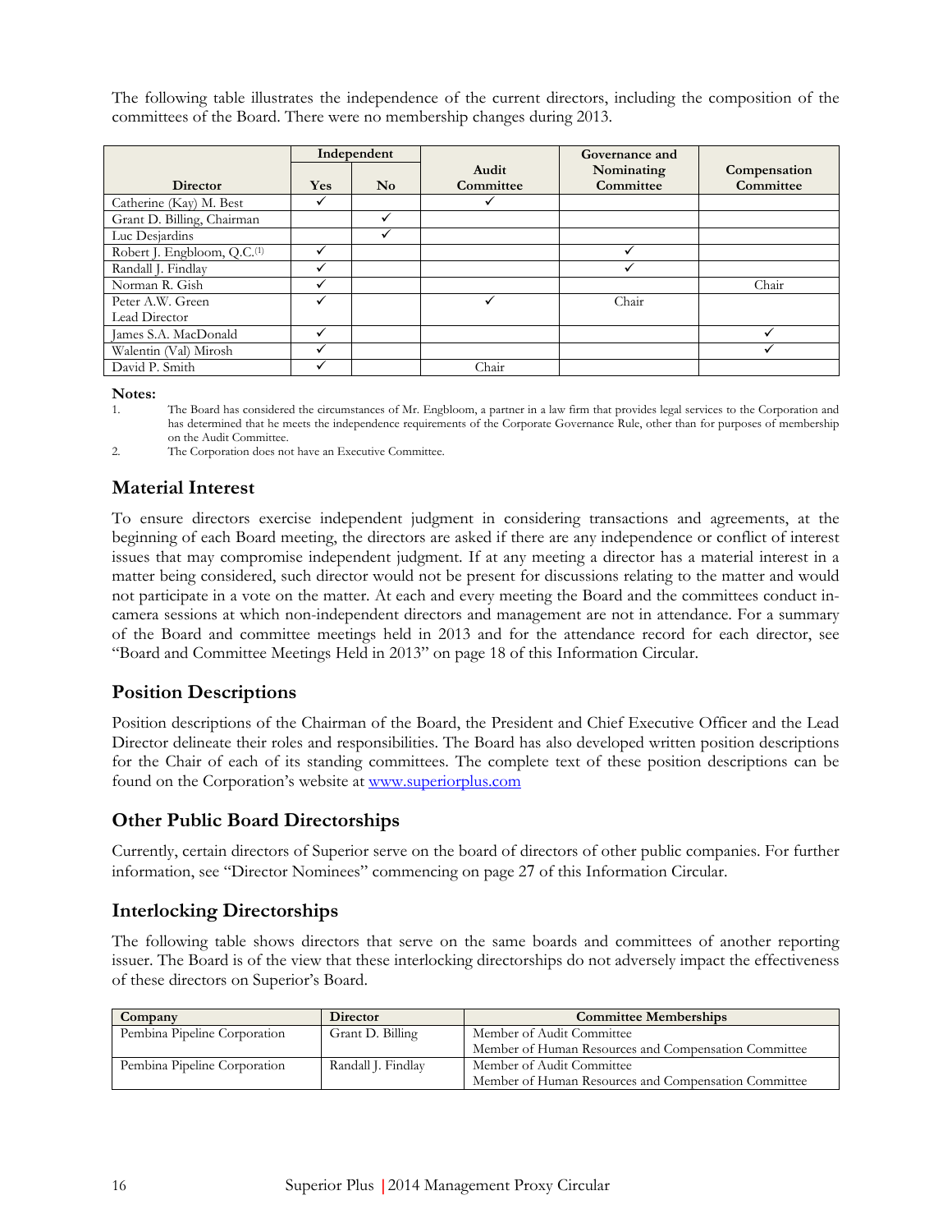The following table illustrates the independence of the current directors, including the composition of the committees of the Board. There were no membership changes during 2013.

| Director | Independent | | Audit Committee | Governance and Nominating Committee | Compensation Committee |
|---|---|---|---|---|---|
| | Yes | No | | | |
| Catherine (Kay) M. Best | ✓ | | ✓ | | |
| Grant D. Billing, Chairman | | ✓ | | | |
| Luc Desjardins | | ✓ | | | |
| Robert J. Engbloom, Q.C.[(1)] | ✓ | | | ✓ | |
| Randall J. Findlay | ✓ | | | ✓ | |
| Norman R. Gish | ✓ | | | | Chair |
| Peter A.W. Green Lead Director | ✓ | | ✓ | Chair | |
| James S.A. MacDonald | ✓ | | | | ✓ |
| Walentin (Val) Mirosh | ✓ | | | | ✓ |
| David P. Smith | ✓ | | Chair | | |

**Notes:**

1. The Board has considered the circumstances of Mr. Engbloom, a partner in a law firm that provides legal services to the Corporation and has determined that he meets the independence requirements of the Corporate Governance Rule, other than for purposes of membership on the Audit Committee.
2. The Corporation does not have an Executive Committee.

## Material Interest

To ensure directors exercise independent judgment in considering transactions and agreements, at the beginning of each Board meeting, the directors are asked if there are any independence or conflict of interest issues that may compromise independent judgment. If at any meeting a director has a material interest in a matter being considered, such director would not be present for discussions relating to the matter and would not participate in a vote on the matter. At each and every meeting the Board and the committees conduct in-camera sessions at which non-independent directors and management are not in attendance. For a summary of the Board and committee meetings held in 2013 and for the attendance record for each director, see "Board and Committee Meetings Held in 2013" on page 18 of this Information Circular.

## Position Descriptions

Position descriptions of the Chairman of the Board, the President and Chief Executive Officer and the Lead Director delineate their roles and responsibilities. The Board has also developed written position descriptions for the Chair of each of its standing committees. The complete text of these position descriptions can be found on the Corporation's website at www.superiorplus.com

## Other Public Board Directorships

Currently, certain directors of Superior serve on the board of directors of other public companies. For further information, see "Director Nominees" commencing on page 27 of this Information Circular.

## Interlocking Directorships

The following table shows directors that serve on the same boards and committees of another reporting issuer. The Board is of the view that these interlocking directorships do not adversely impact the effectiveness of these directors on Superior's Board.

| Company | Director | Committee Memberships |
|---|---|---|
| Pembina Pipeline Corporation | Grant D. Billing | Member of Audit Committee<br>Member of Human Resources and Compensation Committee |
| Pembina Pipeline Corporation | Randall J. Findlay | Member of Audit Committee<br>Member of Human Resources and Compensation Committee |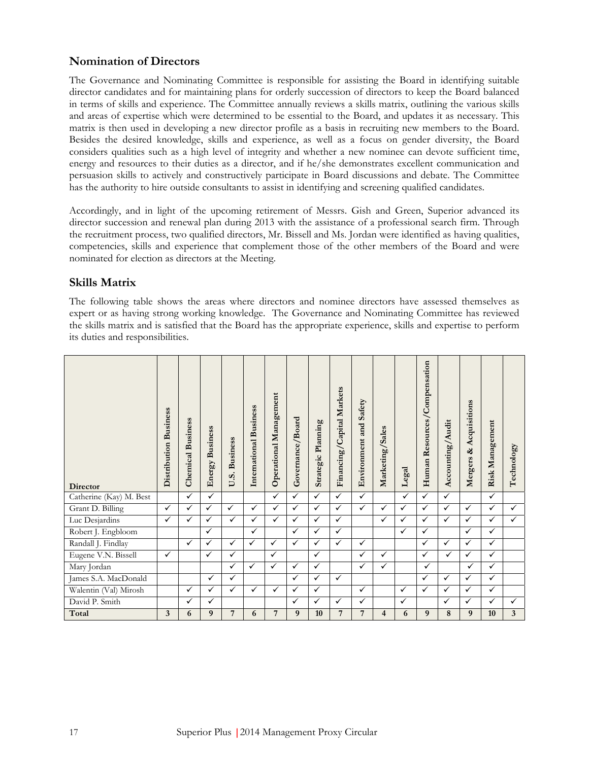## Nomination of Directors

The Governance and Nominating Committee is responsible for assisting the Board in identifying suitable director candidates and for maintaining plans for orderly succession of directors to keep the Board balanced in terms of skills and experience. The Committee annually reviews a skills matrix, outlining the various skills and areas of expertise which were determined to be essential to the Board, and updates it as necessary. This matrix is then used in developing a new director profile as a basis in recruiting new members to the Board. Besides the desired knowledge, skills and experience, as well as a focus on gender diversity, the Board considers qualities such as a high level of integrity and whether a new nominee can devote sufficient time, energy and resources to their duties as a director, and if he/she demonstrates excellent communication and persuasion skills to actively and constructively participate in Board discussions and debate. The Committee has the authority to hire outside consultants to assist in identifying and screening qualified candidates.

Accordingly, and in light of the upcoming retirement of Messrs. Gish and Green, Superior advanced its director succession and renewal plan during 2013 with the assistance of a professional search firm. Through the recruitment process, two qualified directors, Mr. Bissell and Ms. Jordan were identified as having qualities, competencies, skills and experience that complement those of the other members of the Board and were nominated for election as directors at the Meeting.

## Skills Matrix

The following table shows the areas where directors and nominee directors have assessed themselves as expert or as having strong working knowledge. The Governance and Nominating Committee has reviewed the skills matrix and is satisfied that the Board has the appropriate experience, skills and expertise to perform its duties and responsibilities.

| Director | Distribution Business | Chemical Business | Energy Business | U.S. Business | International Business | Operational Management | Governance/Board | Strategic Planning | Financing/Capital Markets | Environment and Safety | Marketing/Sales | Legal | Human Resources/Compensation | Accounting/Audit | Mergers & Acquisitions | Risk Management | Technology |
|---|---|---|---|---|---|---|---|---|---|---|---|---|---|---|---|---|---|
| Catherine (Kay) M. Best | | ✓ | ✓ | | | ✓ | ✓ | ✓ | ✓ | ✓ | | ✓ | ✓ | ✓ | | ✓ | |
| Grant D. Billing | ✓ | ✓ | ✓ | ✓ | ✓ | ✓ | ✓ | ✓ | ✓ | ✓ | ✓ | ✓ | ✓ | ✓ | ✓ | ✓ | ✓ |
| Luc Desjardins | ✓ | ✓ | ✓ | ✓ | ✓ | ✓ | ✓ | ✓ | ✓ | | ✓ | ✓ | ✓ | ✓ | ✓ | ✓ | ✓ |
| Robert J. Engbloom | | | ✓ | | ✓ | | ✓ | ✓ | ✓ | | | ✓ | ✓ | | ✓ | ✓ | |
| Randall J. Findlay | | ✓ | ✓ | ✓ | ✓ | ✓ | ✓ | ✓ | ✓ | ✓ | | | ✓ | ✓ | ✓ | ✓ | |
| Eugene V.N. Bissell | ✓ | | ✓ | ✓ | | ✓ | | ✓ | | ✓ | ✓ | | ✓ | ✓ | ✓ | ✓ | |
| Mary Jordan | | | | ✓ | ✓ | ✓ | ✓ | ✓ | | ✓ | ✓ | | ✓ | | ✓ | ✓ | |
| James S.A. MacDonald | | | ✓ | ✓ | | | ✓ | ✓ | ✓ | | | | ✓ | ✓ | ✓ | ✓ | |
| Walentin (Val) Mirosh | | ✓ | ✓ | ✓ | ✓ | ✓ | ✓ | ✓ | | ✓ | | ✓ | ✓ | ✓ | ✓ | ✓ | |
| David P. Smith | | ✓ | ✓ | | | | ✓ | ✓ | ✓ | ✓ | | ✓ | | ✓ | ✓ | ✓ | ✓ |
| **Total** | **3** | **6** | **9** | **7** | **6** | **7** | **9** | **10** | **7** | **7** | **4** | **6** | **9** | **8** | **9** | **10** | **3** |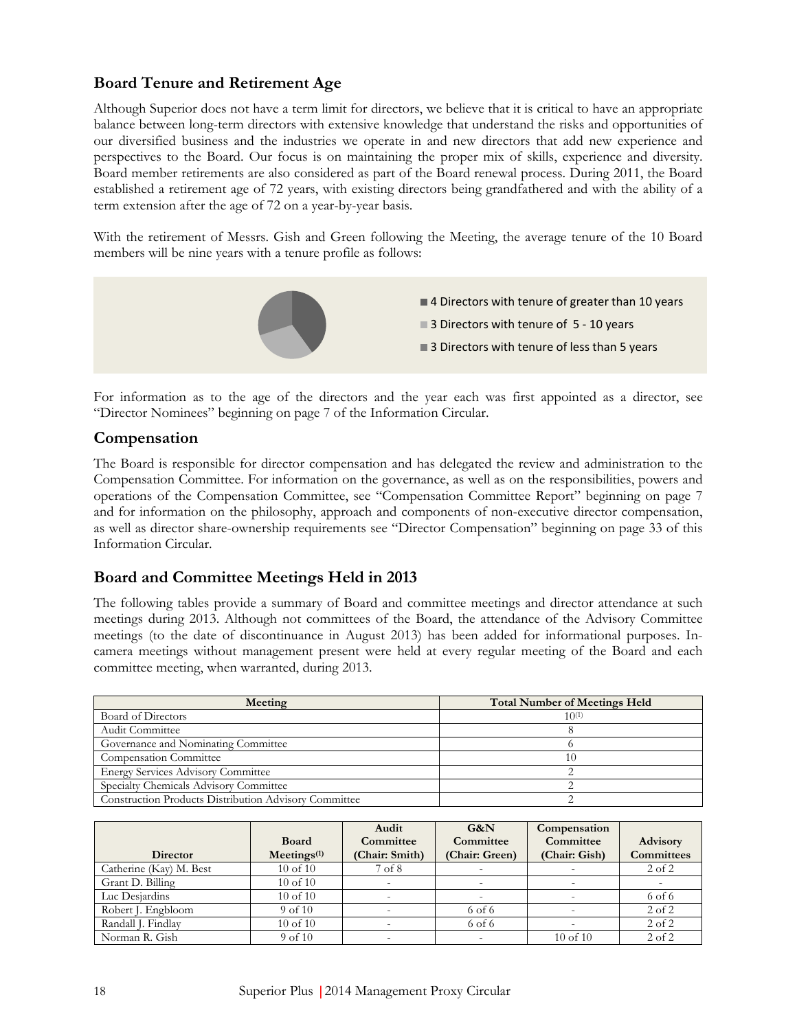## Board Tenure and Retirement Age

Although Superior does not have a term limit for directors, we believe that it is critical to have an appropriate balance between long-term directors with extensive knowledge that understand the risks and opportunities of our diversified business and the industries we operate in and new directors that add new experience and perspectives to the Board. Our focus is on maintaining the proper mix of skills, experience and diversity. Board member retirements are also considered as part of the Board renewal process. During 2011, the Board established a retirement age of 72 years, with existing directors being grandfathered and with the ability of a term extension after the age of 72 on a year-by-year basis.

With the retirement of Messrs. Gish and Green following the Meeting, the average tenure of the 10 Board members will be nine years with a tenure profile as follows:

- 4 Directors with tenure of greater than 10 years
- 3 Directors with tenure of 5 - 10 years
- 3 Directors with tenure of less than 5 years

For information as to the age of the directors and the year each was first appointed as a director, see "Director Nominees" beginning on page 7 of the Information Circular.

## Compensation

The Board is responsible for director compensation and has delegated the review and administration to the Compensation Committee. For information on the governance, as well as on the responsibilities, powers and operations of the Compensation Committee, see "Compensation Committee Report" beginning on page 7 and for information on the philosophy, approach and components of non-executive director compensation, as well as director share-ownership requirements see "Director Compensation" beginning on page 33 of this Information Circular.

## Board and Committee Meetings Held in 2013

The following tables provide a summary of Board and committee meetings and director attendance at such meetings during 2013. Although not committees of the Board, the attendance of the Advisory Committee meetings (to the date of discontinuance in August 2013) has been added for informational purposes. In-camera meetings without management present were held at every regular meeting of the Board and each committee meeting, when warranted, during 2013.

| Meeting | Total Number of Meetings Held |
|---|---|
| Board of Directors | 10[(1)] |
| Audit Committee | 8 |
| Governance and Nominating Committee | 6 |
| Compensation Committee | 10 |
| Energy Services Advisory Committee | 2 |
| Specialty Chemicals Advisory Committee | 2 |
| Construction Products Distribution Advisory Committee | 2 |

| Director | Board Meetings[(1)] | Audit Committee (Chair: Smith) | G&N Committee (Chair: Green) | Compensation Committee (Chair: Gish) | Advisory Committees |
|---|---|---|---|---|---|
| Catherine (Kay) M. Best | 10 of 10 | 7 of 8 | - | - | 2 of 2 |
| Grant D. Billing | 10 of 10 | - | - | - | - |
| Luc Desjardins | 10 of 10 | - | - | - | 6 of 6 |
| Robert J. Engbloom | 9 of 10 | - | 6 of 6 | - | 2 of 2 |
| Randall J. Findlay | 10 of 10 | - | 6 of 6 | - | 2 of 2 |
| Norman R. Gish | 9 of 10 | - | - | 10 of 10 | 2 of 2 |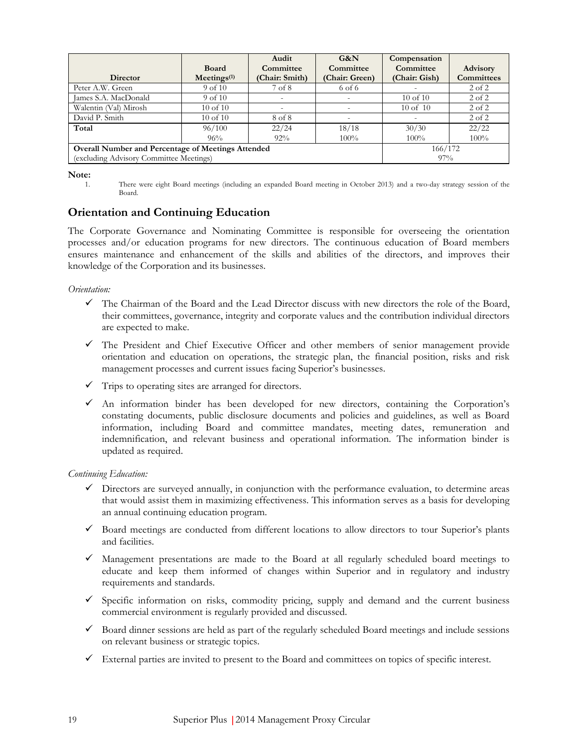| Director | Board Meetings[1] | Audit Committee (Chair: Smith) | G&N Committee (Chair: Green) | Compensation Committee (Chair: Gish) | Advisory Committees |
|---|---|---|---|---|---|
| Peter A.W. Green | 9 of 10 | 7 of 8 | 6 of 6 | - | 2 of 2 |
| James S.A. MacDonald | 9 of 10 | - | - | 10 of 10 | 2 of 2 |
| Walentin (Val) Mirosh | 10 of 10 | - | - | 10 of 10 | 2 of 2 |
| David P. Smith | 10 of 10 | 8 of 8 | - | - | 2 of 2 |
| **Total** | 96/100<br>96% | 22/24<br>92% | 18/18<br>100% | 30/30<br>100% | 22/22<br>100% |
| **Overall Number and Percentage of Meetings Attended** (excluding Advisory Committee Meetings) | | | | 166/172<br>97% | |

**Note:**

1. There were eight Board meetings (including an expanded Board meeting in October 2013) and a two-day strategy session of the Board.

## Orientation and Continuing Education

The Corporate Governance and Nominating Committee is responsible for overseeing the orientation processes and/or education programs for new directors. The continuous education of Board members ensures maintenance and enhancement of the skills and abilities of the directors, and improves their knowledge of the Corporation and its businesses.

*Orientation:*

- ✓ The Chairman of the Board and the Lead Director discuss with new directors the role of the Board, their committees, governance, integrity and corporate values and the contribution individual directors are expected to make.
- ✓ The President and Chief Executive Officer and other members of senior management provide orientation and education on operations, the strategic plan, the financial position, risks and risk management processes and current issues facing Superior's businesses.
- ✓ Trips to operating sites are arranged for directors.
- ✓ An information binder has been developed for new directors, containing the Corporation's constating documents, public disclosure documents and policies and guidelines, as well as Board information, including Board and committee mandates, meeting dates, remuneration and indemnification, and relevant business and operational information. The information binder is updated as required.

*Continuing Education:*

- ✓ Directors are surveyed annually, in conjunction with the performance evaluation, to determine areas that would assist them in maximizing effectiveness. This information serves as a basis for developing an annual continuing education program.
- ✓ Board meetings are conducted from different locations to allow directors to tour Superior's plants and facilities.
- ✓ Management presentations are made to the Board at all regularly scheduled board meetings to educate and keep them informed of changes within Superior and in regulatory and industry requirements and standards.
- ✓ Specific information on risks, commodity pricing, supply and demand and the current business commercial environment is regularly provided and discussed.
- ✓ Board dinner sessions are held as part of the regularly scheduled Board meetings and include sessions on relevant business or strategic topics.
- ✓ External parties are invited to present to the Board and committees on topics of specific interest.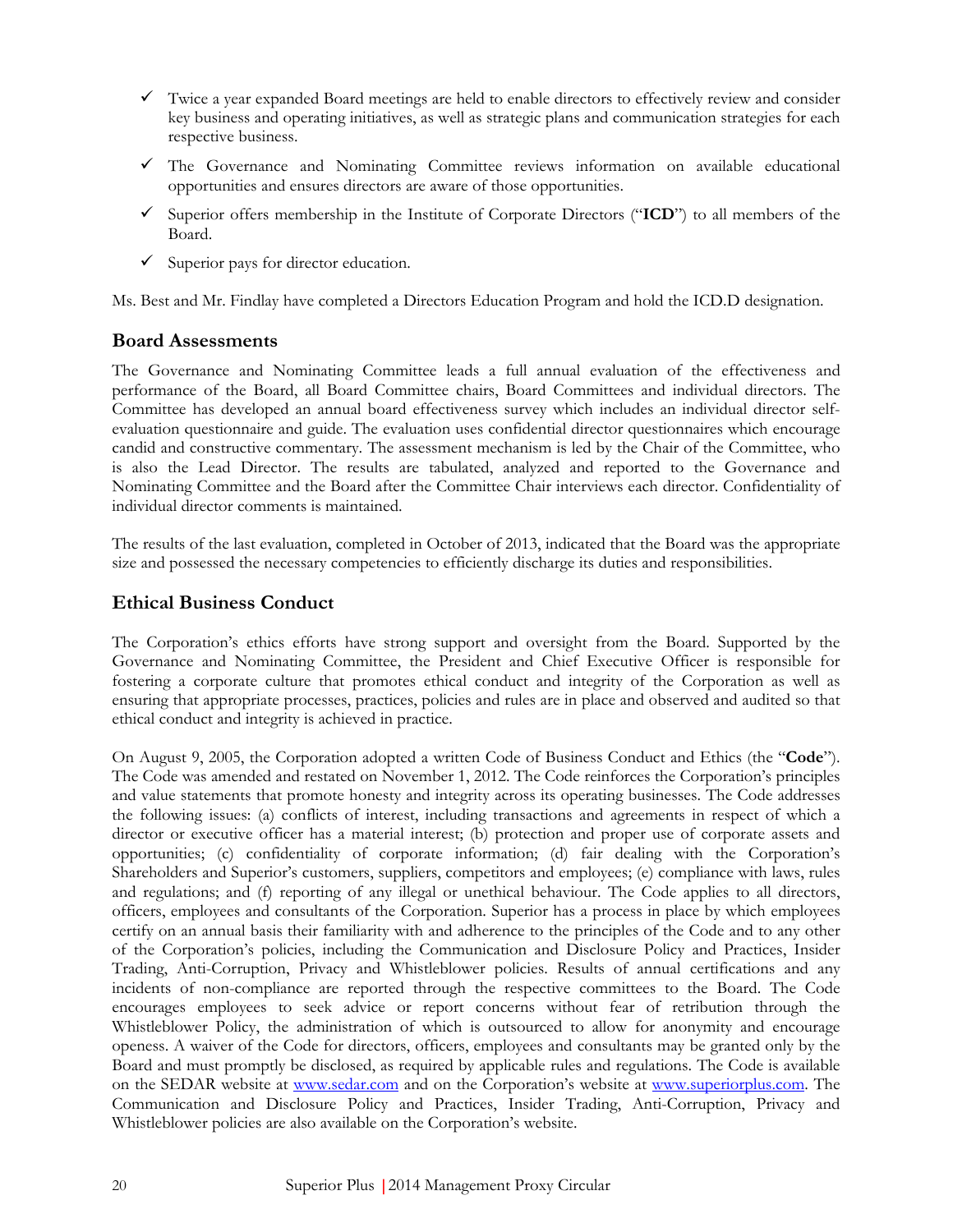- ✓ Twice a year expanded Board meetings are held to enable directors to effectively review and consider key business and operating initiatives, as well as strategic plans and communication strategies for each respective business.
- ✓ The Governance and Nominating Committee reviews information on available educational opportunities and ensures directors are aware of those opportunities.
- ✓ Superior offers membership in the Institute of Corporate Directors ("**ICD**") to all members of the Board.
- ✓ Superior pays for director education.

Ms. Best and Mr. Findlay have completed a Directors Education Program and hold the ICD.D designation.

## Board Assessments

The Governance and Nominating Committee leads a full annual evaluation of the effectiveness and performance of the Board, all Board Committee chairs, Board Committees and individual directors. The Committee has developed an annual board effectiveness survey which includes an individual director self-evaluation questionnaire and guide. The evaluation uses confidential director questionnaires which encourage candid and constructive commentary. The assessment mechanism is led by the Chair of the Committee, who is also the Lead Director. The results are tabulated, analyzed and reported to the Governance and Nominating Committee and the Board after the Committee Chair interviews each director. Confidentiality of individual director comments is maintained.

The results of the last evaluation, completed in October of 2013, indicated that the Board was the appropriate size and possessed the necessary competencies to efficiently discharge its duties and responsibilities.

## Ethical Business Conduct

The Corporation's ethics efforts have strong support and oversight from the Board. Supported by the Governance and Nominating Committee, the President and Chief Executive Officer is responsible for fostering a corporate culture that promotes ethical conduct and integrity of the Corporation as well as ensuring that appropriate processes, practices, policies and rules are in place and observed and audited so that ethical conduct and integrity is achieved in practice.

On August 9, 2005, the Corporation adopted a written Code of Business Conduct and Ethics (the "**Code**"). The Code was amended and restated on November 1, 2012. The Code reinforces the Corporation's principles and value statements that promote honesty and integrity across its operating businesses. The Code addresses the following issues: (a) conflicts of interest, including transactions and agreements in respect of which a director or executive officer has a material interest; (b) protection and proper use of corporate assets and opportunities; (c) confidentiality of corporate information; (d) fair dealing with the Corporation's Shareholders and Superior's customers, suppliers, competitors and employees; (e) compliance with laws, rules and regulations; and (f) reporting of any illegal or unethical behaviour. The Code applies to all directors, officers, employees and consultants of the Corporation. Superior has a process in place by which employees certify on an annual basis their familiarity with and adherence to the principles of the Code and to any other of the Corporation's policies, including the Communication and Disclosure Policy and Practices, Insider Trading, Anti-Corruption, Privacy and Whistleblower policies. Results of annual certifications and any incidents of non-compliance are reported through the respective committees to the Board. The Code encourages employees to seek advice or report concerns without fear of retribution through the Whistleblower Policy, the administration of which is outsourced to allow for anonymity and encourage openess. A waiver of the Code for directors, officers, employees and consultants may be granted only by the Board and must promptly be disclosed, as required by applicable rules and regulations. The Code is available on the SEDAR website at www.sedar.com and on the Corporation's website at www.superiorplus.com. The Communication and Disclosure Policy and Practices, Insider Trading, Anti-Corruption, Privacy and Whistleblower policies are also available on the Corporation's website.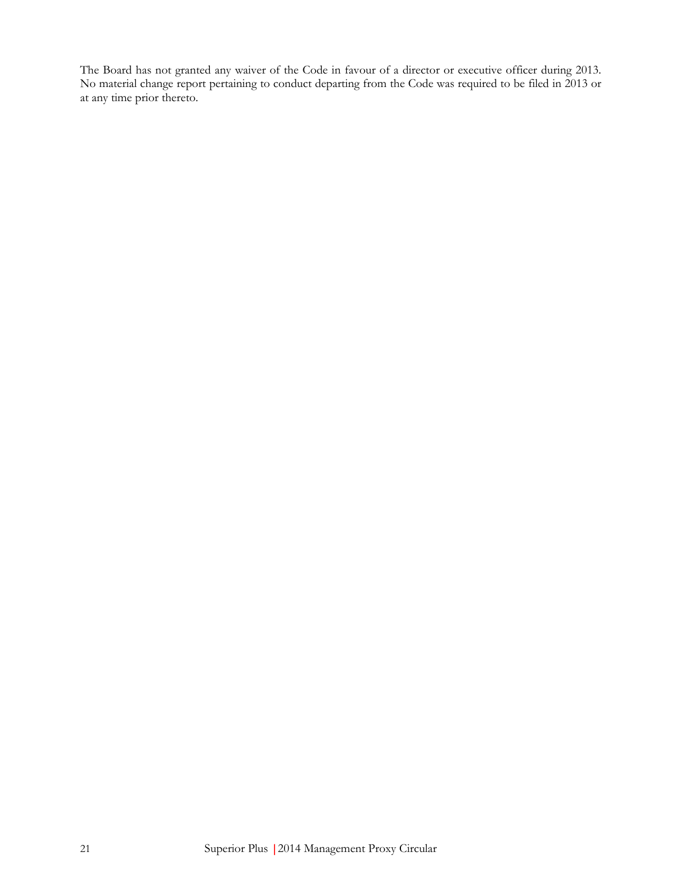The Board has not granted any waiver of the Code in favour of a director or executive officer during 2013. No material change report pertaining to conduct departing from the Code was required to be filed in 2013 or at any time prior thereto.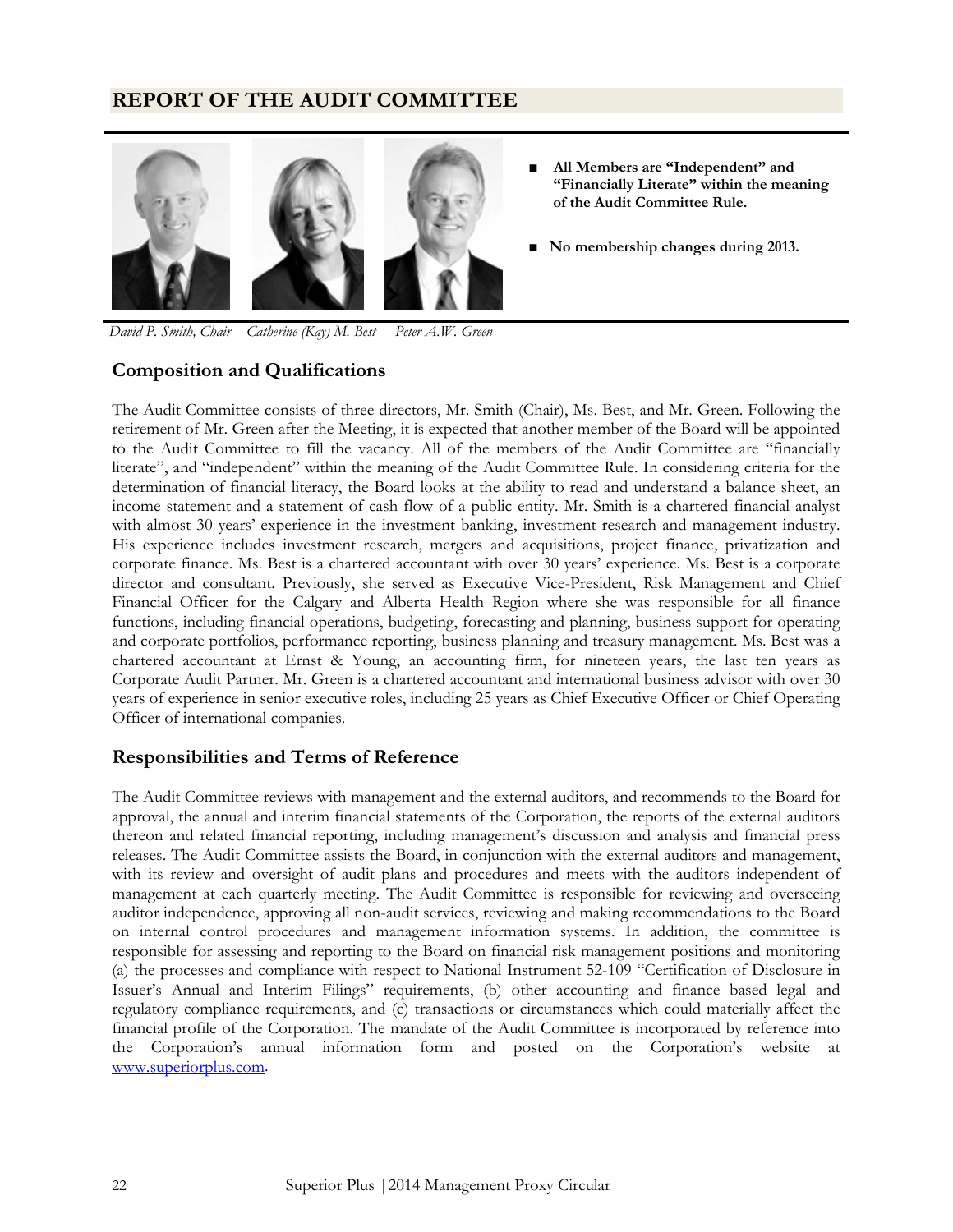## REPORT OF THE AUDIT COMMITTEE

- **All Members are "Independent" and "Financially Literate" within the meaning of the Audit Committee Rule.**
- **No membership changes during 2013.**

*David P. Smith, Chair* *Catherine (Kay) M. Best* *Peter A.W. Green*

### Composition and Qualifications

The Audit Committee consists of three directors, Mr. Smith (Chair), Ms. Best, and Mr. Green. Following the retirement of Mr. Green after the Meeting, it is expected that another member of the Board will be appointed to the Audit Committee to fill the vacancy. All of the members of the Audit Committee are "financially literate", and "independent" within the meaning of the Audit Committee Rule. In considering criteria for the determination of financial literacy, the Board looks at the ability to read and understand a balance sheet, an income statement and a statement of cash flow of a public entity. Mr. Smith is a chartered financial analyst with almost 30 years' experience in the investment banking, investment research and management industry. His experience includes investment research, mergers and acquisitions, project finance, privatization and corporate finance. Ms. Best is a chartered accountant with over 30 years' experience. Ms. Best is a corporate director and consultant. Previously, she served as Executive Vice-President, Risk Management and Chief Financial Officer for the Calgary and Alberta Health Region where she was responsible for all finance functions, including financial operations, budgeting, forecasting and planning, business support for operating and corporate portfolios, performance reporting, business planning and treasury management. Ms. Best was a chartered accountant at Ernst & Young, an accounting firm, for nineteen years, the last ten years as Corporate Audit Partner. Mr. Green is a chartered accountant and international business advisor with over 30 years of experience in senior executive roles, including 25 years as Chief Executive Officer or Chief Operating Officer of international companies.

### Responsibilities and Terms of Reference

The Audit Committee reviews with management and the external auditors, and recommends to the Board for approval, the annual and interim financial statements of the Corporation, the reports of the external auditors thereon and related financial reporting, including management's discussion and analysis and financial press releases. The Audit Committee assists the Board, in conjunction with the external auditors and management, with its review and oversight of audit plans and procedures and meets with the auditors independent of management at each quarterly meeting. The Audit Committee is responsible for reviewing and overseeing auditor independence, approving all non-audit services, reviewing and making recommendations to the Board on internal control procedures and management information systems. In addition, the committee is responsible for assessing and reporting to the Board on financial risk management positions and monitoring (a) the processes and compliance with respect to National Instrument 52-109 "Certification of Disclosure in Issuer's Annual and Interim Filings" requirements, (b) other accounting and finance based legal and regulatory compliance requirements, and (c) transactions or circumstances which could materially affect the financial profile of the Corporation. The mandate of the Audit Committee is incorporated by reference into the Corporation's annual information form and posted on the Corporation's website at www.superiorplus.com.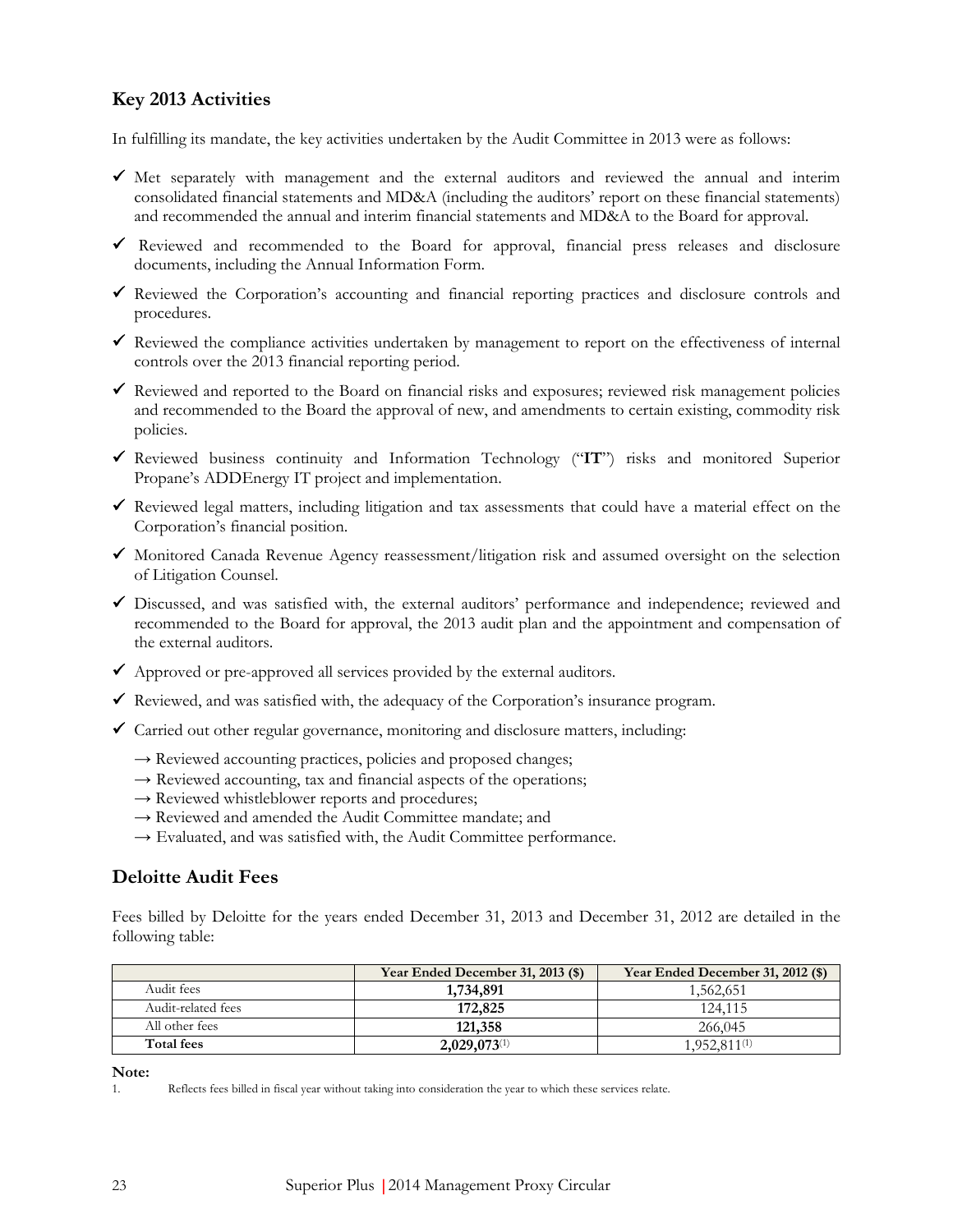## Key 2013 Activities

In fulfilling its mandate, the key activities undertaken by the Audit Committee in 2013 were as follows:

- ✓ Met separately with management and the external auditors and reviewed the annual and interim consolidated financial statements and MD&A (including the auditors' report on these financial statements) and recommended the annual and interim financial statements and MD&A to the Board for approval.
- ✓ Reviewed and recommended to the Board for approval, financial press releases and disclosure documents, including the Annual Information Form.
- ✓ Reviewed the Corporation's accounting and financial reporting practices and disclosure controls and procedures.
- ✓ Reviewed the compliance activities undertaken by management to report on the effectiveness of internal controls over the 2013 financial reporting period.
- ✓ Reviewed and reported to the Board on financial risks and exposures; reviewed risk management policies and recommended to the Board the approval of new, and amendments to certain existing, commodity risk policies.
- ✓ Reviewed business continuity and Information Technology ("**IT**") risks and monitored Superior Propane's ADDEnergy IT project and implementation.
- ✓ Reviewed legal matters, including litigation and tax assessments that could have a material effect on the Corporation's financial position.
- ✓ Monitored Canada Revenue Agency reassessment/litigation risk and assumed oversight on the selection of Litigation Counsel.
- ✓ Discussed, and was satisfied with, the external auditors' performance and independence; reviewed and recommended to the Board for approval, the 2013 audit plan and the appointment and compensation of the external auditors.
- ✓ Approved or pre-approved all services provided by the external auditors.
- ✓ Reviewed, and was satisfied with, the adequacy of the Corporation's insurance program.
- ✓ Carried out other regular governance, monitoring and disclosure matters, including:
  - → Reviewed accounting practices, policies and proposed changes;
  - → Reviewed accounting, tax and financial aspects of the operations;
  - → Reviewed whistleblower reports and procedures;
  - → Reviewed and amended the Audit Committee mandate; and
  - → Evaluated, and was satisfied with, the Audit Committee performance.

## Deloitte Audit Fees

Fees billed by Deloitte for the years ended December 31, 2013 and December 31, 2012 are detailed in the following table:

| | **Year Ended December 31, 2013 ($)** | **Year Ended December 31, 2012 ($)** |
|---|---|---|
| Audit fees | **1,734,891** | 1,562,651 |
| Audit-related fees | **172,825** | 124,115 |
| All other fees | **121,358** | 266,045 |
| **Total fees** | **2,029,073**(1) | 1,952,811(1) |

**Note:**

1. Reflects fees billed in fiscal year without taking into consideration the year to which these services relate.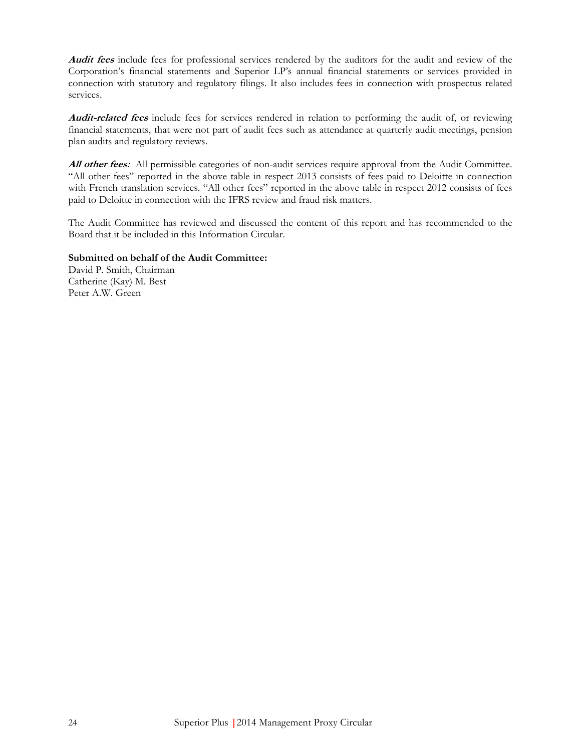***Audit fees*** include fees for professional services rendered by the auditors for the audit and review of the Corporation's financial statements and Superior LP's annual financial statements or services provided in connection with statutory and regulatory filings. It also includes fees in connection with prospectus related services.

***Audit-related fees*** include fees for services rendered in relation to performing the audit of, or reviewing financial statements, that were not part of audit fees such as attendance at quarterly audit meetings, pension plan audits and regulatory reviews.

***All other fees:*** All permissible categories of non-audit services require approval from the Audit Committee. "All other fees" reported in the above table in respect 2013 consists of fees paid to Deloitte in connection with French translation services. "All other fees" reported in the above table in respect 2012 consists of fees paid to Deloitte in connection with the IFRS review and fraud risk matters.

The Audit Committee has reviewed and discussed the content of this report and has recommended to the Board that it be included in this Information Circular.

**Submitted on behalf of the Audit Committee:**
David P. Smith, Chairman
Catherine (Kay) M. Best
Peter A.W. Green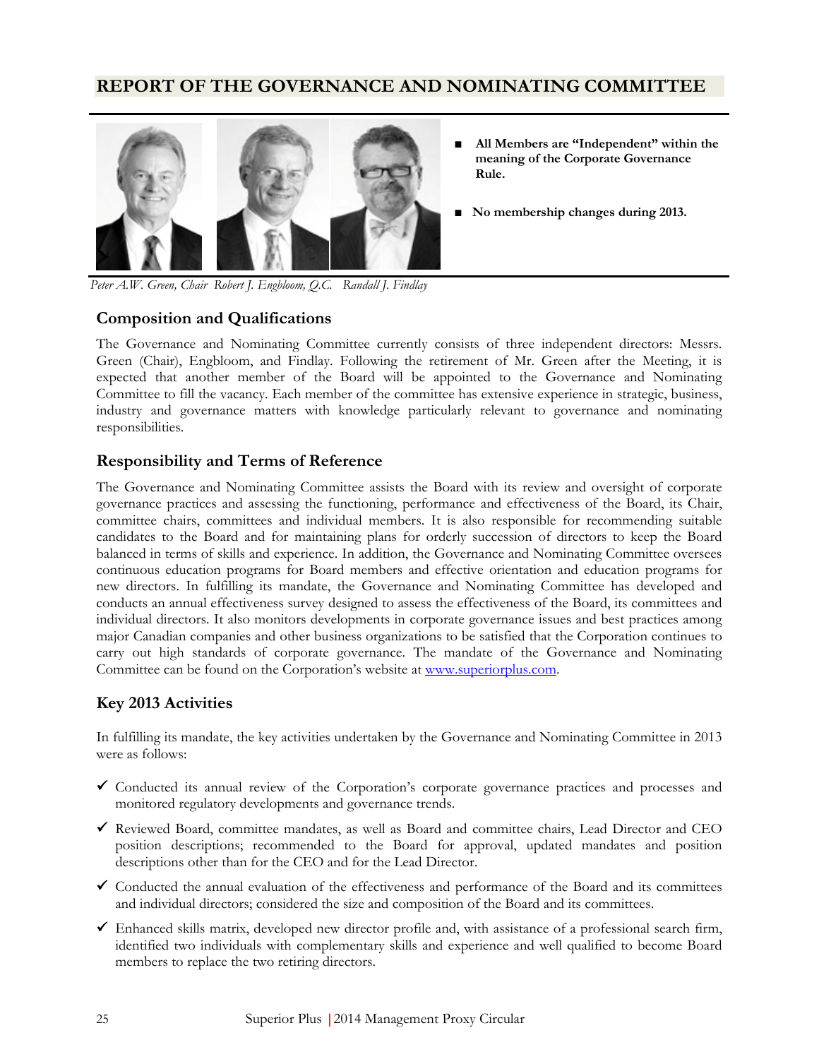## REPORT OF THE GOVERNANCE AND NOMINATING COMMITTEE

- **All Members are "Independent" within the meaning of the Corporate Governance Rule.**
- **No membership changes during 2013.**

*Peter A.W. Green, Chair Robert J. Engbloom, Q.C. Randall J. Findlay*

### Composition and Qualifications

The Governance and Nominating Committee currently consists of three independent directors: Messrs. Green (Chair), Engbloom, and Findlay. Following the retirement of Mr. Green after the Meeting, it is expected that another member of the Board will be appointed to the Governance and Nominating Committee to fill the vacancy. Each member of the committee has extensive experience in strategic, business, industry and governance matters with knowledge particularly relevant to governance and nominating responsibilities.

### Responsibility and Terms of Reference

The Governance and Nominating Committee assists the Board with its review and oversight of corporate governance practices and assessing the functioning, performance and effectiveness of the Board, its Chair, committee chairs, committees and individual members. It is also responsible for recommending suitable candidates to the Board and for maintaining plans for orderly succession of directors to keep the Board balanced in terms of skills and experience. In addition, the Governance and Nominating Committee oversees continuous education programs for Board members and effective orientation and education programs for new directors. In fulfilling its mandate, the Governance and Nominating Committee has developed and conducts an annual effectiveness survey designed to assess the effectiveness of the Board, its committees and individual directors. It also monitors developments in corporate governance issues and best practices among major Canadian companies and other business organizations to be satisfied that the Corporation continues to carry out high standards of corporate governance. The mandate of the Governance and Nominating Committee can be found on the Corporation's website at www.superiorplus.com.

### Key 2013 Activities

In fulfilling its mandate, the key activities undertaken by the Governance and Nominating Committee in 2013 were as follows:

- ✓ Conducted its annual review of the Corporation's corporate governance practices and processes and monitored regulatory developments and governance trends.
- ✓ Reviewed Board, committee mandates, as well as Board and committee chairs, Lead Director and CEO position descriptions; recommended to the Board for approval, updated mandates and position descriptions other than for the CEO and for the Lead Director.
- ✓ Conducted the annual evaluation of the effectiveness and performance of the Board and its committees and individual directors; considered the size and composition of the Board and its committees.
- ✓ Enhanced skills matrix, developed new director profile and, with assistance of a professional search firm, identified two individuals with complementary skills and experience and well qualified to become Board members to replace the two retiring directors.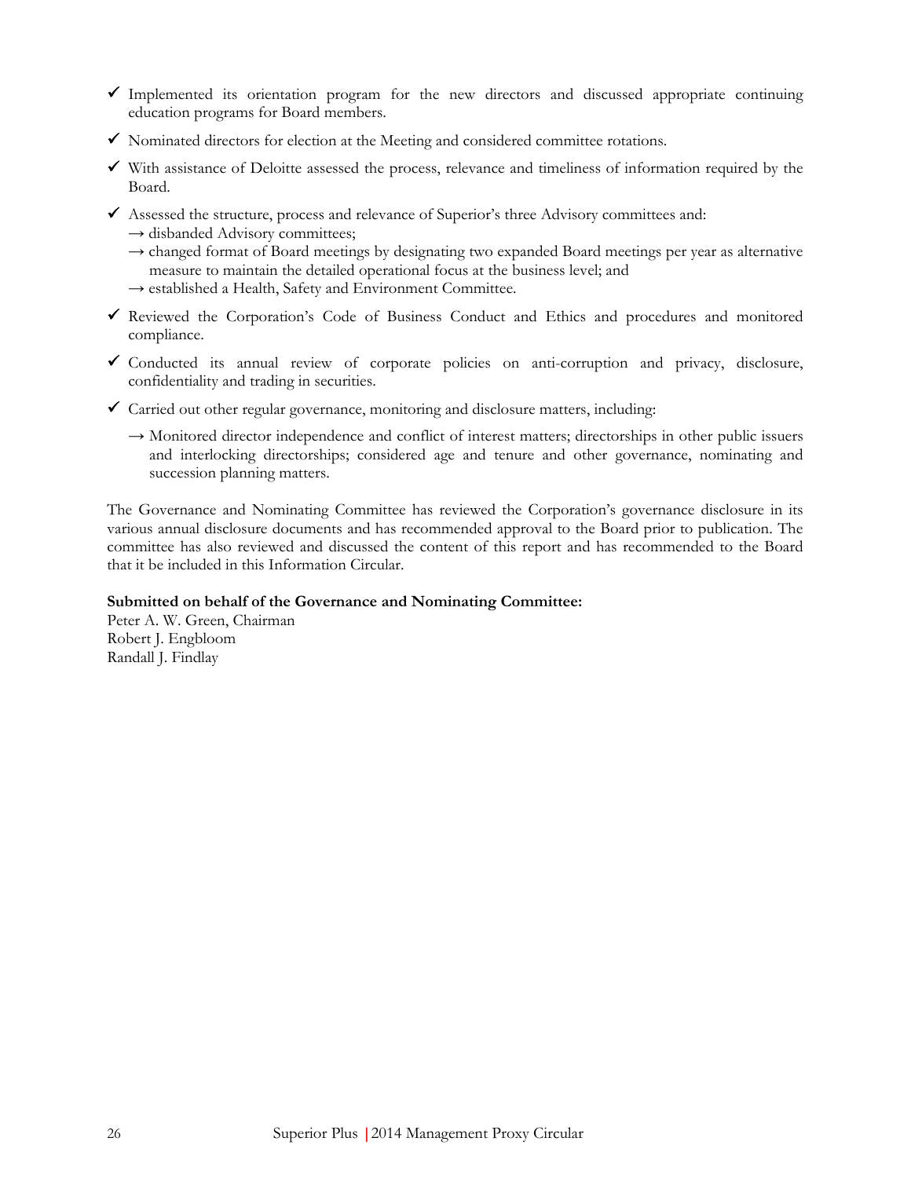- ✓ Implemented its orientation program for the new directors and discussed appropriate continuing education programs for Board members.
- ✓ Nominated directors for election at the Meeting and considered committee rotations.
- ✓ With assistance of Deloitte assessed the process, relevance and timeliness of information required by the Board.
- ✓ Assessed the structure, process and relevance of Superior's three Advisory committees and:
  - → disbanded Advisory committees;
  - → changed format of Board meetings by designating two expanded Board meetings per year as alternative measure to maintain the detailed operational focus at the business level; and
  - → established a Health, Safety and Environment Committee.
- ✓ Reviewed the Corporation's Code of Business Conduct and Ethics and procedures and monitored compliance.
- ✓ Conducted its annual review of corporate policies on anti-corruption and privacy, disclosure, confidentiality and trading in securities.
- ✓ Carried out other regular governance, monitoring and disclosure matters, including:
  - → Monitored director independence and conflict of interest matters; directorships in other public issuers and interlocking directorships; considered age and tenure and other governance, nominating and succession planning matters.

The Governance and Nominating Committee has reviewed the Corporation's governance disclosure in its various annual disclosure documents and has recommended approval to the Board prior to publication. The committee has also reviewed and discussed the content of this report and has recommended to the Board that it be included in this Information Circular.

**Submitted on behalf of the Governance and Nominating Committee:**
Peter A. W. Green, Chairman
Robert J. Engbloom
Randall J. Findlay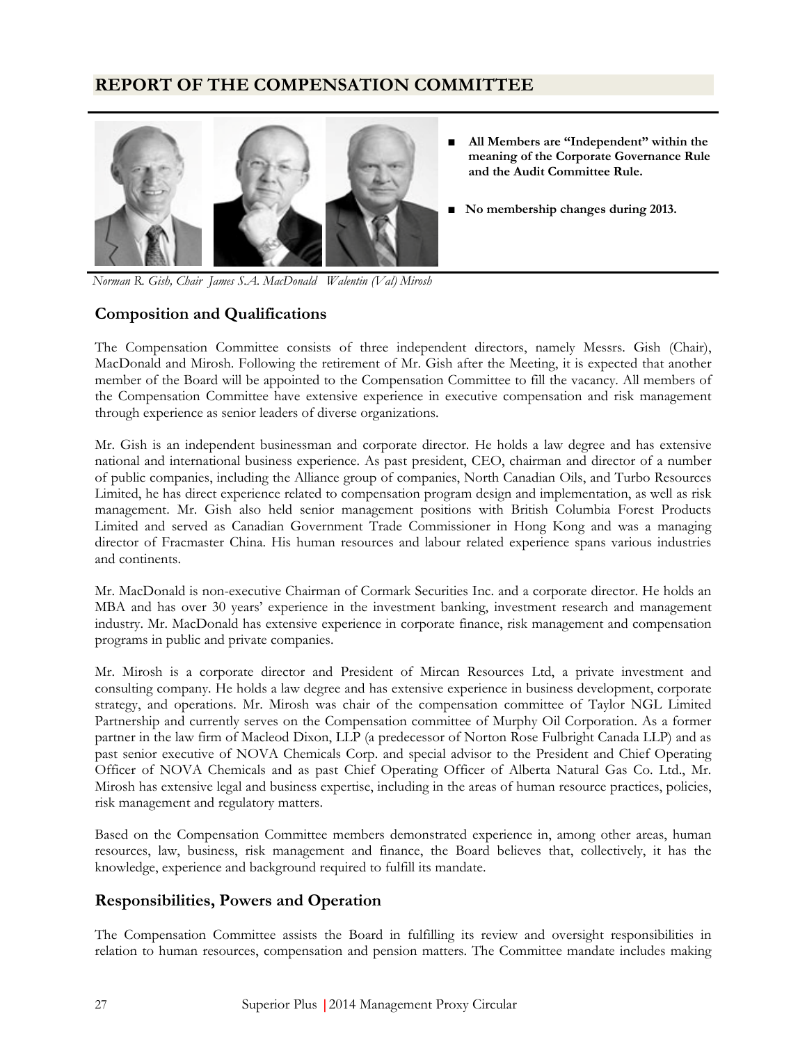## REPORT OF THE COMPENSATION COMMITTEE

- **All Members are "Independent" within the meaning of the Corporate Governance Rule and the Audit Committee Rule.**
- **No membership changes during 2013.**

*Norman R. Gish, Chair James S.A. MacDonald Walentin (Val) Mirosh*

### Composition and Qualifications

The Compensation Committee consists of three independent directors, namely Messrs. Gish (Chair), MacDonald and Mirosh. Following the retirement of Mr. Gish after the Meeting, it is expected that another member of the Board will be appointed to the Compensation Committee to fill the vacancy. All members of the Compensation Committee have extensive experience in executive compensation and risk management through experience as senior leaders of diverse organizations.

Mr. Gish is an independent businessman and corporate director. He holds a law degree and has extensive national and international business experience. As past president, CEO, chairman and director of a number of public companies, including the Alliance group of companies, North Canadian Oils, and Turbo Resources Limited, he has direct experience related to compensation program design and implementation, as well as risk management. Mr. Gish also held senior management positions with British Columbia Forest Products Limited and served as Canadian Government Trade Commissioner in Hong Kong and was a managing director of Fracmaster China. His human resources and labour related experience spans various industries and continents.

Mr. MacDonald is non-executive Chairman of Cormark Securities Inc. and a corporate director. He holds an MBA and has over 30 years' experience in the investment banking, investment research and management industry. Mr. MacDonald has extensive experience in corporate finance, risk management and compensation programs in public and private companies.

Mr. Mirosh is a corporate director and President of Mircan Resources Ltd, a private investment and consulting company. He holds a law degree and has extensive experience in business development, corporate strategy, and operations. Mr. Mirosh was chair of the compensation committee of Taylor NGL Limited Partnership and currently serves on the Compensation committee of Murphy Oil Corporation. As a former partner in the law firm of Macleod Dixon, LLP (a predecessor of Norton Rose Fulbright Canada LLP) and as past senior executive of NOVA Chemicals Corp. and special advisor to the President and Chief Operating Officer of NOVA Chemicals and as past Chief Operating Officer of Alberta Natural Gas Co. Ltd., Mr. Mirosh has extensive legal and business expertise, including in the areas of human resource practices, policies, risk management and regulatory matters.

Based on the Compensation Committee members demonstrated experience in, among other areas, human resources, law, business, risk management and finance, the Board believes that, collectively, it has the knowledge, experience and background required to fulfill its mandate.

### Responsibilities, Powers and Operation

The Compensation Committee assists the Board in fulfilling its review and oversight responsibilities in relation to human resources, compensation and pension matters. The Committee mandate includes making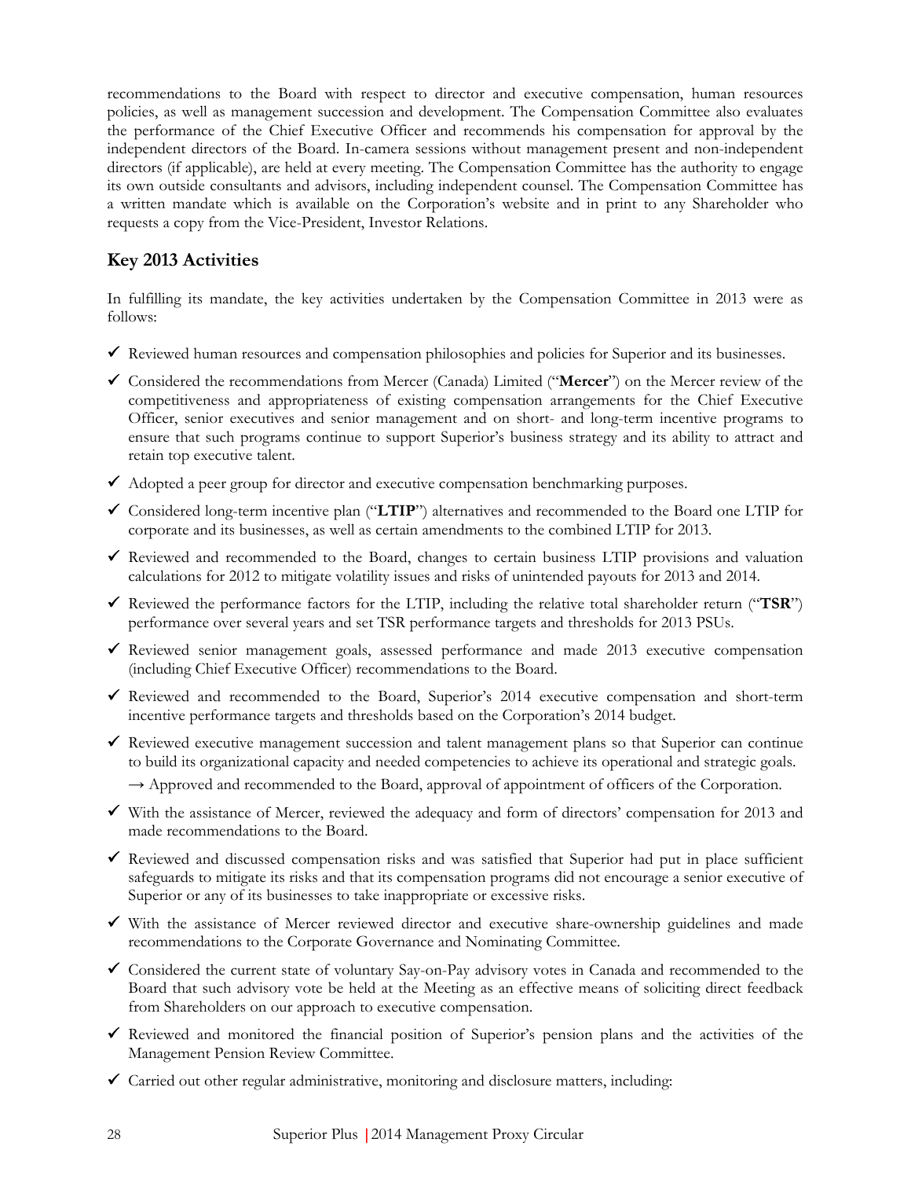recommendations to the Board with respect to director and executive compensation, human resources policies, as well as management succession and development. The Compensation Committee also evaluates the performance of the Chief Executive Officer and recommends his compensation for approval by the independent directors of the Board. In-camera sessions without management present and non-independent directors (if applicable), are held at every meeting. The Compensation Committee has the authority to engage its own outside consultants and advisors, including independent counsel. The Compensation Committee has a written mandate which is available on the Corporation's website and in print to any Shareholder who requests a copy from the Vice-President, Investor Relations.

## Key 2013 Activities

In fulfilling its mandate, the key activities undertaken by the Compensation Committee in 2013 were as follows:

- ✓ Reviewed human resources and compensation philosophies and policies for Superior and its businesses.
- ✓ Considered the recommendations from Mercer (Canada) Limited ("**Mercer**") on the Mercer review of the competitiveness and appropriateness of existing compensation arrangements for the Chief Executive Officer, senior executives and senior management and on short- and long-term incentive programs to ensure that such programs continue to support Superior's business strategy and its ability to attract and retain top executive talent.
- ✓ Adopted a peer group for director and executive compensation benchmarking purposes.
- ✓ Considered long-term incentive plan ("**LTIP**") alternatives and recommended to the Board one LTIP for corporate and its businesses, as well as certain amendments to the combined LTIP for 2013.
- ✓ Reviewed and recommended to the Board, changes to certain business LTIP provisions and valuation calculations for 2012 to mitigate volatility issues and risks of unintended payouts for 2013 and 2014.
- ✓ Reviewed the performance factors for the LTIP, including the relative total shareholder return ("**TSR**") performance over several years and set TSR performance targets and thresholds for 2013 PSUs.
- ✓ Reviewed senior management goals, assessed performance and made 2013 executive compensation (including Chief Executive Officer) recommendations to the Board.
- ✓ Reviewed and recommended to the Board, Superior's 2014 executive compensation and short-term incentive performance targets and thresholds based on the Corporation's 2014 budget.
- ✓ Reviewed executive management succession and talent management plans so that Superior can continue to build its organizational capacity and needed competencies to achieve its operational and strategic goals.
  - → Approved and recommended to the Board, approval of appointment of officers of the Corporation.
- ✓ With the assistance of Mercer, reviewed the adequacy and form of directors' compensation for 2013 and made recommendations to the Board.
- ✓ Reviewed and discussed compensation risks and was satisfied that Superior had put in place sufficient safeguards to mitigate its risks and that its compensation programs did not encourage a senior executive of Superior or any of its businesses to take inappropriate or excessive risks.
- ✓ With the assistance of Mercer reviewed director and executive share-ownership guidelines and made recommendations to the Corporate Governance and Nominating Committee.
- ✓ Considered the current state of voluntary Say-on-Pay advisory votes in Canada and recommended to the Board that such advisory vote be held at the Meeting as an effective means of soliciting direct feedback from Shareholders on our approach to executive compensation.
- ✓ Reviewed and monitored the financial position of Superior's pension plans and the activities of the Management Pension Review Committee.
- ✓ Carried out other regular administrative, monitoring and disclosure matters, including: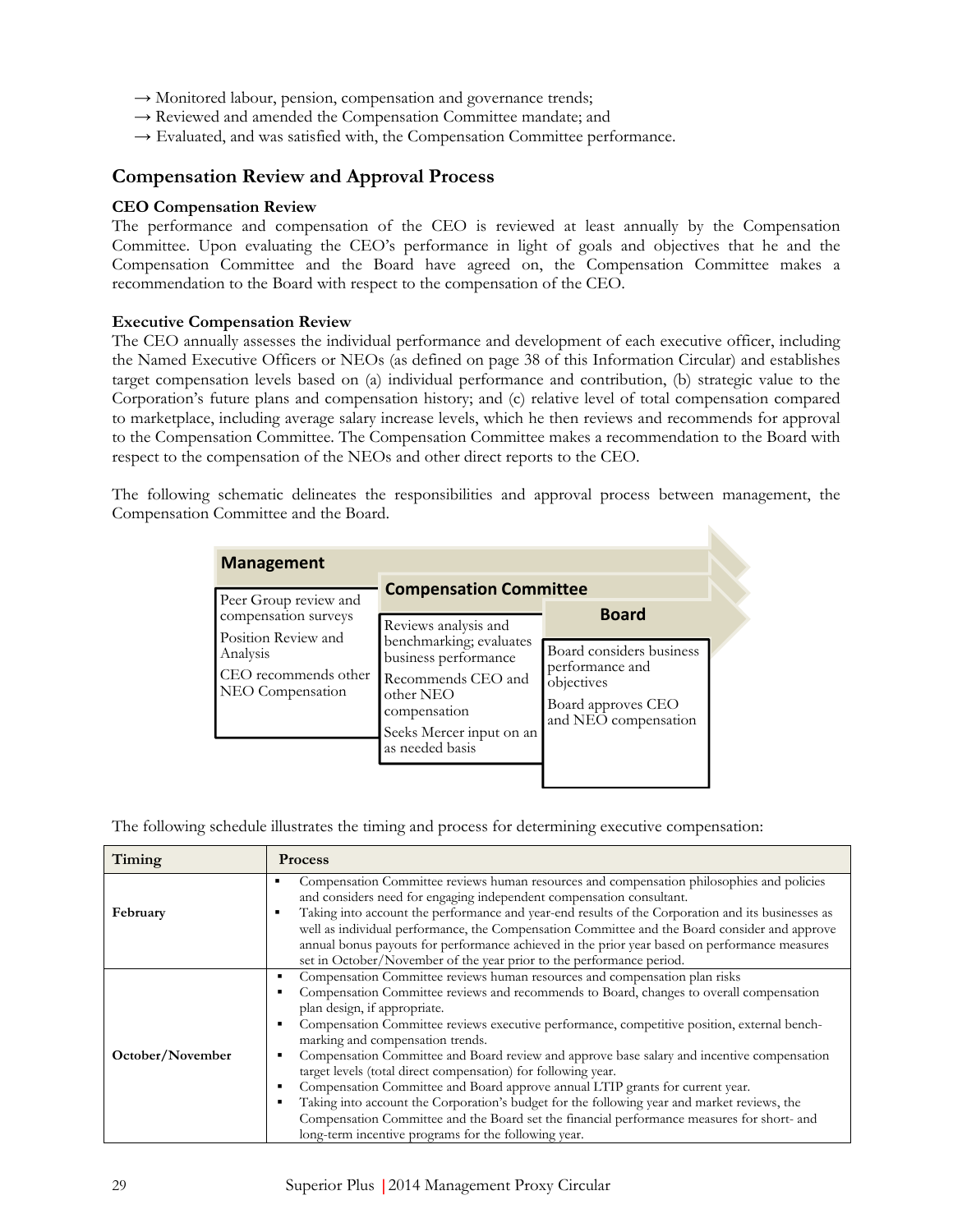→ Monitored labour, pension, compensation and governance trends;
→ Reviewed and amended the Compensation Committee mandate; and
→ Evaluated, and was satisfied with, the Compensation Committee performance.

## Compensation Review and Approval Process

**CEO Compensation Review**

The performance and compensation of the CEO is reviewed at least annually by the Compensation Committee. Upon evaluating the CEO's performance in light of goals and objectives that he and the Compensation Committee and the Board have agreed on, the Compensation Committee makes a recommendation to the Board with respect to the compensation of the CEO.

**Executive Compensation Review**

The CEO annually assesses the individual performance and development of each executive officer, including the Named Executive Officers or NEOs (as defined on page 38 of this Information Circular) and establishes target compensation levels based on (a) individual performance and contribution, (b) strategic value to the Corporation's future plans and compensation history; and (c) relative level of total compensation compared to marketplace, including average salary increase levels, which he then reviews and recommends for approval to the Compensation Committee. The Compensation Committee makes a recommendation to the Board with respect to the compensation of the NEOs and other direct reports to the CEO.

The following schematic delineates the responsibilities and approval process between management, the Compensation Committee and the Board.

| Management | Compensation Committee | Board |
|---|---|---|
| Peer Group review and compensation surveys<br>Position Review and Analysis<br>CEO recommends other NEO Compensation | Reviews analysis and benchmarking; evaluates business performance<br>Recommends CEO and other NEO compensation<br>Seeks Mercer input on an as needed basis | Board considers business performance and objectives<br>Board approves CEO and NEO compensation |

The following schedule illustrates the timing and process for determining executive compensation:

| Timing | Process |
|---|---|
| February | ▪ Compensation Committee reviews human resources and compensation philosophies and policies and considers need for engaging independent compensation consultant.<br>▪ Taking into account the performance and year-end results of the Corporation and its businesses as well as individual performance, the Compensation Committee and the Board consider and approve annual bonus payouts for performance achieved in the prior year based on performance measures set in October/November of the year prior to the performance period. |
| October/November | ▪ Compensation Committee reviews human resources and compensation plan risks<br>▪ Compensation Committee reviews and recommends to Board, changes to overall compensation plan design, if appropriate.<br>▪ Compensation Committee reviews executive performance, competitive position, external bench-marking and compensation trends.<br>▪ Compensation Committee and Board review and approve base salary and incentive compensation target levels (total direct compensation) for following year.<br>▪ Compensation Committee and Board approve annual LTIP grants for current year.<br>▪ Taking into account the Corporation's budget for the following year and market reviews, the Compensation Committee and the Board set the financial performance measures for short- and long-term incentive programs for the following year. |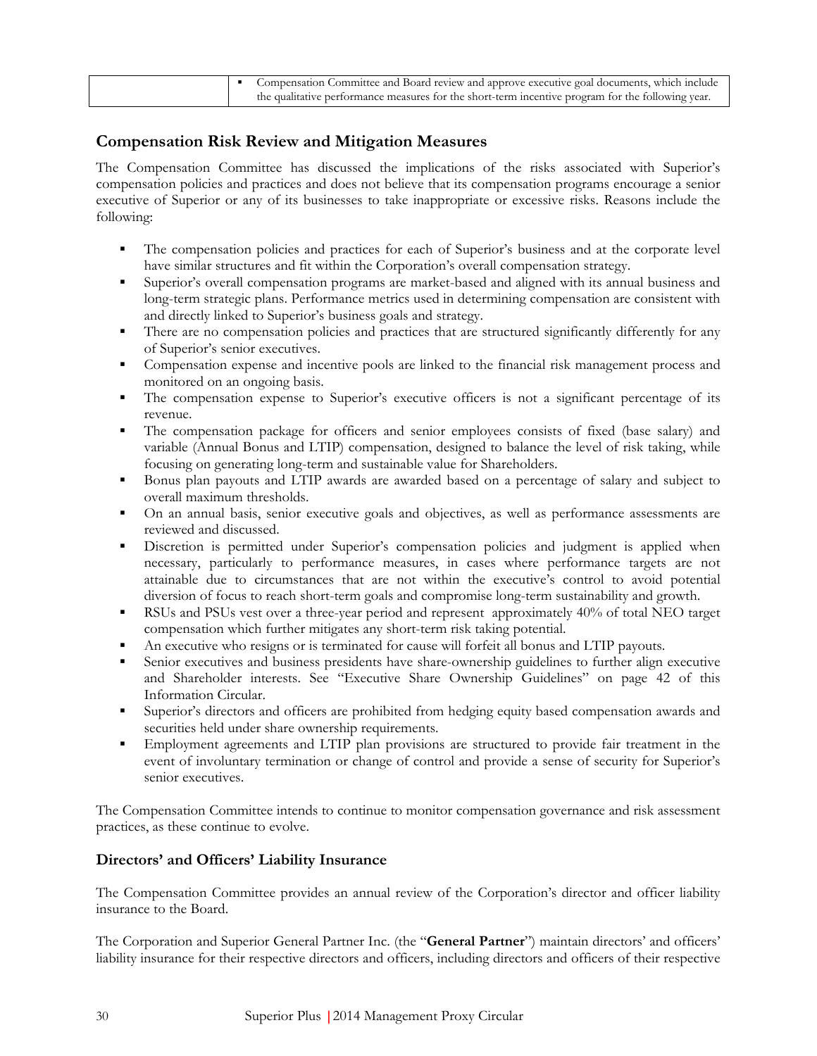| | ▪ Compensation Committee and Board review and approve executive goal documents, which include the qualitative performance measures for the short-term incentive program for the following year. |
|---|---|

## Compensation Risk Review and Mitigation Measures

The Compensation Committee has discussed the implications of the risks associated with Superior's compensation policies and practices and does not believe that its compensation programs encourage a senior executive of Superior or any of its businesses to take inappropriate or excessive risks. Reasons include the following:

- The compensation policies and practices for each of Superior's business and at the corporate level have similar structures and fit within the Corporation's overall compensation strategy.
- Superior's overall compensation programs are market-based and aligned with its annual business and long-term strategic plans. Performance metrics used in determining compensation are consistent with and directly linked to Superior's business goals and strategy.
- There are no compensation policies and practices that are structured significantly differently for any of Superior's senior executives.
- Compensation expense and incentive pools are linked to the financial risk management process and monitored on an ongoing basis.
- The compensation expense to Superior's executive officers is not a significant percentage of its revenue.
- The compensation package for officers and senior employees consists of fixed (base salary) and variable (Annual Bonus and LTIP) compensation, designed to balance the level of risk taking, while focusing on generating long-term and sustainable value for Shareholders.
- Bonus plan payouts and LTIP awards are awarded based on a percentage of salary and subject to overall maximum thresholds.
- On an annual basis, senior executive goals and objectives, as well as performance assessments are reviewed and discussed.
- Discretion is permitted under Superior's compensation policies and judgment is applied when necessary, particularly to performance measures, in cases where performance targets are not attainable due to circumstances that are not within the executive's control to avoid potential diversion of focus to reach short-term goals and compromise long-term sustainability and growth.
- RSUs and PSUs vest over a three-year period and represent approximately 40% of total NEO target compensation which further mitigates any short-term risk taking potential.
- An executive who resigns or is terminated for cause will forfeit all bonus and LTIP payouts.
- Senior executives and business presidents have share-ownership guidelines to further align executive and Shareholder interests. See "Executive Share Ownership Guidelines" on page 42 of this Information Circular.
- Superior's directors and officers are prohibited from hedging equity based compensation awards and securities held under share ownership requirements.
- Employment agreements and LTIP plan provisions are structured to provide fair treatment in the event of involuntary termination or change of control and provide a sense of security for Superior's senior executives.

The Compensation Committee intends to continue to monitor compensation governance and risk assessment practices, as these continue to evolve.

### Directors' and Officers' Liability Insurance

The Compensation Committee provides an annual review of the Corporation's director and officer liability insurance to the Board.

The Corporation and Superior General Partner Inc. (the "**General Partner**") maintain directors' and officers' liability insurance for their respective directors and officers, including directors and officers of their respective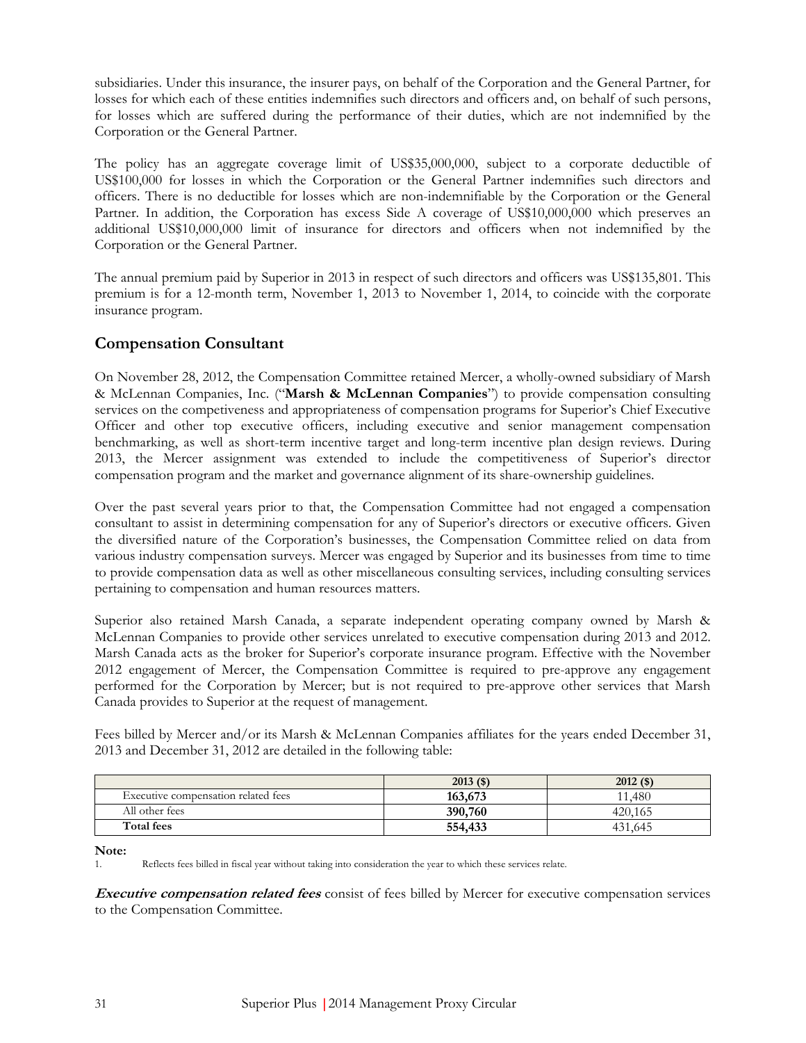subsidiaries. Under this insurance, the insurer pays, on behalf of the Corporation and the General Partner, for losses for which each of these entities indemnifies such directors and officers and, on behalf of such persons, for losses which are suffered during the performance of their duties, which are not indemnified by the Corporation or the General Partner.

The policy has an aggregate coverage limit of US$35,000,000, subject to a corporate deductible of US$100,000 for losses in which the Corporation or the General Partner indemnifies such directors and officers. There is no deductible for losses which are non-indemnifiable by the Corporation or the General Partner. In addition, the Corporation has excess Side A coverage of US$10,000,000 which preserves an additional US$10,000,000 limit of insurance for directors and officers when not indemnified by the Corporation or the General Partner.

The annual premium paid by Superior in 2013 in respect of such directors and officers was US$135,801. This premium is for a 12-month term, November 1, 2013 to November 1, 2014, to coincide with the corporate insurance program.

## Compensation Consultant

On November 28, 2012, the Compensation Committee retained Mercer, a wholly-owned subsidiary of Marsh & McLennan Companies, Inc. ("**Marsh & McLennan Companies**") to provide compensation consulting services on the competiveness and appropriateness of compensation programs for Superior's Chief Executive Officer and other top executive officers, including executive and senior management compensation benchmarking, as well as short-term incentive target and long-term incentive plan design reviews. During 2013, the Mercer assignment was extended to include the competitiveness of Superior's director compensation program and the market and governance alignment of its share-ownership guidelines.

Over the past several years prior to that, the Compensation Committee had not engaged a compensation consultant to assist in determining compensation for any of Superior's directors or executive officers. Given the diversified nature of the Corporation's businesses, the Compensation Committee relied on data from various industry compensation surveys. Mercer was engaged by Superior and its businesses from time to time to provide compensation data as well as other miscellaneous consulting services, including consulting services pertaining to compensation and human resources matters.

Superior also retained Marsh Canada, a separate independent operating company owned by Marsh & McLennan Companies to provide other services unrelated to executive compensation during 2013 and 2012. Marsh Canada acts as the broker for Superior's corporate insurance program. Effective with the November 2012 engagement of Mercer, the Compensation Committee is required to pre-approve any engagement performed for the Corporation by Mercer; but is not required to pre-approve other services that Marsh Canada provides to Superior at the request of management.

Fees billed by Mercer and/or its Marsh & McLennan Companies affiliates for the years ended December 31, 2013 and December 31, 2012 are detailed in the following table:

| | 2013 ($) | 2012 ($) |
|---|---|---|
| Executive compensation related fees | **163,673** | 11,480 |
| All other fees | **390,760** | 420,165 |
| **Total fees** | **554,433** | 431,645 |

**Note:**

1. Reflects fees billed in fiscal year without taking into consideration the year to which these services relate.

***Executive compensation related fees*** consist of fees billed by Mercer for executive compensation services to the Compensation Committee.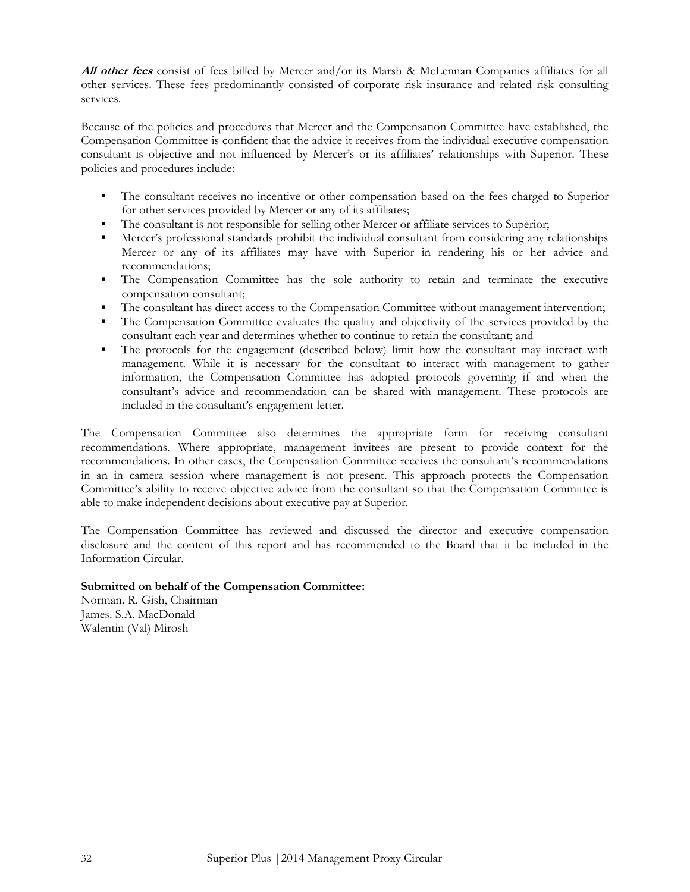***All other fees*** consist of fees billed by Mercer and/or its Marsh & McLennan Companies affiliates for all other services. These fees predominantly consisted of corporate risk insurance and related risk consulting services.

Because of the policies and procedures that Mercer and the Compensation Committee have established, the Compensation Committee is confident that the advice it receives from the individual executive compensation consultant is objective and not influenced by Mercer's or its affiliates' relationships with Superior. These policies and procedures include:

- The consultant receives no incentive or other compensation based on the fees charged to Superior for other services provided by Mercer or any of its affiliates;
- The consultant is not responsible for selling other Mercer or affiliate services to Superior;
- Mercer's professional standards prohibit the individual consultant from considering any relationships Mercer or any of its affiliates may have with Superior in rendering his or her advice and recommendations;
- The Compensation Committee has the sole authority to retain and terminate the executive compensation consultant;
- The consultant has direct access to the Compensation Committee without management intervention;
- The Compensation Committee evaluates the quality and objectivity of the services provided by the consultant each year and determines whether to continue to retain the consultant; and
- The protocols for the engagement (described below) limit how the consultant may interact with management. While it is necessary for the consultant to interact with management to gather information, the Compensation Committee has adopted protocols governing if and when the consultant's advice and recommendation can be shared with management. These protocols are included in the consultant's engagement letter.

The Compensation Committee also determines the appropriate form for receiving consultant recommendations. Where appropriate, management invitees are present to provide context for the recommendations. In other cases, the Compensation Committee receives the consultant's recommendations in an in camera session where management is not present. This approach protects the Compensation Committee's ability to receive objective advice from the consultant so that the Compensation Committee is able to make independent decisions about executive pay at Superior.

The Compensation Committee has reviewed and discussed the director and executive compensation disclosure and the content of this report and has recommended to the Board that it be included in the Information Circular.

**Submitted on behalf of the Compensation Committee:**
Norman. R. Gish, Chairman
James. S.A. MacDonald
Walentin (Val) Mirosh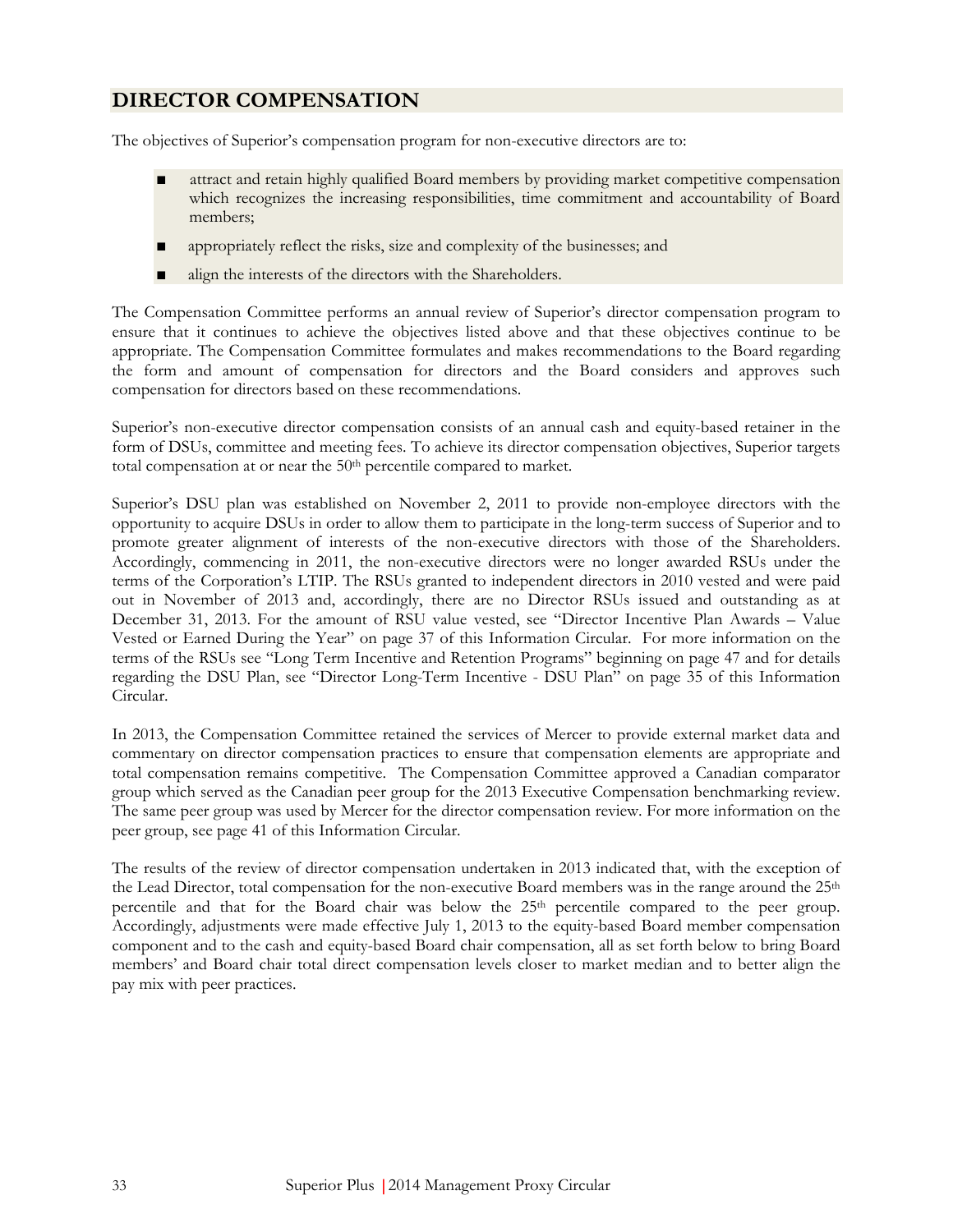## DIRECTOR COMPENSATION

The objectives of Superior's compensation program for non-executive directors are to:

- attract and retain highly qualified Board members by providing market competitive compensation which recognizes the increasing responsibilities, time commitment and accountability of Board members;
- appropriately reflect the risks, size and complexity of the businesses; and
- align the interests of the directors with the Shareholders.

The Compensation Committee performs an annual review of Superior's director compensation program to ensure that it continues to achieve the objectives listed above and that these objectives continue to be appropriate. The Compensation Committee formulates and makes recommendations to the Board regarding the form and amount of compensation for directors and the Board considers and approves such compensation for directors based on these recommendations.

Superior's non-executive director compensation consists of an annual cash and equity-based retainer in the form of DSUs, committee and meeting fees. To achieve its director compensation objectives, Superior targets total compensation at or near the 50th percentile compared to market.

Superior's DSU plan was established on November 2, 2011 to provide non-employee directors with the opportunity to acquire DSUs in order to allow them to participate in the long-term success of Superior and to promote greater alignment of interests of the non-executive directors with those of the Shareholders. Accordingly, commencing in 2011, the non-executive directors were no longer awarded RSUs under the terms of the Corporation's LTIP. The RSUs granted to independent directors in 2010 vested and were paid out in November of 2013 and, accordingly, there are no Director RSUs issued and outstanding as at December 31, 2013. For the amount of RSU value vested, see "Director Incentive Plan Awards – Value Vested or Earned During the Year" on page 37 of this Information Circular. For more information on the terms of the RSUs see "Long Term Incentive and Retention Programs" beginning on page 47 and for details regarding the DSU Plan, see "Director Long-Term Incentive - DSU Plan" on page 35 of this Information Circular.

In 2013, the Compensation Committee retained the services of Mercer to provide external market data and commentary on director compensation practices to ensure that compensation elements are appropriate and total compensation remains competitive. The Compensation Committee approved a Canadian comparator group which served as the Canadian peer group for the 2013 Executive Compensation benchmarking review. The same peer group was used by Mercer for the director compensation review. For more information on the peer group, see page 41 of this Information Circular.

The results of the review of director compensation undertaken in 2013 indicated that, with the exception of the Lead Director, total compensation for the non-executive Board members was in the range around the 25th percentile and that for the Board chair was below the 25th percentile compared to the peer group. Accordingly, adjustments were made effective July 1, 2013 to the equity-based Board member compensation component and to the cash and equity-based Board chair compensation, all as set forth below to bring Board members' and Board chair total direct compensation levels closer to market median and to better align the pay mix with peer practices.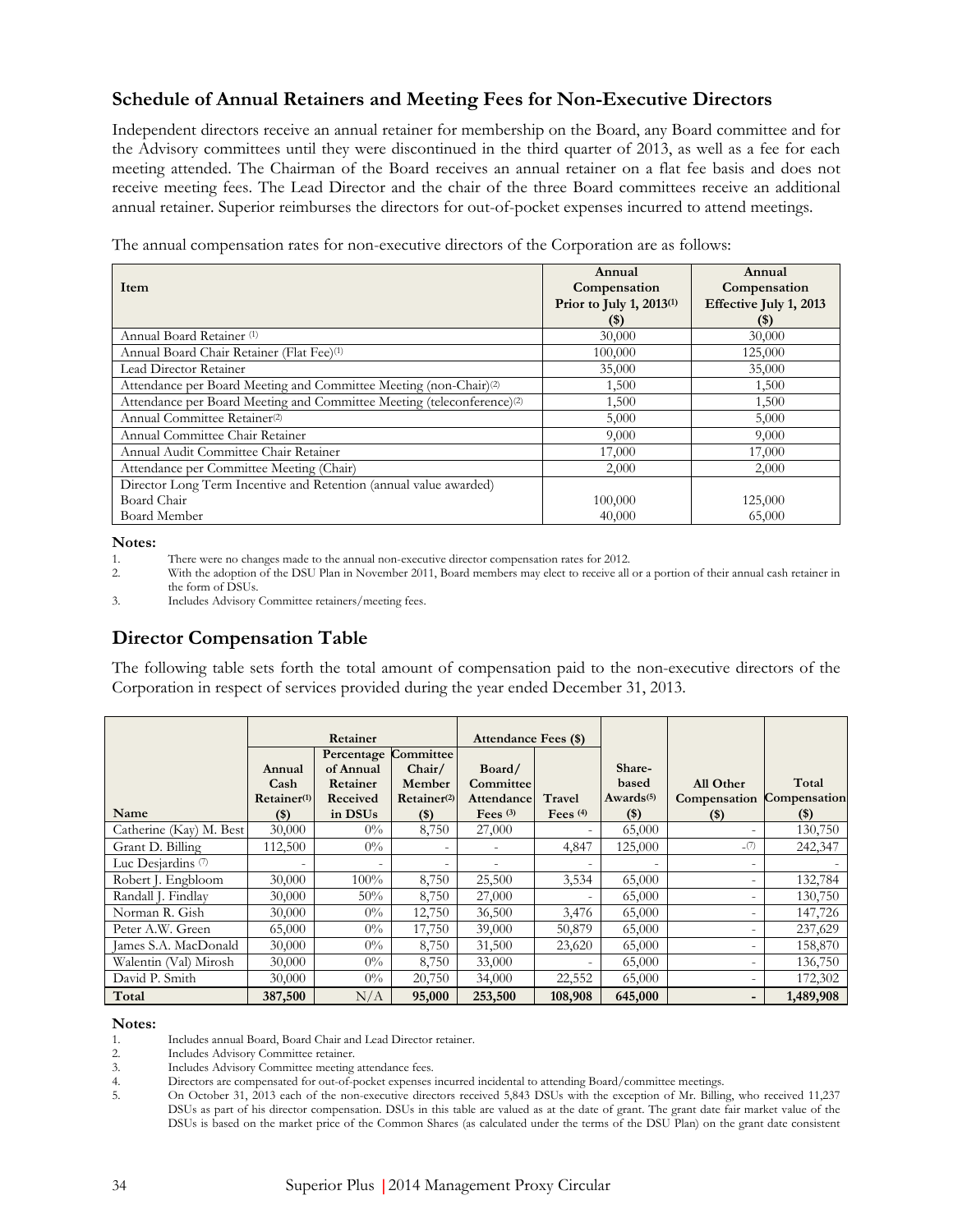## Schedule of Annual Retainers and Meeting Fees for Non-Executive Directors

Independent directors receive an annual retainer for membership on the Board, any Board committee and for the Advisory committees until they were discontinued in the third quarter of 2013, as well as a fee for each meeting attended. The Chairman of the Board receives an annual retainer on a flat fee basis and does not receive meeting fees. The Lead Director and the chair of the three Board committees receive an additional annual retainer. Superior reimburses the directors for out-of-pocket expenses incurred to attend meetings.

The annual compensation rates for non-executive directors of the Corporation are as follows:

| Item | Annual Compensation Prior to July 1, 2013(1) ($) | Annual Compensation Effective July 1, 2013 ($) |
|---|---|---|
| Annual Board Retainer (1) | 30,000 | 30,000 |
| Annual Board Chair Retainer (Flat Fee)(1) | 100,000 | 125,000 |
| Lead Director Retainer | 35,000 | 35,000 |
| Attendance per Board Meeting and Committee Meeting (non-Chair)(2) | 1,500 | 1,500 |
| Attendance per Board Meeting and Committee Meeting (teleconference)(2) | 1,500 | 1,500 |
| Annual Committee Retainer(2) | 5,000 | 5,000 |
| Annual Committee Chair Retainer | 9,000 | 9,000 |
| Annual Audit Committee Chair Retainer | 17,000 | 17,000 |
| Attendance per Committee Meeting (Chair) | 2,000 | 2,000 |
| Director Long Term Incentive and Retention (annual value awarded) | | |
| Board Chair | 100,000 | 125,000 |
| Board Member | 40,000 | 65,000 |

**Notes:**

1. There were no changes made to the annual non-executive director compensation rates for 2012.
2. With the adoption of the DSU Plan in November 2011, Board members may elect to receive all or a portion of their annual cash retainer in the form of DSUs.
3. Includes Advisory Committee retainers/meeting fees.

## Director Compensation Table

The following table sets forth the total amount of compensation paid to the non-executive directors of the Corporation in respect of services provided during the year ended December 31, 2013.

| | Retainer | | | Attendance Fees ($) | | | | |
|---|---|---|---|---|---|---|---|---|
| Name | Annual Cash Retainer(1) ($) | Percentage of Annual Retainer Received in DSUs | Committee Chair/ Member Retainer(2) ($) | Board/ Committee Attendance Fees (3) | Travel Fees (4) | Share-based Awards(5) ($) | All Other Compensation ($) | Total Compensation ($) |
| Catherine (Kay) M. Best | 30,000 | 0% | 8,750 | 27,000 | - | 65,000 | - | 130,750 |
| Grant D. Billing | 112,500 | 0% | - | - | 4,847 | 125,000 | -(7) | 242,347 |
| Luc Desjardins (7) | - | - | - | - | - | - | - | - |
| Robert J. Engbloom | 30,000 | 100% | 8,750 | 25,500 | 3,534 | 65,000 | - | 132,784 |
| Randall J. Findlay | 30,000 | 50% | 8,750 | 27,000 | - | 65,000 | - | 130,750 |
| Norman R. Gish | 30,000 | 0% | 12,750 | 36,500 | 3,476 | 65,000 | - | 147,726 |
| Peter A.W. Green | 65,000 | 0% | 17,750 | 39,000 | 50,879 | 65,000 | - | 237,629 |
| James S.A. MacDonald | 30,000 | 0% | 8,750 | 31,500 | 23,620 | 65,000 | - | 158,870 |
| Walentin (Val) Mirosh | 30,000 | 0% | 8,750 | 33,000 | - | 65,000 | - | 136,750 |
| David P. Smith | 30,000 | 0% | 20,750 | 34,000 | 22,552 | 65,000 | - | 172,302 |
| **Total** | **387,500** | N/A | **95,000** | **253,500** | **108,908** | **645,000** | **-** | **1,489,908** |

**Notes:**

1. Includes annual Board, Board Chair and Lead Director retainer.
2. Includes Advisory Committee retainer.
3. Includes Advisory Committee meeting attendance fees.
4. Directors are compensated for out-of-pocket expenses incurred incidental to attending Board/committee meetings.
5. On October 31, 2013 each of the non-executive directors received 5,843 DSUs with the exception of Mr. Billing, who received 11,237 DSUs as part of his director compensation. DSUs in this table are valued as at the date of grant. The grant date fair market value of the DSUs is based on the market price of the Common Shares (as calculated under the terms of the DSU Plan) on the grant date consistent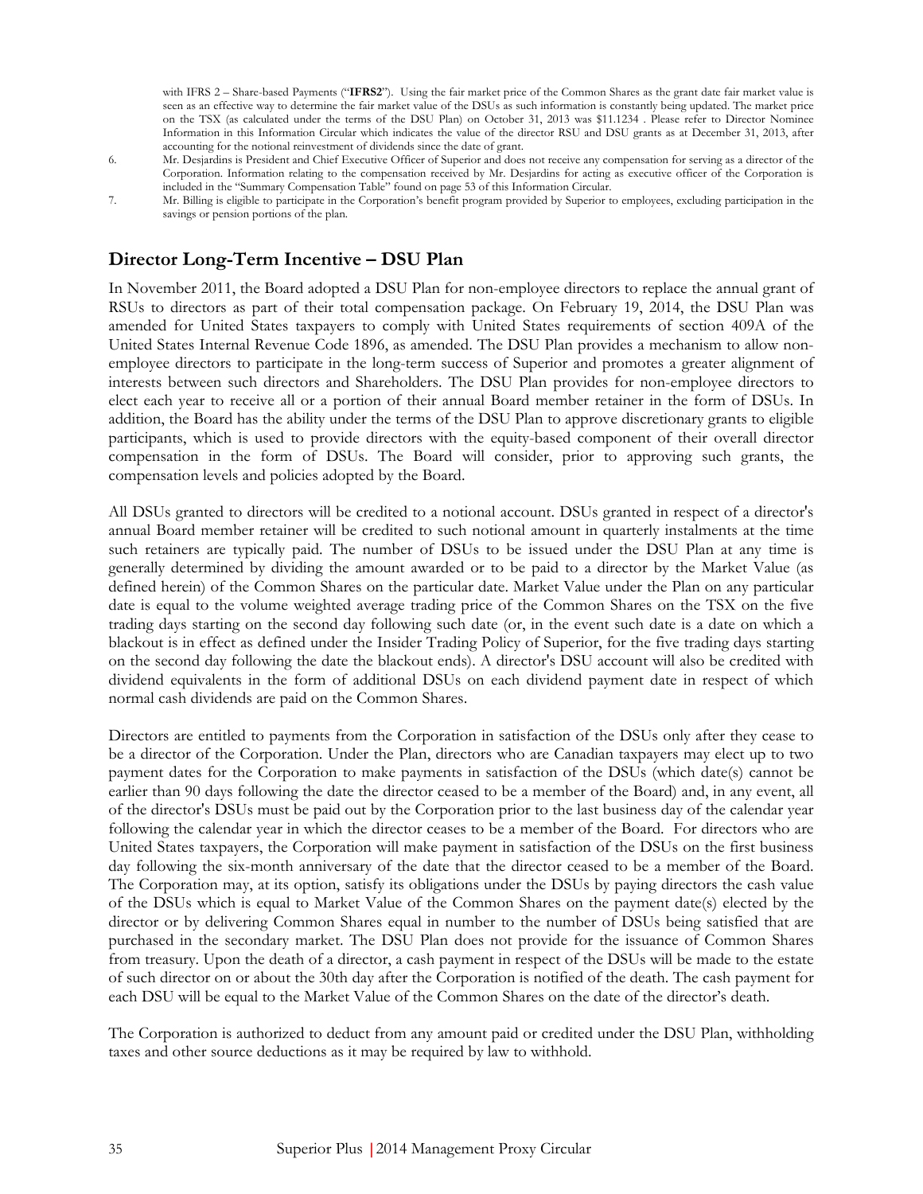with IFRS 2 – Share-based Payments ("**IFRS2**"). Using the fair market price of the Common Shares as the grant date fair market value is seen as an effective way to determine the fair market value of the DSUs as such information is constantly being updated. The market price on the TSX (as calculated under the terms of the DSU Plan) on October 31, 2013 was $11.1234 . Please refer to Director Nominee Information in this Information Circular which indicates the value of the director RSU and DSU grants as at December 31, 2013, after accounting for the notional reinvestment of dividends since the date of grant.

6. Mr. Desjardins is President and Chief Executive Officer of Superior and does not receive any compensation for serving as a director of the Corporation. Information relating to the compensation received by Mr. Desjardins for acting as executive officer of the Corporation is included in the "Summary Compensation Table" found on page 53 of this Information Circular.
7. Mr. Billing is eligible to participate in the Corporation's benefit program provided by Superior to employees, excluding participation in the savings or pension portions of the plan.

## Director Long-Term Incentive – DSU Plan

In November 2011, the Board adopted a DSU Plan for non-employee directors to replace the annual grant of RSUs to directors as part of their total compensation package. On February 19, 2014, the DSU Plan was amended for United States taxpayers to comply with United States requirements of section 409A of the United States Internal Revenue Code 1896, as amended. The DSU Plan provides a mechanism to allow non-employee directors to participate in the long-term success of Superior and promotes a greater alignment of interests between such directors and Shareholders. The DSU Plan provides for non-employee directors to elect each year to receive all or a portion of their annual Board member retainer in the form of DSUs. In addition, the Board has the ability under the terms of the DSU Plan to approve discretionary grants to eligible participants, which is used to provide directors with the equity-based component of their overall director compensation in the form of DSUs. The Board will consider, prior to approving such grants, the compensation levels and policies adopted by the Board.

All DSUs granted to directors will be credited to a notional account. DSUs granted in respect of a director's annual Board member retainer will be credited to such notional amount in quarterly instalments at the time such retainers are typically paid. The number of DSUs to be issued under the DSU Plan at any time is generally determined by dividing the amount awarded or to be paid to a director by the Market Value (as defined herein) of the Common Shares on the particular date. Market Value under the Plan on any particular date is equal to the volume weighted average trading price of the Common Shares on the TSX on the five trading days starting on the second day following such date (or, in the event such date is a date on which a blackout is in effect as defined under the Insider Trading Policy of Superior, for the five trading days starting on the second day following the date the blackout ends). A director's DSU account will also be credited with dividend equivalents in the form of additional DSUs on each dividend payment date in respect of which normal cash dividends are paid on the Common Shares.

Directors are entitled to payments from the Corporation in satisfaction of the DSUs only after they cease to be a director of the Corporation. Under the Plan, directors who are Canadian taxpayers may elect up to two payment dates for the Corporation to make payments in satisfaction of the DSUs (which date(s) cannot be earlier than 90 days following the date the director ceased to be a member of the Board) and, in any event, all of the director's DSUs must be paid out by the Corporation prior to the last business day of the calendar year following the calendar year in which the director ceases to be a member of the Board. For directors who are United States taxpayers, the Corporation will make payment in satisfaction of the DSUs on the first business day following the six-month anniversary of the date that the director ceased to be a member of the Board. The Corporation may, at its option, satisfy its obligations under the DSUs by paying directors the cash value of the DSUs which is equal to Market Value of the Common Shares on the payment date(s) elected by the director or by delivering Common Shares equal in number to the number of DSUs being satisfied that are purchased in the secondary market. The DSU Plan does not provide for the issuance of Common Shares from treasury. Upon the death of a director, a cash payment in respect of the DSUs will be made to the estate of such director on or about the 30th day after the Corporation is notified of the death. The cash payment for each DSU will be equal to the Market Value of the Common Shares on the date of the director's death.

The Corporation is authorized to deduct from any amount paid or credited under the DSU Plan, withholding taxes and other source deductions as it may be required by law to withhold.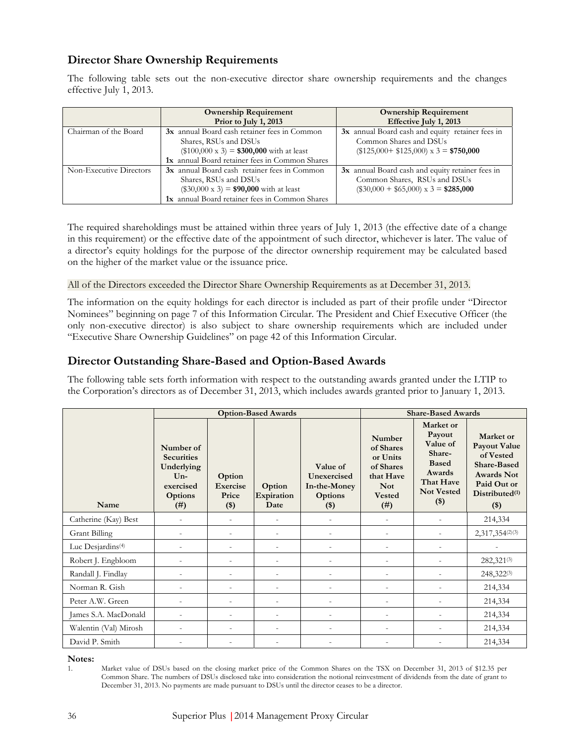## Director Share Ownership Requirements

The following table sets out the non-executive director share ownership requirements and the changes effective July 1, 2013.

| | Ownership Requirement Prior to July 1, 2013 | Ownership Requirement Effective July 1, 2013 |
|---|---|---|
| Chairman of the Board | **3x** annual Board cash retainer fees in Common Shares, RSUs and DSUs ($100,000 x 3) = **$300,000** with at least **1x** annual Board retainer fees in Common Shares | **3x** annual Board cash and equity retainer fees in Common Shares and DSUs ($125,000+ $125,000) x 3 = **$750,000** |
| Non-Executive Directors | **3x** annual Board cash retainer fees in Common Shares, RSUs and DSUs ($30,000 x 3) = **$90,000** with at least **1x** annual Board retainer fees in Common Shares | **3x** annual Board cash and equity retainer fees in Common Shares, RSUs and DSUs ($30,000 + $65,000) x 3 = **$285,000** |

The required shareholdings must be attained within three years of July 1, 2013 (the effective date of a change in this requirement) or the effective date of the appointment of such director, whichever is later. The value of a director's equity holdings for the purpose of the director ownership requirement may be calculated based on the higher of the market value or the issuance price.

All of the Directors exceeded the Director Share Ownership Requirements as at December 31, 2013.

The information on the equity holdings for each director is included as part of their profile under "Director Nominees" beginning on page 7 of this Information Circular. The President and Chief Executive Officer (the only non-executive director) is also subject to share ownership requirements which are included under "Executive Share Ownership Guidelines" on page 42 of this Information Circular.

## Director Outstanding Share-Based and Option-Based Awards

The following table sets forth information with respect to the outstanding awards granted under the LTIP to the Corporation's directors as of December 31, 2013, which includes awards granted prior to January 1, 2013.

| | Option-Based Awards | | | | Share-Based Awards | | |
|---|---|---|---|---|---|---|---|
| Name | Number of Securities Underlying Un-exercised Options (#) | Option Exercise Price ($) | Option Expiration Date | Value of Unexercised In-the-Money Options ($) | Number of Shares or Units of Shares that Have Not Vested (#) | Market or Payout Value of Share-Based Awards That Have Not Vested ($) | Market or Payout Value of Vested Share-Based Awards Not Paid Out or Distributed[(1)] ($) |
| Catherine (Kay) Best | - | - | - | - | - | - | 214,334 |
| Grant Billing | - | - | - | - | - | - | 2,317,354[(2)(3)] |
| Luc Desjardins[(4)] | - | - | - | - | - | - | - |
| Robert J. Engbloom | - | - | - | - | - | - | 282,321[(3)] |
| Randall J. Findlay | - | - | - | - | - | - | 248,322[(3)] |
| Norman R. Gish | - | - | - | - | - | - | 214,334 |
| Peter A.W. Green | - | - | - | - | - | - | 214,334 |
| James S.A. MacDonald | - | - | - | - | - | - | 214,334 |
| Walentin (Val) Mirosh | - | - | - | - | - | - | 214,334 |
| David P. Smith | - | - | - | - | - | - | 214,334 |

**Notes:**

1. Market value of DSUs based on the closing market price of the Common Shares on the TSX on December 31, 2013 of $12.35 per Common Share. The numbers of DSUs disclosed take into consideration the notional reinvestment of dividends from the date of grant to December 31, 2013. No payments are made pursuant to DSUs until the director ceases to be a director.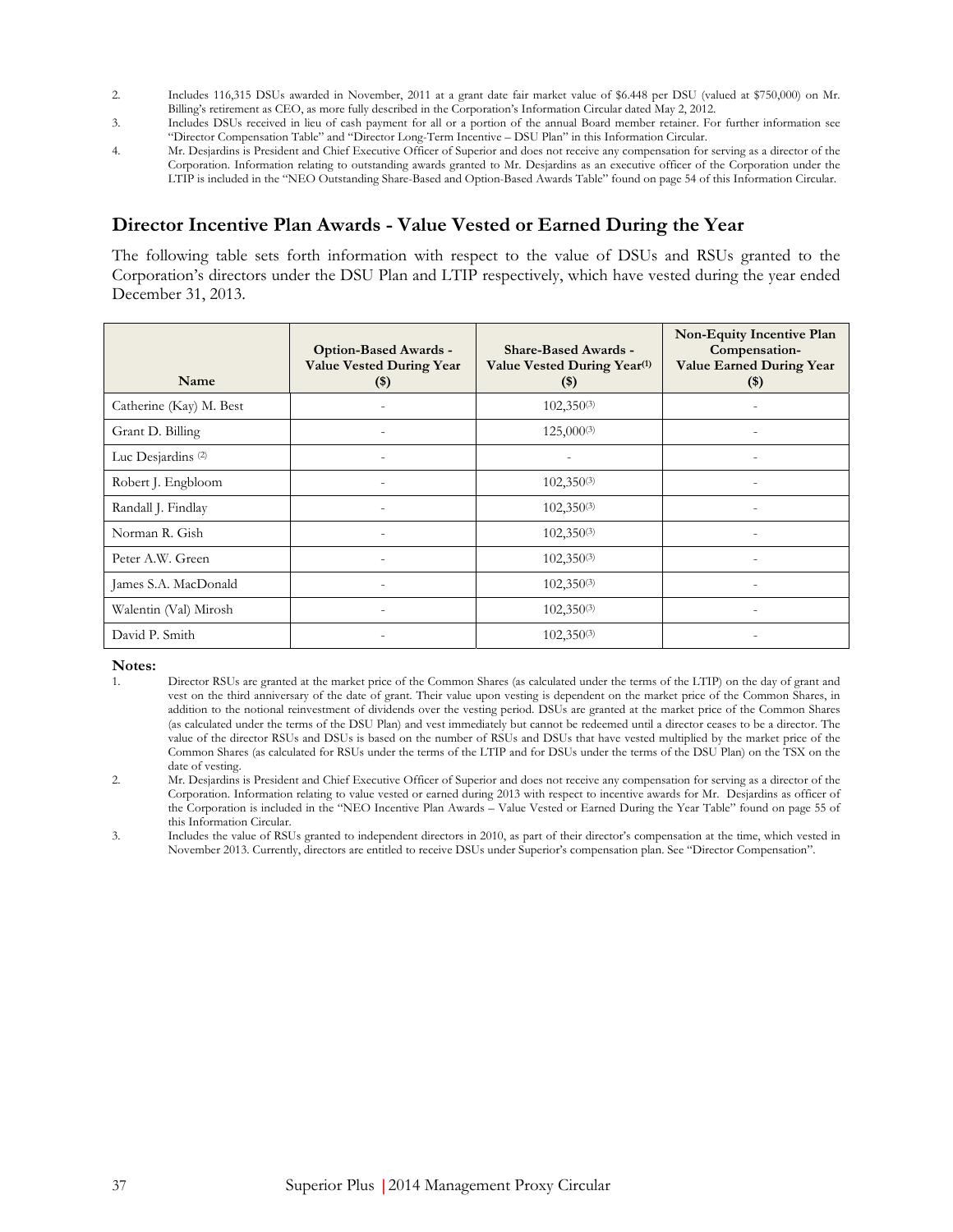2. Includes 116,315 DSUs awarded in November, 2011 at a grant date fair market value of $6.448 per DSU (valued at $750,000) on Mr. Billing's retirement as CEO, as more fully described in the Corporation's Information Circular dated May 2, 2012.
3. Includes DSUs received in lieu of cash payment for all or a portion of the annual Board member retainer. For further information see "Director Compensation Table" and "Director Long-Term Incentive – DSU Plan" in this Information Circular.
4. Mr. Desjardins is President and Chief Executive Officer of Superior and does not receive any compensation for serving as a director of the Corporation. Information relating to outstanding awards granted to Mr. Desjardins as an executive officer of the Corporation under the LTIP is included in the "NEO Outstanding Share-Based and Option-Based Awards Table" found on page 54 of this Information Circular.

## Director Incentive Plan Awards - Value Vested or Earned During the Year

The following table sets forth information with respect to the value of DSUs and RSUs granted to the Corporation's directors under the DSU Plan and LTIP respectively, which have vested during the year ended December 31, 2013.

| Name | Option-Based Awards - Value Vested During Year ($) | Share-Based Awards - Value Vested During Year[(1)] ($) | Non-Equity Incentive Plan Compensation- Value Earned During Year ($) |
|---|---|---|---|
| Catherine (Kay) M. Best | - | 102,350[(3)] | - |
| Grant D. Billing | - | 125,000[(3)] | - |
| Luc Desjardins [(2)] | - | - | - |
| Robert J. Engbloom | - | 102,350[(3)] | - |
| Randall J. Findlay | - | 102,350[(3)] | - |
| Norman R. Gish | - | 102,350[(3)] | - |
| Peter A.W. Green | - | 102,350[(3)] | - |
| James S.A. MacDonald | - | 102,350[(3)] | - |
| Walentin (Val) Mirosh | - | 102,350[(3)] | - |
| David P. Smith | - | 102,350[(3)] | - |

**Notes:**

1. Director RSUs are granted at the market price of the Common Shares (as calculated under the terms of the LTIP) on the day of grant and vest on the third anniversary of the date of grant. Their value upon vesting is dependent on the market price of the Common Shares, in addition to the notional reinvestment of dividends over the vesting period. DSUs are granted at the market price of the Common Shares (as calculated under the terms of the DSU Plan) and vest immediately but cannot be redeemed until a director ceases to be a director. The value of the director RSUs and DSUs is based on the number of RSUs and DSUs that have vested multiplied by the market price of the Common Shares (as calculated for RSUs under the terms of the LTIP and for DSUs under the terms of the DSU Plan) on the TSX on the date of vesting.
2. Mr. Desjardins is President and Chief Executive Officer of Superior and does not receive any compensation for serving as a director of the Corporation. Information relating to value vested or earned during 2013 with respect to incentive awards for Mr. Desjardins as officer of the Corporation is included in the "NEO Incentive Plan Awards – Value Vested or Earned During the Year Table" found on page 55 of this Information Circular.
3. Includes the value of RSUs granted to independent directors in 2010, as part of their director's compensation at the time, which vested in November 2013. Currently, directors are entitled to receive DSUs under Superior's compensation plan. See "Director Compensation".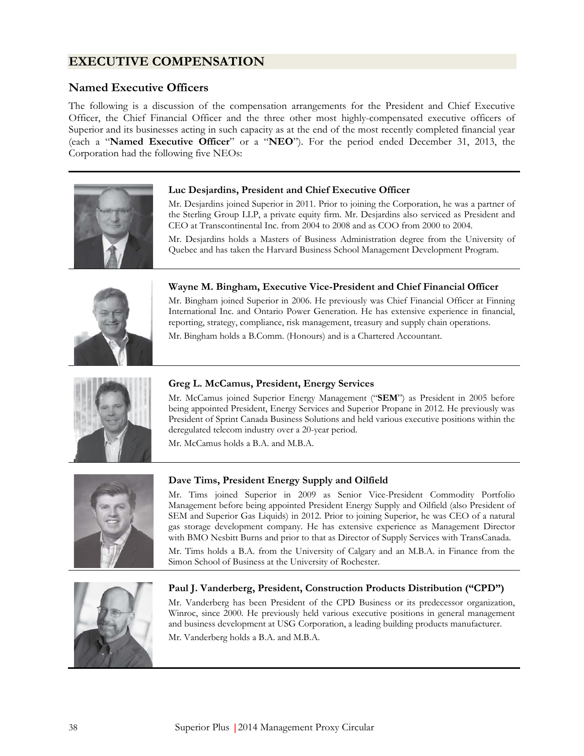# EXECUTIVE COMPENSATION

## Named Executive Officers

The following is a discussion of the compensation arrangements for the President and Chief Executive Officer, the Chief Financial Officer and the three other most highly-compensated executive officers of Superior and its businesses acting in such capacity as at the end of the most recently completed financial year (each a "**Named Executive Officer**" or a "**NEO**"). For the period ended December 31, 2013, the Corporation had the following five NEOs:

**Luc Desjardins, President and Chief Executive Officer**

Mr. Desjardins joined Superior in 2011. Prior to joining the Corporation, he was a partner of the Sterling Group LLP, a private equity firm. Mr. Desjardins also serviced as President and CEO at Transcontinental Inc. from 2004 to 2008 and as COO from 2000 to 2004.

Mr. Desjardins holds a Masters of Business Administration degree from the University of Quebec and has taken the Harvard Business School Management Development Program.

**Wayne M. Bingham, Executive Vice-President and Chief Financial Officer**

Mr. Bingham joined Superior in 2006. He previously was Chief Financial Officer at Finning International Inc. and Ontario Power Generation. He has extensive experience in financial, reporting, strategy, compliance, risk management, treasury and supply chain operations.

Mr. Bingham holds a B.Comm. (Honours) and is a Chartered Accountant.

**Greg L. McCamus, President, Energy Services**

Mr. McCamus joined Superior Energy Management ("**SEM**") as President in 2005 before being appointed President, Energy Services and Superior Propane in 2012. He previously was President of Sprint Canada Business Solutions and held various executive positions within the deregulated telecom industry over a 20-year period.

Mr. McCamus holds a B.A. and M.B.A.

**Dave Tims, President Energy Supply and Oilfield**

Mr. Tims joined Superior in 2009 as Senior Vice-President Commodity Portfolio Management before being appointed President Energy Supply and Oilfield (also President of SEM and Superior Gas Liquids) in 2012. Prior to joining Superior, he was CEO of a natural gas storage development company. He has extensive experience as Management Director with BMO Nesbitt Burns and prior to that as Director of Supply Services with TransCanada.

Mr. Tims holds a B.A. from the University of Calgary and an M.B.A. in Finance from the Simon School of Business at the University of Rochester.

**Paul J. Vanderberg, President, Construction Products Distribution ("CPD")**

Mr. Vanderberg has been President of the CPD Business or its predecessor organization, Winroc, since 2000. He previously held various executive positions in general management and business development at USG Corporation, a leading building products manufacturer.

Mr. Vanderberg holds a B.A. and M.B.A.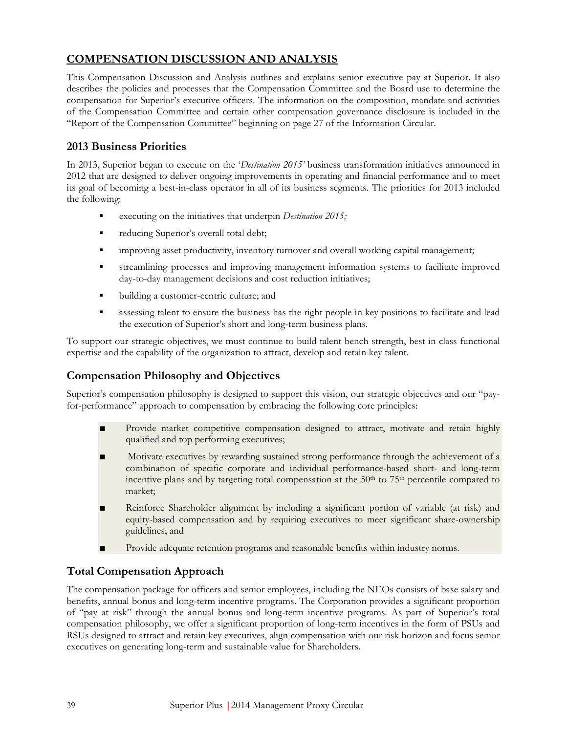## COMPENSATION DISCUSSION AND ANALYSIS

This Compensation Discussion and Analysis outlines and explains senior executive pay at Superior. It also describes the policies and processes that the Compensation Committee and the Board use to determine the compensation for Superior's executive officers. The information on the composition, mandate and activities of the Compensation Committee and certain other compensation governance disclosure is included in the "Report of the Compensation Committee" beginning on page 27 of the Information Circular.

### 2013 Business Priorities

In 2013, Superior began to execute on the '*Destination 2015'* business transformation initiatives announced in 2012 that are designed to deliver ongoing improvements in operating and financial performance and to meet its goal of becoming a best-in-class operator in all of its business segments. The priorities for 2013 included the following:

- executing on the initiatives that underpin *Destination 2015;*
- reducing Superior's overall total debt;
- improving asset productivity, inventory turnover and overall working capital management;
- streamlining processes and improving management information systems to facilitate improved day-to-day management decisions and cost reduction initiatives;
- building a customer-centric culture; and
- assessing talent to ensure the business has the right people in key positions to facilitate and lead the execution of Superior's short and long-term business plans.

To support our strategic objectives, we must continue to build talent bench strength, best in class functional expertise and the capability of the organization to attract, develop and retain key talent.

### Compensation Philosophy and Objectives

Superior's compensation philosophy is designed to support this vision, our strategic objectives and our "pay-for-performance" approach to compensation by embracing the following core principles:

- Provide market competitive compensation designed to attract, motivate and retain highly qualified and top performing executives;
- Motivate executives by rewarding sustained strong performance through the achievement of a combination of specific corporate and individual performance-based short- and long-term incentive plans and by targeting total compensation at the 50th to 75th percentile compared to market;
- Reinforce Shareholder alignment by including a significant portion of variable (at risk) and equity-based compensation and by requiring executives to meet significant share-ownership guidelines; and
- Provide adequate retention programs and reasonable benefits within industry norms.

### Total Compensation Approach

The compensation package for officers and senior employees, including the NEOs consists of base salary and benefits, annual bonus and long-term incentive programs. The Corporation provides a significant proportion of "pay at risk" through the annual bonus and long-term incentive programs. As part of Superior's total compensation philosophy, we offer a significant proportion of long-term incentives in the form of PSUs and RSUs designed to attract and retain key executives, align compensation with our risk horizon and focus senior executives on generating long-term and sustainable value for Shareholders.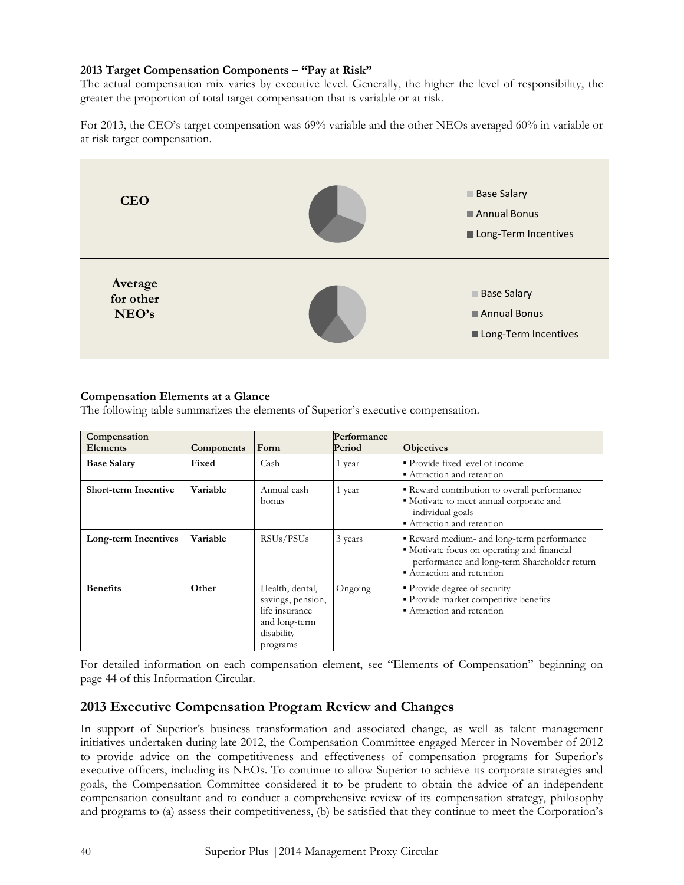**2013 Target Compensation Components – "Pay at Risk"**

The actual compensation mix varies by executive level. Generally, the higher the level of responsibility, the greater the proportion of total target compensation that is variable or at risk.

For 2013, the CEO's target compensation was 69% variable and the other NEOs averaged 60% in variable or at risk target compensation.

| | |
|---|---|
| **CEO** | Base Salary<br>Annual Bonus<br>Long-Term Incentives |
| **Average for other NEO's** | Base Salary<br>Annual Bonus<br>Long-Term Incentives |

**Compensation Elements at a Glance**

The following table summarizes the elements of Superior's executive compensation.

| Compensation Elements | Components | Form | Performance Period | Objectives |
|---|---|---|---|---|
| **Base Salary** | **Fixed** | Cash | 1 year | ▪ Provide fixed level of income<br>▪ Attraction and retention |
| **Short-term Incentive** | **Variable** | Annual cash bonus | 1 year | ▪ Reward contribution to overall performance<br>▪ Motivate to meet annual corporate and individual goals<br>▪ Attraction and retention |
| **Long-term Incentives** | **Variable** | RSUs/PSUs | 3 years | ▪ Reward medium- and long-term performance<br>▪ Motivate focus on operating and financial performance and long-term Shareholder return<br>▪ Attraction and retention |
| **Benefits** | **Other** | Health, dental, savings, pension, life insurance and long-term disability programs | Ongoing | ▪ Provide degree of security<br>▪ Provide market competitive benefits<br>▪ Attraction and retention |

For detailed information on each compensation element, see "Elements of Compensation" beginning on page 44 of this Information Circular.

## 2013 Executive Compensation Program Review and Changes

In support of Superior's business transformation and associated change, as well as talent management initiatives undertaken during late 2012, the Compensation Committee engaged Mercer in November of 2012 to provide advice on the competitiveness and effectiveness of compensation programs for Superior's executive officers, including its NEOs. To continue to allow Superior to achieve its corporate strategies and goals, the Compensation Committee considered it to be prudent to obtain the advice of an independent compensation consultant and to conduct a comprehensive review of its compensation strategy, philosophy and programs to (a) assess their competitiveness, (b) be satisfied that they continue to meet the Corporation's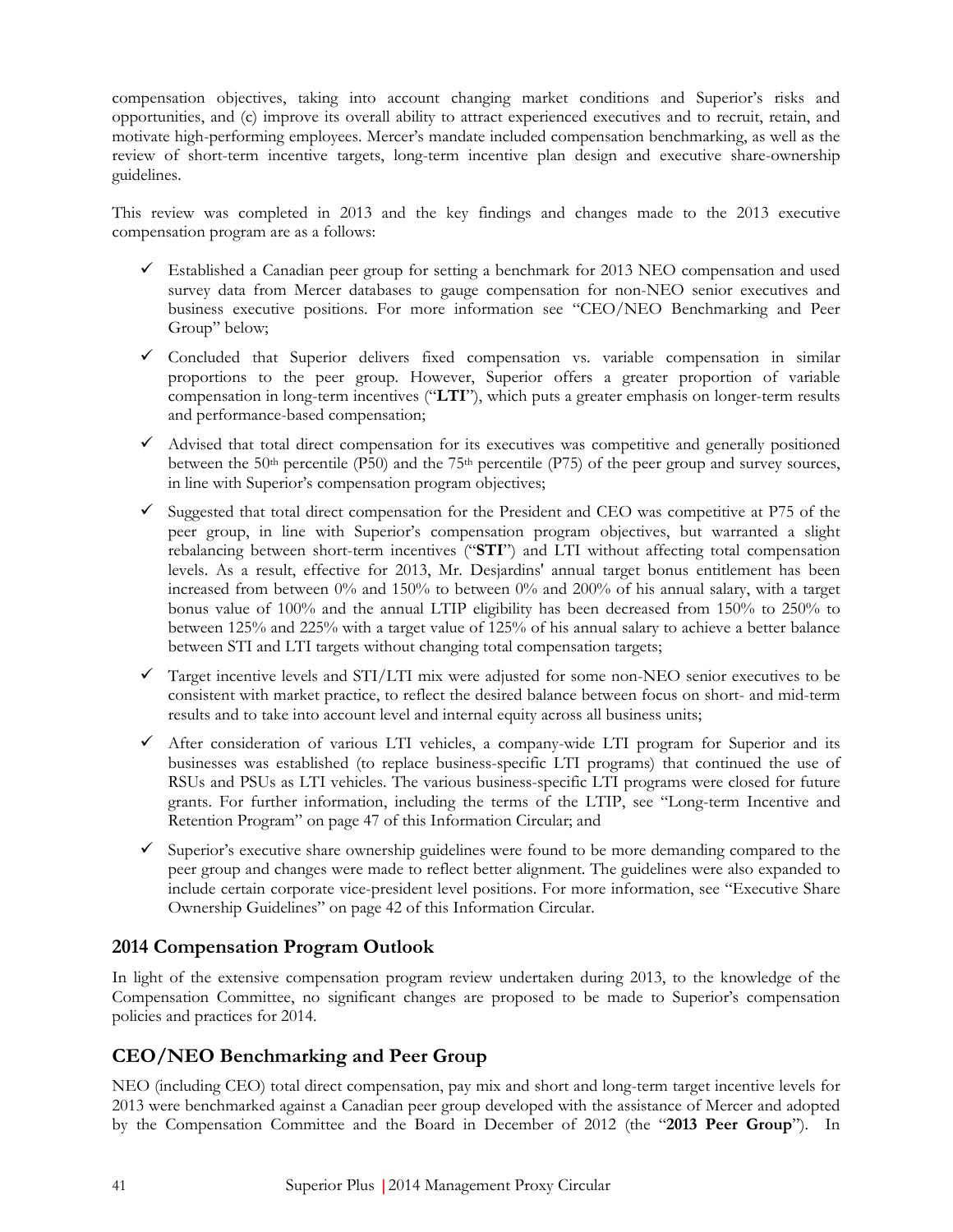compensation objectives, taking into account changing market conditions and Superior's risks and opportunities, and (c) improve its overall ability to attract experienced executives and to recruit, retain, and motivate high-performing employees. Mercer's mandate included compensation benchmarking, as well as the review of short-term incentive targets, long-term incentive plan design and executive share-ownership guidelines.

This review was completed in 2013 and the key findings and changes made to the 2013 executive compensation program are as a follows:

- ✓ Established a Canadian peer group for setting a benchmark for 2013 NEO compensation and used survey data from Mercer databases to gauge compensation for non-NEO senior executives and business executive positions. For more information see "CEO/NEO Benchmarking and Peer Group" below;
- ✓ Concluded that Superior delivers fixed compensation vs. variable compensation in similar proportions to the peer group. However, Superior offers a greater proportion of variable compensation in long-term incentives ("**LTI**"), which puts a greater emphasis on longer-term results and performance-based compensation;
- ✓ Advised that total direct compensation for its executives was competitive and generally positioned between the 50th percentile (P50) and the 75th percentile (P75) of the peer group and survey sources, in line with Superior's compensation program objectives;
- ✓ Suggested that total direct compensation for the President and CEO was competitive at P75 of the peer group, in line with Superior's compensation program objectives, but warranted a slight rebalancing between short-term incentives ("**STI**") and LTI without affecting total compensation levels. As a result, effective for 2013, Mr. Desjardins' annual target bonus entitlement has been increased from between 0% and 150% to between 0% and 200% of his annual salary, with a target bonus value of 100% and the annual LTIP eligibility has been decreased from 150% to 250% to between 125% and 225% with a target value of 125% of his annual salary to achieve a better balance between STI and LTI targets without changing total compensation targets;
- ✓ Target incentive levels and STI/LTI mix were adjusted for some non-NEO senior executives to be consistent with market practice, to reflect the desired balance between focus on short- and mid-term results and to take into account level and internal equity across all business units;
- ✓ After consideration of various LTI vehicles, a company-wide LTI program for Superior and its businesses was established (to replace business-specific LTI programs) that continued the use of RSUs and PSUs as LTI vehicles. The various business-specific LTI programs were closed for future grants. For further information, including the terms of the LTIP, see "Long-term Incentive and Retention Program" on page 47 of this Information Circular; and
- ✓ Superior's executive share ownership guidelines were found to be more demanding compared to the peer group and changes were made to reflect better alignment. The guidelines were also expanded to include certain corporate vice-president level positions. For more information, see "Executive Share Ownership Guidelines" on page 42 of this Information Circular.

## 2014 Compensation Program Outlook

In light of the extensive compensation program review undertaken during 2013, to the knowledge of the Compensation Committee, no significant changes are proposed to be made to Superior's compensation policies and practices for 2014.

## CEO/NEO Benchmarking and Peer Group

NEO (including CEO) total direct compensation, pay mix and short and long-term target incentive levels for 2013 were benchmarked against a Canadian peer group developed with the assistance of Mercer and adopted by the Compensation Committee and the Board in December of 2012 (the "**2013 Peer Group**"). In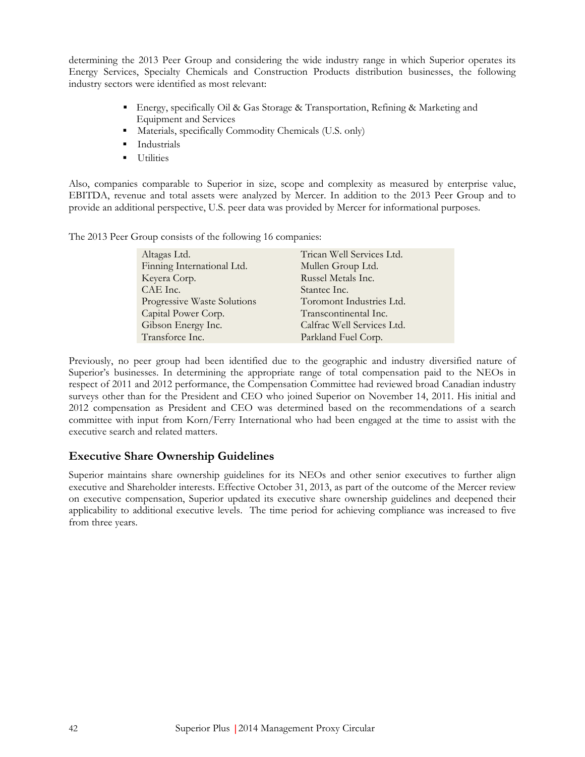determining the 2013 Peer Group and considering the wide industry range in which Superior operates its Energy Services, Specialty Chemicals and Construction Products distribution businesses, the following industry sectors were identified as most relevant:

- Energy, specifically Oil & Gas Storage & Transportation, Refining & Marketing and Equipment and Services
- Materials, specifically Commodity Chemicals (U.S. only)
- Industrials
- Utilities

Also, companies comparable to Superior in size, scope and complexity as measured by enterprise value, EBITDA, revenue and total assets were analyzed by Mercer. In addition to the 2013 Peer Group and to provide an additional perspective, U.S. peer data was provided by Mercer for informational purposes.

The 2013 Peer Group consists of the following 16 companies:

| | |
|---|---|
| Altagas Ltd. | Trican Well Services Ltd. |
| Finning International Ltd. | Mullen Group Ltd. |
| Keyera Corp. | Russel Metals Inc. |
| CAE Inc. | Stantec Inc. |
| Progressive Waste Solutions | Toromont Industries Ltd. |
| Capital Power Corp. | Transcontinental Inc. |
| Gibson Energy Inc. | Calfrac Well Services Ltd. |
| Transforce Inc. | Parkland Fuel Corp. |

Previously, no peer group had been identified due to the geographic and industry diversified nature of Superior's businesses. In determining the appropriate range of total compensation paid to the NEOs in respect of 2011 and 2012 performance, the Compensation Committee had reviewed broad Canadian industry surveys other than for the President and CEO who joined Superior on November 14, 2011. His initial and 2012 compensation as President and CEO was determined based on the recommendations of a search committee with input from Korn/Ferry International who had been engaged at the time to assist with the executive search and related matters.

## Executive Share Ownership Guidelines

Superior maintains share ownership guidelines for its NEOs and other senior executives to further align executive and Shareholder interests. Effective October 31, 2013, as part of the outcome of the Mercer review on executive compensation, Superior updated its executive share ownership guidelines and deepened their applicability to additional executive levels. The time period for achieving compliance was increased to five from three years.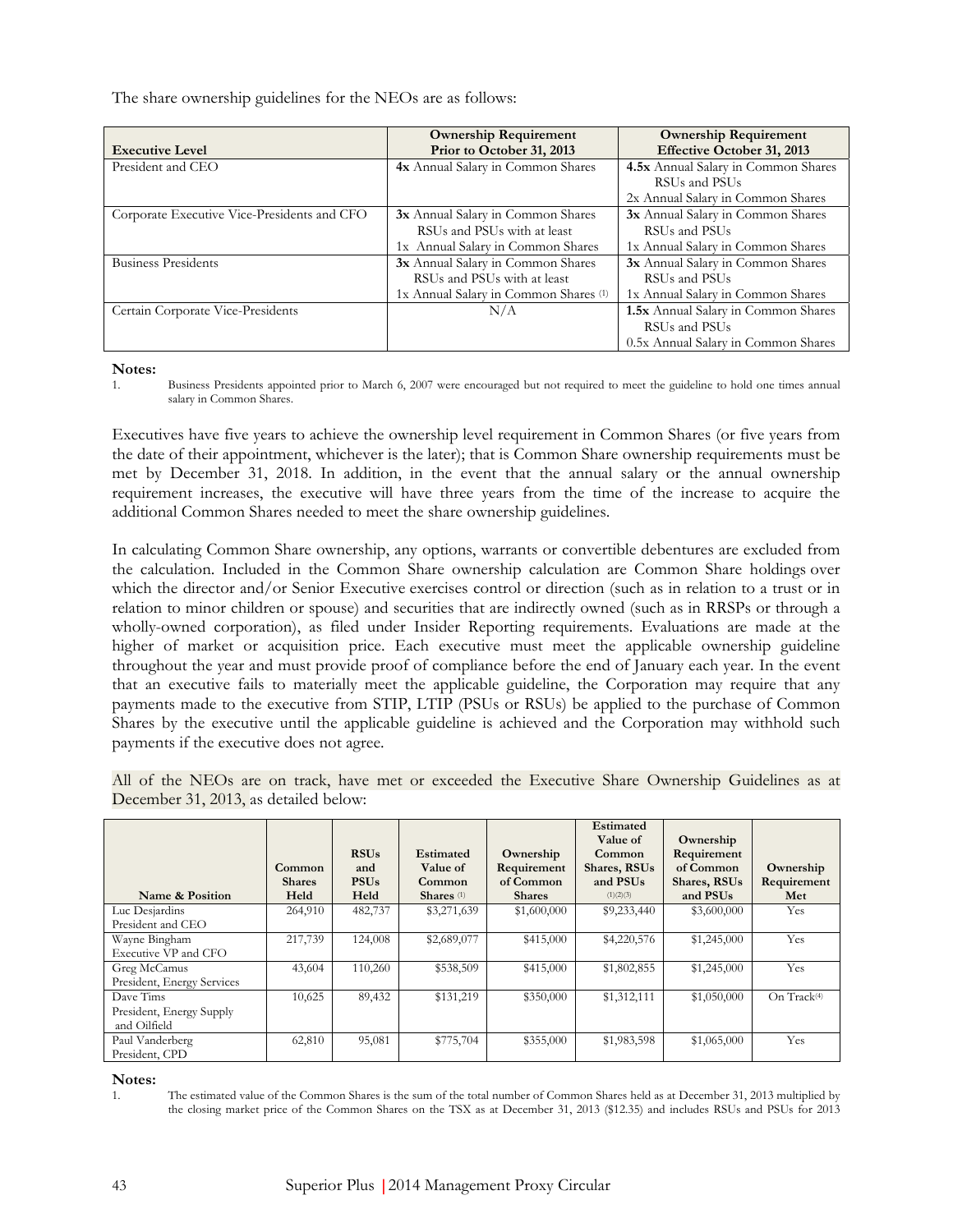The share ownership guidelines for the NEOs are as follows:

| Executive Level | Ownership Requirement Prior to October 31, 2013 | Ownership Requirement Effective October 31, 2013 |
|---|---|---|
| President and CEO | **4x** Annual Salary in Common Shares | **4.5x** Annual Salary in Common Shares RSUs and PSUs<br>2x Annual Salary in Common Shares |
| Corporate Executive Vice-Presidents and CFO | **3x** Annual Salary in Common Shares RSUs and PSUs with at least<br>1x Annual Salary in Common Shares | **3x** Annual Salary in Common Shares RSUs and PSUs<br>1x Annual Salary in Common Shares |
| Business Presidents | **3x** Annual Salary in Common Shares RSUs and PSUs with at least<br>1x Annual Salary in Common Shares (1) | **3x** Annual Salary in Common Shares RSUs and PSUs<br>1x Annual Salary in Common Shares |
| Certain Corporate Vice-Presidents | N/A | **1.5x** Annual Salary in Common Shares RSUs and PSUs<br>0.5x Annual Salary in Common Shares |

**Notes:**

1. Business Presidents appointed prior to March 6, 2007 were encouraged but not required to meet the guideline to hold one times annual salary in Common Shares.

Executives have five years to achieve the ownership level requirement in Common Shares (or five years from the date of their appointment, whichever is the later); that is Common Share ownership requirements must be met by December 31, 2018. In addition, in the event that the annual salary or the annual ownership requirement increases, the executive will have three years from the time of the increase to acquire the additional Common Shares needed to meet the share ownership guidelines.

In calculating Common Share ownership, any options, warrants or convertible debentures are excluded from the calculation. Included in the Common Share ownership calculation are Common Share holdings over which the director and/or Senior Executive exercises control or direction (such as in relation to a trust or in relation to minor children or spouse) and securities that are indirectly owned (such as in RRSPs or through a wholly-owned corporation), as filed under Insider Reporting requirements. Evaluations are made at the higher of market or acquisition price. Each executive must meet the applicable ownership guideline throughout the year and must provide proof of compliance before the end of January each year. In the event that an executive fails to materially meet the applicable guideline, the Corporation may require that any payments made to the executive from STIP, LTIP (PSUs or RSUs) be applied to the purchase of Common Shares by the executive until the applicable guideline is achieved and the Corporation may withhold such payments if the executive does not agree.

All of the NEOs are on track, have met or exceeded the Executive Share Ownership Guidelines as at December 31, 2013, as detailed below:

| Name & Position | Common Shares Held | RSUs and PSUs Held | Estimated Value of Common Shares (1) | Ownership Requirement of Common Shares | Estimated Value of Common Shares, RSUs and PSUs (1)(2)(3) | Ownership Requirement of Common Shares, RSUs and PSUs | Ownership Requirement Met |
|---|---|---|---|---|---|---|---|
| Luc Desjardins<br>President and CEO | 264,910 | 482,737 | $3,271,639 | $1,600,000 | $9,233,440 | $3,600,000 | Yes |
| Wayne Bingham<br>Executive VP and CFO | 217,739 | 124,008 | $2,689,077 | $415,000 | $4,220,576 | $1,245,000 | Yes |
| Greg McCamus<br>President, Energy Services | 43,604 | 110,260 | $538,509 | $415,000 | $1,802,855 | $1,245,000 | Yes |
| Dave Tims<br>President, Energy Supply and Oilfield | 10,625 | 89,432 | $131,219 | $350,000 | $1,312,111 | $1,050,000 | On Track(4) |
| Paul Vanderberg<br>President, CPD | 62,810 | 95,081 | $775,704 | $355,000 | $1,983,598 | $1,065,000 | Yes |

**Notes:**

1. The estimated value of the Common Shares is the sum of the total number of Common Shares held as at December 31, 2013 multiplied by the closing market price of the Common Shares on the TSX as at December 31, 2013 ($12.35) and includes RSUs and PSUs for 2013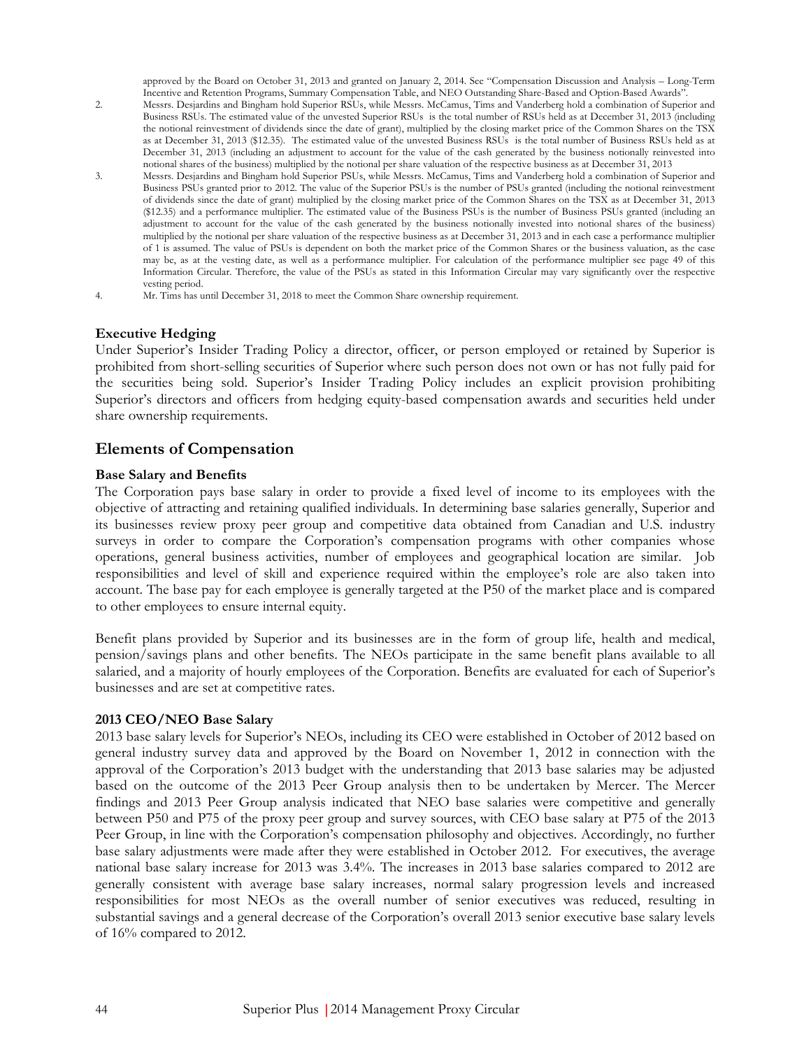approved by the Board on October 31, 2013 and granted on January 2, 2014. See "Compensation Discussion and Analysis – Long-Term Incentive and Retention Programs, Summary Compensation Table, and NEO Outstanding Share-Based and Option-Based Awards".

2. Messrs. Desjardins and Bingham hold Superior RSUs, while Messrs. McCamus, Tims and Vanderberg hold a combination of Superior and Business RSUs. The estimated value of the unvested Superior RSUs is the total number of RSUs held as at December 31, 2013 (including the notional reinvestment of dividends since the date of grant), multiplied by the closing market price of the Common Shares on the TSX as at December 31, 2013 ($12.35). The estimated value of the unvested Business RSUs is the total number of Business RSUs held as at December 31, 2013 (including an adjustment to account for the value of the cash generated by the business notionally reinvested into notional shares of the business) multiplied by the notional per share valuation of the respective business as at December 31, 2013

3. Messrs. Desjardins and Bingham hold Superior PSUs, while Messrs. McCamus, Tims and Vanderberg hold a combination of Superior and Business PSUs granted prior to 2012. The value of the Superior PSUs is the number of PSUs granted (including the notional reinvestment of dividends since the date of grant) multiplied by the closing market price of the Common Shares on the TSX as at December 31, 2013 ($12.35) and a performance multiplier. The estimated value of the Business PSUs is the number of Business PSUs granted (including an adjustment to account for the value of the cash generated by the business notionally invested into notional shares of the business) multiplied by the notional per share valuation of the respective business as at December 31, 2013 and in each case a performance multiplier of 1 is assumed. The value of PSUs is dependent on both the market price of the Common Shares or the business valuation, as the case may be, as at the vesting date, as well as a performance multiplier. For calculation of the performance multiplier see page 49 of this Information Circular. Therefore, the value of the PSUs as stated in this Information Circular may vary significantly over the respective vesting period.

4. Mr. Tims has until December 31, 2018 to meet the Common Share ownership requirement.

### Executive Hedging

Under Superior's Insider Trading Policy a director, officer, or person employed or retained by Superior is prohibited from short-selling securities of Superior where such person does not own or has not fully paid for the securities being sold. Superior's Insider Trading Policy includes an explicit provision prohibiting Superior's directors and officers from hedging equity-based compensation awards and securities held under share ownership requirements.

## Elements of Compensation

### Base Salary and Benefits

The Corporation pays base salary in order to provide a fixed level of income to its employees with the objective of attracting and retaining qualified individuals. In determining base salaries generally, Superior and its businesses review proxy peer group and competitive data obtained from Canadian and U.S. industry surveys in order to compare the Corporation's compensation programs with other companies whose operations, general business activities, number of employees and geographical location are similar. Job responsibilities and level of skill and experience required within the employee's role are also taken into account. The base pay for each employee is generally targeted at the P50 of the market place and is compared to other employees to ensure internal equity.

Benefit plans provided by Superior and its businesses are in the form of group life, health and medical, pension/savings plans and other benefits. The NEOs participate in the same benefit plans available to all salaried, and a majority of hourly employees of the Corporation. Benefits are evaluated for each of Superior's businesses and are set at competitive rates.

### 2013 CEO/NEO Base Salary

2013 base salary levels for Superior's NEOs, including its CEO were established in October of 2012 based on general industry survey data and approved by the Board on November 1, 2012 in connection with the approval of the Corporation's 2013 budget with the understanding that 2013 base salaries may be adjusted based on the outcome of the 2013 Peer Group analysis then to be undertaken by Mercer. The Mercer findings and 2013 Peer Group analysis indicated that NEO base salaries were competitive and generally between P50 and P75 of the proxy peer group and survey sources, with CEO base salary at P75 of the 2013 Peer Group, in line with the Corporation's compensation philosophy and objectives. Accordingly, no further base salary adjustments were made after they were established in October 2012. For executives, the average national base salary increase for 2013 was 3.4%. The increases in 2013 base salaries compared to 2012 are generally consistent with average base salary increases, normal salary progression levels and increased responsibilities for most NEOs as the overall number of senior executives was reduced, resulting in substantial savings and a general decrease of the Corporation's overall 2013 senior executive base salary levels of 16% compared to 2012.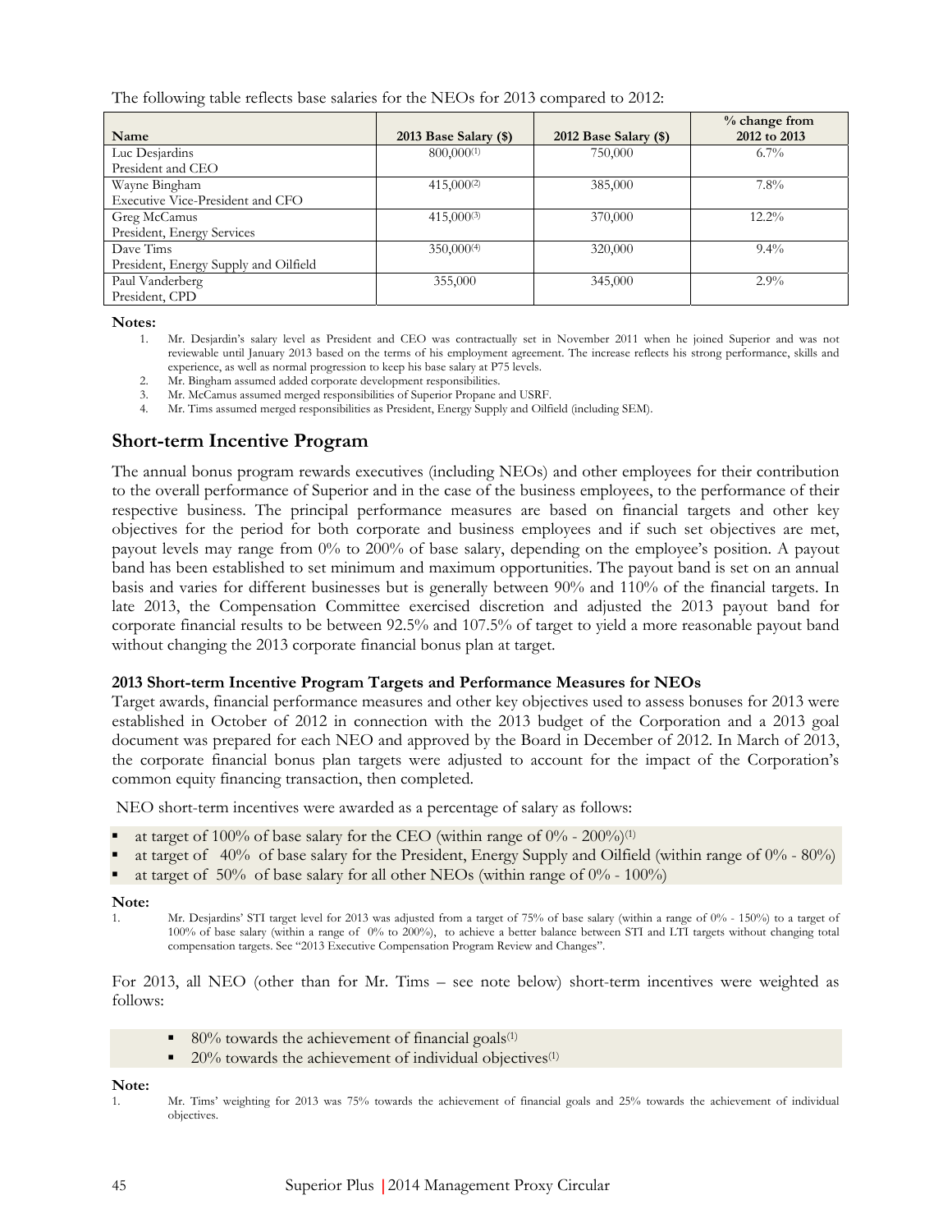The following table reflects base salaries for the NEOs for 2013 compared to 2012:

| Name | 2013 Base Salary ($) | 2012 Base Salary ($) | % change from 2012 to 2013 |
|---|---|---|---|
| Luc Desjardins<br>President and CEO | 800,000[(1)] | 750,000 | 6.7% |
| Wayne Bingham<br>Executive Vice-President and CFO | 415,000[(2)] | 385,000 | 7.8% |
| Greg McCamus<br>President, Energy Services | 415,000[(3)] | 370,000 | 12.2% |
| Dave Tims<br>President, Energy Supply and Oilfield | 350,000[(4)] | 320,000 | 9.4% |
| Paul Vanderberg<br>President, CPD | 355,000 | 345,000 | 2.9% |

**Notes:**

1. Mr. Desjardin's salary level as President and CEO was contractually set in November 2011 when he joined Superior and was not reviewable until January 2013 based on the terms of his employment agreement. The increase reflects his strong performance, skills and experience, as well as normal progression to keep his base salary at P75 levels.
2. Mr. Bingham assumed added corporate development responsibilities.
3. Mr. McCamus assumed merged responsibilities of Superior Propane and USRF.
4. Mr. Tims assumed merged responsibilities as President, Energy Supply and Oilfield (including SEM).

## Short-term Incentive Program

The annual bonus program rewards executives (including NEOs) and other employees for their contribution to the overall performance of Superior and in the case of the business employees, to the performance of their respective business. The principal performance measures are based on financial targets and other key objectives for the period for both corporate and business employees and if such set objectives are met, payout levels may range from 0% to 200% of base salary, depending on the employee's position. A payout band has been established to set minimum and maximum opportunities. The payout band is set on an annual basis and varies for different businesses but is generally between 90% and 110% of the financial targets. In late 2013, the Compensation Committee exercised discretion and adjusted the 2013 payout band for corporate financial results to be between 92.5% and 107.5% of target to yield a more reasonable payout band without changing the 2013 corporate financial bonus plan at target.

### 2013 Short-term Incentive Program Targets and Performance Measures for NEOs

Target awards, financial performance measures and other key objectives used to assess bonuses for 2013 were established in October of 2012 in connection with the 2013 budget of the Corporation and a 2013 goal document was prepared for each NEO and approved by the Board in December of 2012. In March of 2013, the corporate financial bonus plan targets were adjusted to account for the impact of the Corporation's common equity financing transaction, then completed.

NEO short-term incentives were awarded as a percentage of salary as follows:

- at target of 100% of base salary for the CEO (within range of 0% - 200%)[(1)]
- at target of 40% of base salary for the President, Energy Supply and Oilfield (within range of 0% - 80%)
- at target of 50% of base salary for all other NEOs (within range of 0% - 100%)

**Note:**

1. Mr. Desjardins' STI target level for 2013 was adjusted from a target of 75% of base salary (within a range of 0% - 150%) to a target of 100% of base salary (within a range of 0% to 200%), to achieve a better balance between STI and LTI targets without changing total compensation targets. See "2013 Executive Compensation Program Review and Changes".

For 2013, all NEO (other than for Mr. Tims – see note below) short-term incentives were weighted as follows:

- 80% towards the achievement of financial goals[(1)]
- 20% towards the achievement of individual objectives[(1)]

**Note:**

1. Mr. Tims' weighting for 2013 was 75% towards the achievement of financial goals and 25% towards the achievement of individual objectives.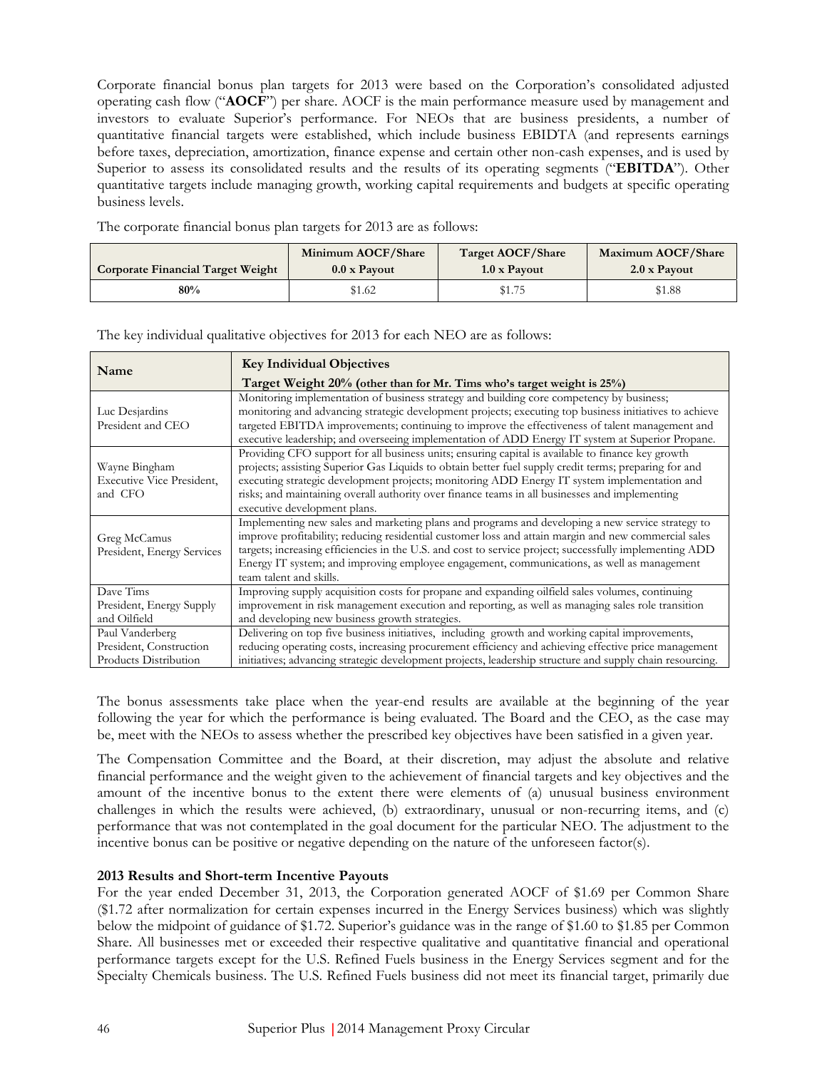Corporate financial bonus plan targets for 2013 were based on the Corporation's consolidated adjusted operating cash flow ("**AOCF**") per share. AOCF is the main performance measure used by management and investors to evaluate Superior's performance. For NEOs that are business presidents, a number of quantitative financial targets were established, which include business EBIDTA (and represents earnings before taxes, depreciation, amortization, finance expense and certain other non-cash expenses, and is used by Superior to assess its consolidated results and the results of its operating segments ("**EBITDA**"). Other quantitative targets include managing growth, working capital requirements and budgets at specific operating business levels.

The corporate financial bonus plan targets for 2013 are as follows:

| Corporate Financial Target Weight | Minimum AOCF/Share 0.0 x Payout | Target AOCF/Share 1.0 x Payout | Maximum AOCF/Share 2.0 x Payout |
|---|---|---|---|
| 80% | $1.62 | $1.75 | $1.88 |

The key individual qualitative objectives for 2013 for each NEO are as follows:

| Name | Key Individual Objectives<br>Target Weight 20% (other than for Mr. Tims who's target weight is 25%) |
|---|---|
| Luc Desjardins<br>President and CEO | Monitoring implementation of business strategy and building core competency by business; monitoring and advancing strategic development projects; executing top business initiatives to achieve targeted EBITDA improvements; continuing to improve the effectiveness of talent management and executive leadership; and overseeing implementation of ADD Energy IT system at Superior Propane. |
| Wayne Bingham<br>Executive Vice President, and CFO | Providing CFO support for all business units; ensuring capital is available to finance key growth projects; assisting Superior Gas Liquids to obtain better fuel supply credit terms; preparing for and executing strategic development projects; monitoring ADD Energy IT system implementation and risks; and maintaining overall authority over finance teams in all businesses and implementing executive development plans. |
| Greg McCamus<br>President, Energy Services | Implementing new sales and marketing plans and programs and developing a new service strategy to improve profitability; reducing residential customer loss and attain margin and new commercial sales targets; increasing efficiencies in the U.S. and cost to service project; successfully implementing ADD Energy IT system; and improving employee engagement, communications, as well as management team talent and skills. |
| Dave Tims<br>President, Energy Supply and Oilfield | Improving supply acquisition costs for propane and expanding oilfield sales volumes, continuing improvement in risk management execution and reporting, as well as managing sales role transition and developing new business growth strategies. |
| Paul Vanderberg<br>President, Construction Products Distribution | Delivering on top five business initiatives, including growth and working capital improvements, reducing operating costs, increasing procurement efficiency and achieving effective price management initiatives; advancing strategic development projects, leadership structure and supply chain resourcing. |

The bonus assessments take place when the year-end results are available at the beginning of the year following the year for which the performance is being evaluated. The Board and the CEO, as the case may be, meet with the NEOs to assess whether the prescribed key objectives have been satisfied in a given year.

The Compensation Committee and the Board, at their discretion, may adjust the absolute and relative financial performance and the weight given to the achievement of financial targets and key objectives and the amount of the incentive bonus to the extent there were elements of (a) unusual business environment challenges in which the results were achieved, (b) extraordinary, unusual or non-recurring items, and (c) performance that was not contemplated in the goal document for the particular NEO. The adjustment to the incentive bonus can be positive or negative depending on the nature of the unforeseen factor(s).

**2013 Results and Short-term Incentive Payouts**

For the year ended December 31, 2013, the Corporation generated AOCF of $1.69 per Common Share ($1.72 after normalization for certain expenses incurred in the Energy Services business) which was slightly below the midpoint of guidance of $1.72. Superior's guidance was in the range of $1.60 to $1.85 per Common Share. All businesses met or exceeded their respective qualitative and quantitative financial and operational performance targets except for the U.S. Refined Fuels business in the Energy Services segment and for the Specialty Chemicals business. The U.S. Refined Fuels business did not meet its financial target, primarily due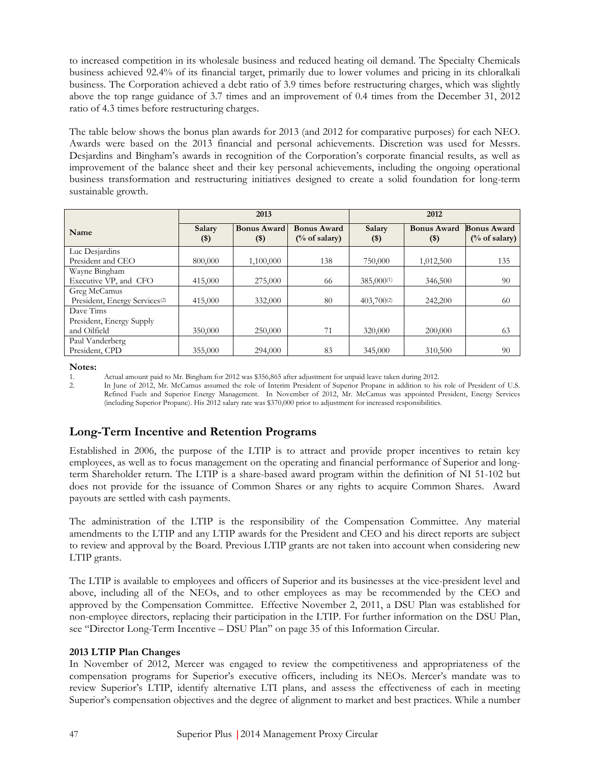to increased competition in its wholesale business and reduced heating oil demand. The Specialty Chemicals business achieved 92.4% of its financial target, primarily due to lower volumes and pricing in its chloralkali business. The Corporation achieved a debt ratio of 3.9 times before restructuring charges, which was slightly above the top range guidance of 3.7 times and an improvement of 0.4 times from the December 31, 2012 ratio of 4.3 times before restructuring charges.

The table below shows the bonus plan awards for 2013 (and 2012 for comparative purposes) for each NEO. Awards were based on the 2013 financial and personal achievements. Discretion was used for Messrs. Desjardins and Bingham's awards in recognition of the Corporation's corporate financial results, as well as improvement of the balance sheet and their key personal achievements, including the ongoing operational business transformation and restructuring initiatives designed to create a solid foundation for long-term sustainable growth.

| Name | 2013 | | | 2012 | | |
|---|---|---|---|---|---|---|
| | Salary ($) | Bonus Award ($) | Bonus Award (% of salary) | Salary ($) | Bonus Award ($) | Bonus Award (% of salary) |
| Luc Desjardins<br>President and CEO | 800,000 | 1,100,000 | 138 | 750,000 | 1,012,500 | 135 |
| Wayne Bingham<br>Executive VP, and CFO | 415,000 | 275,000 | 66 | 385,000(1) | 346,500 | 90 |
| Greg McCamus<br>President, Energy Services(2) | 415,000 | 332,000 | 80 | 403,700(2) | 242,200 | 60 |
| Dave Tims<br>President, Energy Supply and Oilfield | 350,000 | 250,000 | 71 | 320,000 | 200,000 | 63 |
| Paul Vanderberg<br>President, CPD | 355,000 | 294,000 | 83 | 345,000 | 310,500 | 90 |

**Notes:**

1. Actual amount paid to Mr. Bingham for 2012 was $356,865 after adjustment for unpaid leave taken during 2012.
2. In June of 2012, Mr. McCamus assumed the role of Interim President of Superior Propane in addition to his role of President of U.S. Refined Fuels and Superior Energy Management. In November of 2012, Mr. McCamus was appointed President, Energy Services (including Superior Propane). His 2012 salary rate was $370,000 prior to adjustment for increased responsibilities.

## Long-Term Incentive and Retention Programs

Established in 2006, the purpose of the LTIP is to attract and provide proper incentives to retain key employees, as well as to focus management on the operating and financial performance of Superior and long-term Shareholder return. The LTIP is a share-based award program within the definition of NI 51-102 but does not provide for the issuance of Common Shares or any rights to acquire Common Shares. Award payouts are settled with cash payments.

The administration of the LTIP is the responsibility of the Compensation Committee. Any material amendments to the LTIP and any LTIP awards for the President and CEO and his direct reports are subject to review and approval by the Board. Previous LTIP grants are not taken into account when considering new LTIP grants.

The LTIP is available to employees and officers of Superior and its businesses at the vice-president level and above, including all of the NEOs, and to other employees as may be recommended by the CEO and approved by the Compensation Committee. Effective November 2, 2011, a DSU Plan was established for non-employee directors, replacing their participation in the LTIP. For further information on the DSU Plan, see "Director Long-Term Incentive – DSU Plan" on page 35 of this Information Circular.

**2013 LTIP Plan Changes**

In November of 2012, Mercer was engaged to review the competitiveness and appropriateness of the compensation programs for Superior's executive officers, including its NEOs. Mercer's mandate was to review Superior's LTIP, identify alternative LTI plans, and assess the effectiveness of each in meeting Superior's compensation objectives and the degree of alignment to market and best practices. While a number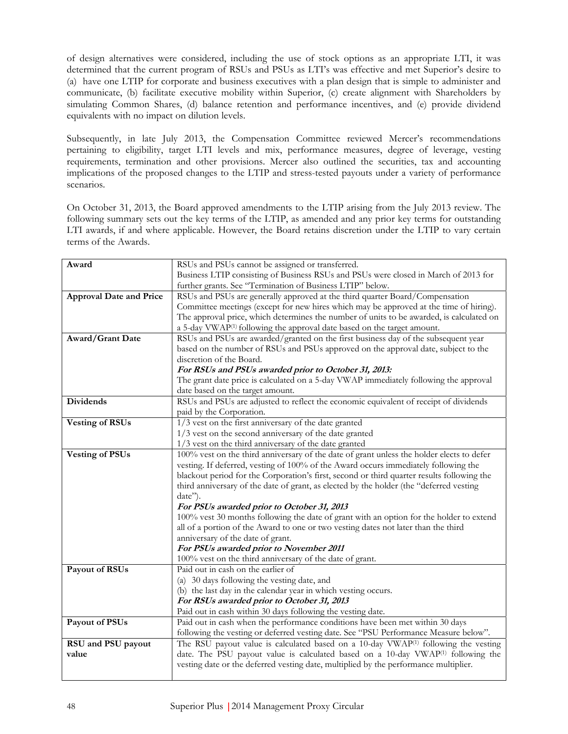of design alternatives were considered, including the use of stock options as an appropriate LTI, it was determined that the current program of RSUs and PSUs as LTI's was effective and met Superior's desire to (a) have one LTIP for corporate and business executives with a plan design that is simple to administer and communicate, (b) facilitate executive mobility within Superior, (c) create alignment with Shareholders by simulating Common Shares, (d) balance retention and performance incentives, and (e) provide dividend equivalents with no impact on dilution levels.

Subsequently, in late July 2013, the Compensation Committee reviewed Mercer's recommendations pertaining to eligibility, target LTI levels and mix, performance measures, degree of leverage, vesting requirements, termination and other provisions. Mercer also outlined the securities, tax and accounting implications of the proposed changes to the LTIP and stress-tested payouts under a variety of performance scenarios.

On October 31, 2013, the Board approved amendments to the LTIP arising from the July 2013 review. The following summary sets out the key terms of the LTIP, as amended and any prior key terms for outstanding LTI awards, if and where applicable. However, the Board retains discretion under the LTIP to vary certain terms of the Awards.

| | |
|---|---|
| **Award** | RSUs and PSUs cannot be assigned or transferred.<br>Business LTIP consisting of Business RSUs and PSUs were closed in March of 2013 for further grants. See "Termination of Business LTIP" below. |
| **Approval Date and Price** | RSUs and PSUs are generally approved at the third quarter Board/Compensation Committee meetings (except for new hires which may be approved at the time of hiring). The approval price, which determines the number of units to be awarded, is calculated on a 5-day VWAP[1] following the approval date based on the target amount. |
| **Award/Grant Date** | RSUs and PSUs are awarded/granted on the first business day of the subsequent year based on the number of RSUs and PSUs approved on the approval date, subject to the discretion of the Board.<br>***For RSUs and PSUs awarded prior to October 31, 2013:***<br>The grant date price is calculated on a 5-day VWAP immediately following the approval date based on the target amount. |
| **Dividends** | RSUs and PSUs are adjusted to reflect the economic equivalent of receipt of dividends paid by the Corporation. |
| **Vesting of RSUs** | 1/3 vest on the first anniversary of the date granted<br>1/3 vest on the second anniversary of the date granted<br>1/3 vest on the third anniversary of the date granted |
| **Vesting of PSUs** | 100% vest on the third anniversary of the date of grant unless the holder elects to defer vesting. If deferred, vesting of 100% of the Award occurs immediately following the blackout period for the Corporation's first, second or third quarter results following the third anniversary of the date of grant, as elected by the holder (the "deferred vesting date").<br>***For PSUs awarded prior to October 31, 2013***<br>100% vest 30 months following the date of grant with an option for the holder to extend all of a portion of the Award to one or two vesting dates not later than the third anniversary of the date of grant.<br>***For PSUs awarded prior to November 2011***<br>100% vest on the third anniversary of the date of grant. |
| **Payout of RSUs** | Paid out in cash on the earlier of<br>(a) 30 days following the vesting date, and<br>(b) the last day in the calendar year in which vesting occurs.<br>***For RSUs awarded prior to October 31, 2013***<br>Paid out in cash within 30 days following the vesting date. |
| **Payout of PSUs** | Paid out in cash when the performance conditions have been met within 30 days following the vesting or deferred vesting date. See "PSU Performance Measure below". |
| **RSU and PSU payout value** | The RSU payout value is calculated based on a 10-day VWAP[1] following the vesting date. The PSU payout value is calculated based on a 10-day VWAP[1] following the vesting date or the deferred vesting date, multiplied by the performance multiplier. |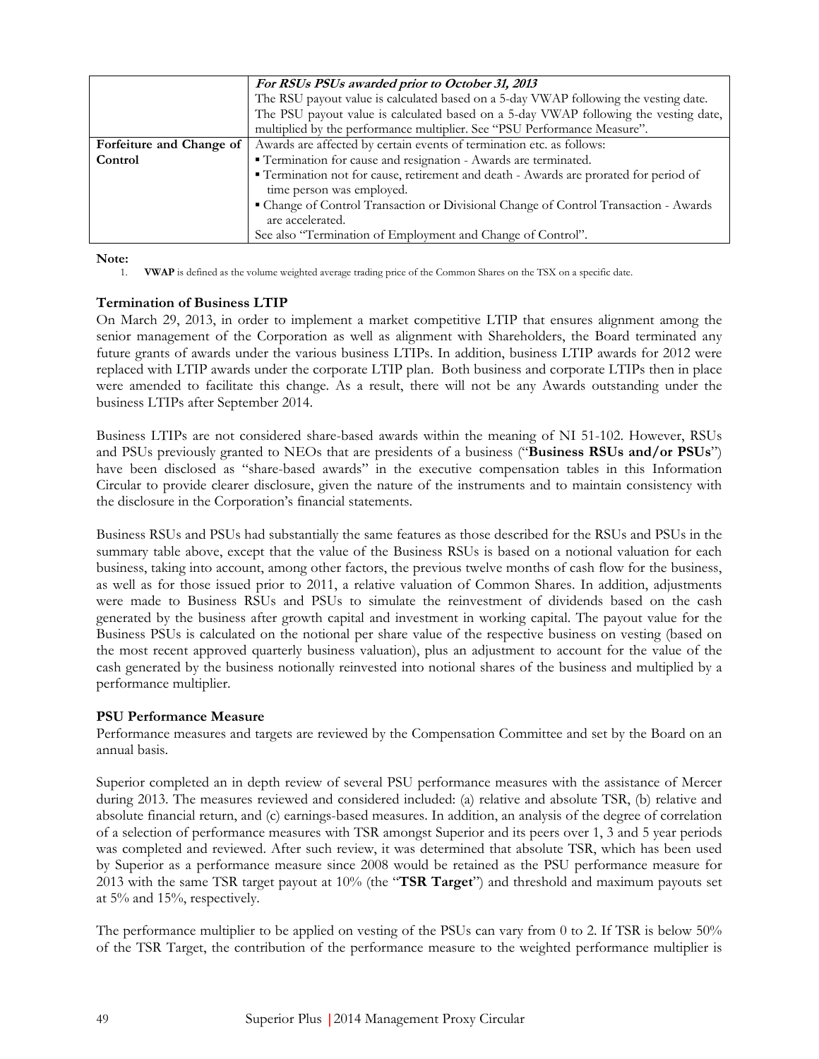| | |
|---|---|
| | ***For RSUs PSUs awarded prior to October 31, 2013***<br>The RSU payout value is calculated based on a 5-day VWAP following the vesting date.<br>The PSU payout value is calculated based on a 5-day VWAP following the vesting date, multiplied by the performance multiplier. See "PSU Performance Measure". |
| **Forfeiture and Change of Control** | Awards are affected by certain events of termination etc. as follows:<br>▪ Termination for cause and resignation - Awards are terminated.<br>▪ Termination not for cause, retirement and death - Awards are prorated for period of time person was employed.<br>▪ Change of Control Transaction or Divisional Change of Control Transaction - Awards are accelerated.<br>See also "Termination of Employment and Change of Control". |

**Note:**

1. **VWAP** is defined as the volume weighted average trading price of the Common Shares on the TSX on a specific date.

**Termination of Business LTIP**

On March 29, 2013, in order to implement a market competitive LTIP that ensures alignment among the senior management of the Corporation as well as alignment with Shareholders, the Board terminated any future grants of awards under the various business LTIPs. In addition, business LTIP awards for 2012 were replaced with LTIP awards under the corporate LTIP plan. Both business and corporate LTIPs then in place were amended to facilitate this change. As a result, there will not be any Awards outstanding under the business LTIPs after September 2014.

Business LTIPs are not considered share-based awards within the meaning of NI 51-102. However, RSUs and PSUs previously granted to NEOs that are presidents of a business ("**Business RSUs and/or PSUs**") have been disclosed as "share-based awards" in the executive compensation tables in this Information Circular to provide clearer disclosure, given the nature of the instruments and to maintain consistency with the disclosure in the Corporation's financial statements.

Business RSUs and PSUs had substantially the same features as those described for the RSUs and PSUs in the summary table above, except that the value of the Business RSUs is based on a notional valuation for each business, taking into account, among other factors, the previous twelve months of cash flow for the business, as well as for those issued prior to 2011, a relative valuation of Common Shares. In addition, adjustments were made to Business RSUs and PSUs to simulate the reinvestment of dividends based on the cash generated by the business after growth capital and investment in working capital. The payout value for the Business PSUs is calculated on the notional per share value of the respective business on vesting (based on the most recent approved quarterly business valuation), plus an adjustment to account for the value of the cash generated by the business notionally reinvested into notional shares of the business and multiplied by a performance multiplier.

**PSU Performance Measure**

Performance measures and targets are reviewed by the Compensation Committee and set by the Board on an annual basis.

Superior completed an in depth review of several PSU performance measures with the assistance of Mercer during 2013. The measures reviewed and considered included: (a) relative and absolute TSR, (b) relative and absolute financial return, and (c) earnings-based measures. In addition, an analysis of the degree of correlation of a selection of performance measures with TSR amongst Superior and its peers over 1, 3 and 5 year periods was completed and reviewed. After such review, it was determined that absolute TSR, which has been used by Superior as a performance measure since 2008 would be retained as the PSU performance measure for 2013 with the same TSR target payout at 10% (the "**TSR Target**") and threshold and maximum payouts set at 5% and 15%, respectively.

The performance multiplier to be applied on vesting of the PSUs can vary from 0 to 2. If TSR is below 50% of the TSR Target, the contribution of the performance measure to the weighted performance multiplier is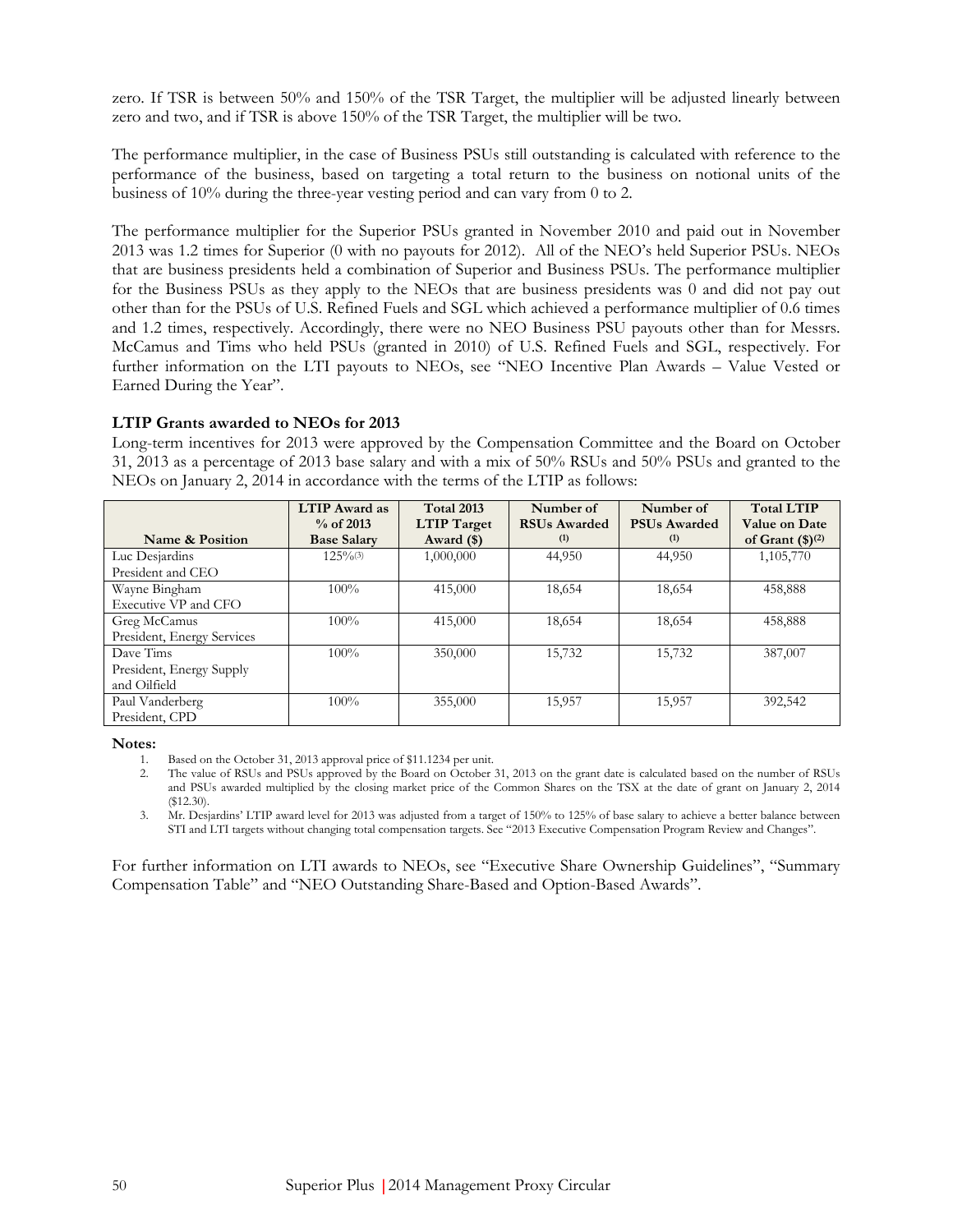zero. If TSR is between 50% and 150% of the TSR Target, the multiplier will be adjusted linearly between zero and two, and if TSR is above 150% of the TSR Target, the multiplier will be two.

The performance multiplier, in the case of Business PSUs still outstanding is calculated with reference to the performance of the business, based on targeting a total return to the business on notional units of the business of 10% during the three-year vesting period and can vary from 0 to 2.

The performance multiplier for the Superior PSUs granted in November 2010 and paid out in November 2013 was 1.2 times for Superior (0 with no payouts for 2012). All of the NEO's held Superior PSUs. NEOs that are business presidents held a combination of Superior and Business PSUs. The performance multiplier for the Business PSUs as they apply to the NEOs that are business presidents was 0 and did not pay out other than for the PSUs of U.S. Refined Fuels and SGL which achieved a performance multiplier of 0.6 times and 1.2 times, respectively. Accordingly, there were no NEO Business PSU payouts other than for Messrs. McCamus and Tims who held PSUs (granted in 2010) of U.S. Refined Fuels and SGL, respectively. For further information on the LTI payouts to NEOs, see "NEO Incentive Plan Awards – Value Vested or Earned During the Year".

**LTIP Grants awarded to NEOs for 2013**

Long-term incentives for 2013 were approved by the Compensation Committee and the Board on October 31, 2013 as a percentage of 2013 base salary and with a mix of 50% RSUs and 50% PSUs and granted to the NEOs on January 2, 2014 in accordance with the terms of the LTIP as follows:

| Name & Position | LTIP Award as % of 2013 Base Salary | Total 2013 LTIP Target Award ($) | Number of RSUs Awarded (1) | Number of PSUs Awarded (1) | Total LTIP Value on Date of Grant ($)(2) |
|---|---|---|---|---|---|
| Luc Desjardins<br>President and CEO | 125%(3) | 1,000,000 | 44,950 | 44,950 | 1,105,770 |
| Wayne Bingham<br>Executive VP and CFO | 100% | 415,000 | 18,654 | 18,654 | 458,888 |
| Greg McCamus<br>President, Energy Services | 100% | 415,000 | 18,654 | 18,654 | 458,888 |
| Dave Tims<br>President, Energy Supply and Oilfield | 100% | 350,000 | 15,732 | 15,732 | 387,007 |
| Paul Vanderberg<br>President, CPD | 100% | 355,000 | 15,957 | 15,957 | 392,542 |

**Notes:**

1. Based on the October 31, 2013 approval price of $11.1234 per unit.
2. The value of RSUs and PSUs approved by the Board on October 31, 2013 on the grant date is calculated based on the number of RSUs and PSUs awarded multiplied by the closing market price of the Common Shares on the TSX at the date of grant on January 2, 2014 ($12.30).
3. Mr. Desjardins' LTIP award level for 2013 was adjusted from a target of 150% to 125% of base salary to achieve a better balance between STI and LTI targets without changing total compensation targets. See "2013 Executive Compensation Program Review and Changes".

For further information on LTI awards to NEOs, see "Executive Share Ownership Guidelines", "Summary Compensation Table" and "NEO Outstanding Share-Based and Option-Based Awards".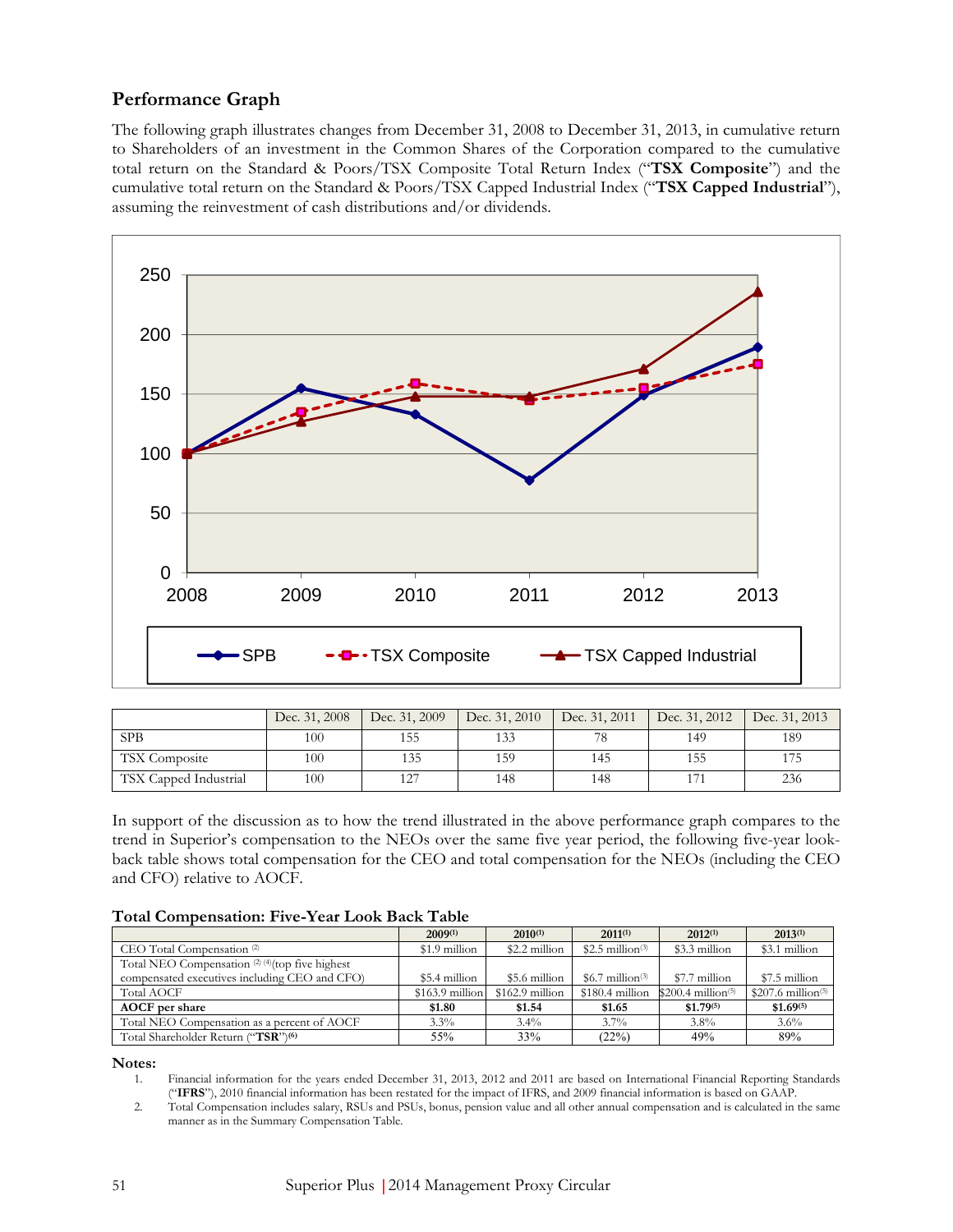## Performance Graph

The following graph illustrates changes from December 31, 2008 to December 31, 2013, in cumulative return to Shareholders of an investment in the Common Shares of the Corporation compared to the cumulative total return on the Standard & Poors/TSX Composite Total Return Index ("**TSX Composite**") and the cumulative total return on the Standard & Poors/TSX Capped Industrial Index ("**TSX Capped Industrial**"), assuming the reinvestment of cash distributions and/or dividends.

| | Dec. 31, 2008 | Dec. 31, 2009 | Dec. 31, 2010 | Dec. 31, 2011 | Dec. 31, 2012 | Dec. 31, 2013 |
|---|---|---|---|---|---|---|
| SPB | 100 | 155 | 133 | 78 | 149 | 189 |
| TSX Composite | 100 | 135 | 159 | 145 | 155 | 175 |
| TSX Capped Industrial | 100 | 127 | 148 | 148 | 171 | 236 |

In support of the discussion as to how the trend illustrated in the above performance graph compares to the trend in Superior's compensation to the NEOs over the same five year period, the following five-year look-back table shows total compensation for the CEO and total compensation for the NEOs (including the CEO and CFO) relative to AOCF.

**Total Compensation: Five-Year Look Back Table**

| | 2009[1] | 2010[1] | 2011[1] | 2012[1] | 2013[1] |
|---|---|---|---|---|---|
| CEO Total Compensation [2] | $1.9 million | $2.2 million | $2.5 million[3] | $3.3 million | $3.1 million |
| Total NEO Compensation [2] [4](top five highest compensated executives including CEO and CFO) | $5.4 million | $5.6 million | $6.7 million[3] | $7.7 million | $7.5 million |
| Total AOCF | $163.9 million | $162.9 million | $180.4 million | $200.4 million[5] | $207.6 million[5] |
| **AOCF per share** | **$1.80** | **$1.54** | **$1.65** | **$1.79[5]** | **$1.69[5]** |
| Total NEO Compensation as a percent of AOCF | 3.3% | 3.4% | 3.7% | 3.8% | 3.6% |
| Total Shareholder Return ("**TSR**")[6] | 55% | 33% | (22%) | 49% | 89% |

**Notes:**

1. Financial information for the years ended December 31, 2013, 2012 and 2011 are based on International Financial Reporting Standards ("**IFRS**"), 2010 financial information has been restated for the impact of IFRS, and 2009 financial information is based on GAAP.
2. Total Compensation includes salary, RSUs and PSUs, bonus, pension value and all other annual compensation and is calculated in the same manner as in the Summary Compensation Table.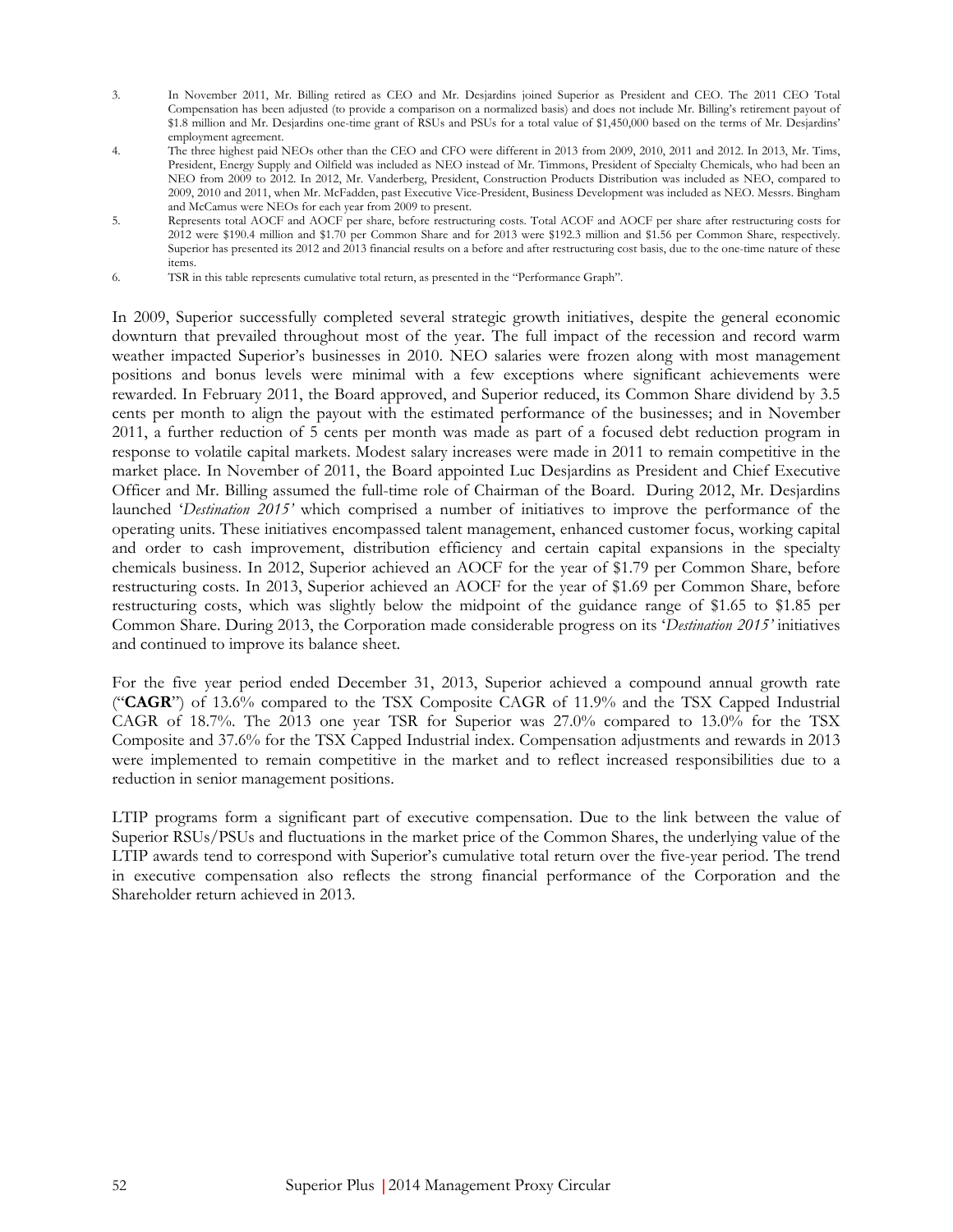3. In November 2011, Mr. Billing retired as CEO and Mr. Desjardins joined Superior as President and CEO. The 2011 CEO Total Compensation has been adjusted (to provide a comparison on a normalized basis) and does not include Mr. Billing's retirement payout of \$1.8 million and Mr. Desjardins one-time grant of RSUs and PSUs for a total value of \$1,450,000 based on the terms of Mr. Desjardins' employment agreement.
4. The three highest paid NEOs other than the CEO and CFO were different in 2013 from 2009, 2010, 2011 and 2012. In 2013, Mr. Tims, President, Energy Supply and Oilfield was included as NEO instead of Mr. Timmons, President of Specialty Chemicals, who had been an NEO from 2009 to 2012. In 2012, Mr. Vanderberg, President, Construction Products Distribution was included as NEO, compared to 2009, 2010 and 2011, when Mr. McFadden, past Executive Vice-President, Business Development was included as NEO. Messrs. Bingham and McCamus were NEOs for each year from 2009 to present.
5. Represents total AOCF and AOCF per share, before restructuring costs. Total ACOF and AOCF per share after restructuring costs for 2012 were \$190.4 million and \$1.70 per Common Share and for 2013 were \$192.3 million and \$1.56 per Common Share, respectively. Superior has presented its 2012 and 2013 financial results on a before and after restructuring cost basis, due to the one-time nature of these items.
6. TSR in this table represents cumulative total return, as presented in the "Performance Graph".

In 2009, Superior successfully completed several strategic growth initiatives, despite the general economic downturn that prevailed throughout most of the year. The full impact of the recession and record warm weather impacted Superior's businesses in 2010. NEO salaries were frozen along with most management positions and bonus levels were minimal with a few exceptions where significant achievements were rewarded. In February 2011, the Board approved, and Superior reduced, its Common Share dividend by 3.5 cents per month to align the payout with the estimated performance of the businesses; and in November 2011, a further reduction of 5 cents per month was made as part of a focused debt reduction program in response to volatile capital markets. Modest salary increases were made in 2011 to remain competitive in the market place. In November of 2011, the Board appointed Luc Desjardins as President and Chief Executive Officer and Mr. Billing assumed the full-time role of Chairman of the Board. During 2012, Mr. Desjardins launched '*Destination 2015'* which comprised a number of initiatives to improve the performance of the operating units. These initiatives encompassed talent management, enhanced customer focus, working capital and order to cash improvement, distribution efficiency and certain capital expansions in the specialty chemicals business. In 2012, Superior achieved an AOCF for the year of \$1.79 per Common Share, before restructuring costs. In 2013, Superior achieved an AOCF for the year of \$1.69 per Common Share, before restructuring costs, which was slightly below the midpoint of the guidance range of \$1.65 to \$1.85 per Common Share. During 2013, the Corporation made considerable progress on its '*Destination 2015'* initiatives and continued to improve its balance sheet.

For the five year period ended December 31, 2013, Superior achieved a compound annual growth rate ("**CAGR**") of 13.6% compared to the TSX Composite CAGR of 11.9% and the TSX Capped Industrial CAGR of 18.7%. The 2013 one year TSR for Superior was 27.0% compared to 13.0% for the TSX Composite and 37.6% for the TSX Capped Industrial index. Compensation adjustments and rewards in 2013 were implemented to remain competitive in the market and to reflect increased responsibilities due to a reduction in senior management positions.

LTIP programs form a significant part of executive compensation. Due to the link between the value of Superior RSUs/PSUs and fluctuations in the market price of the Common Shares, the underlying value of the LTIP awards tend to correspond with Superior's cumulative total return over the five-year period. The trend in executive compensation also reflects the strong financial performance of the Corporation and the Shareholder return achieved in 2013.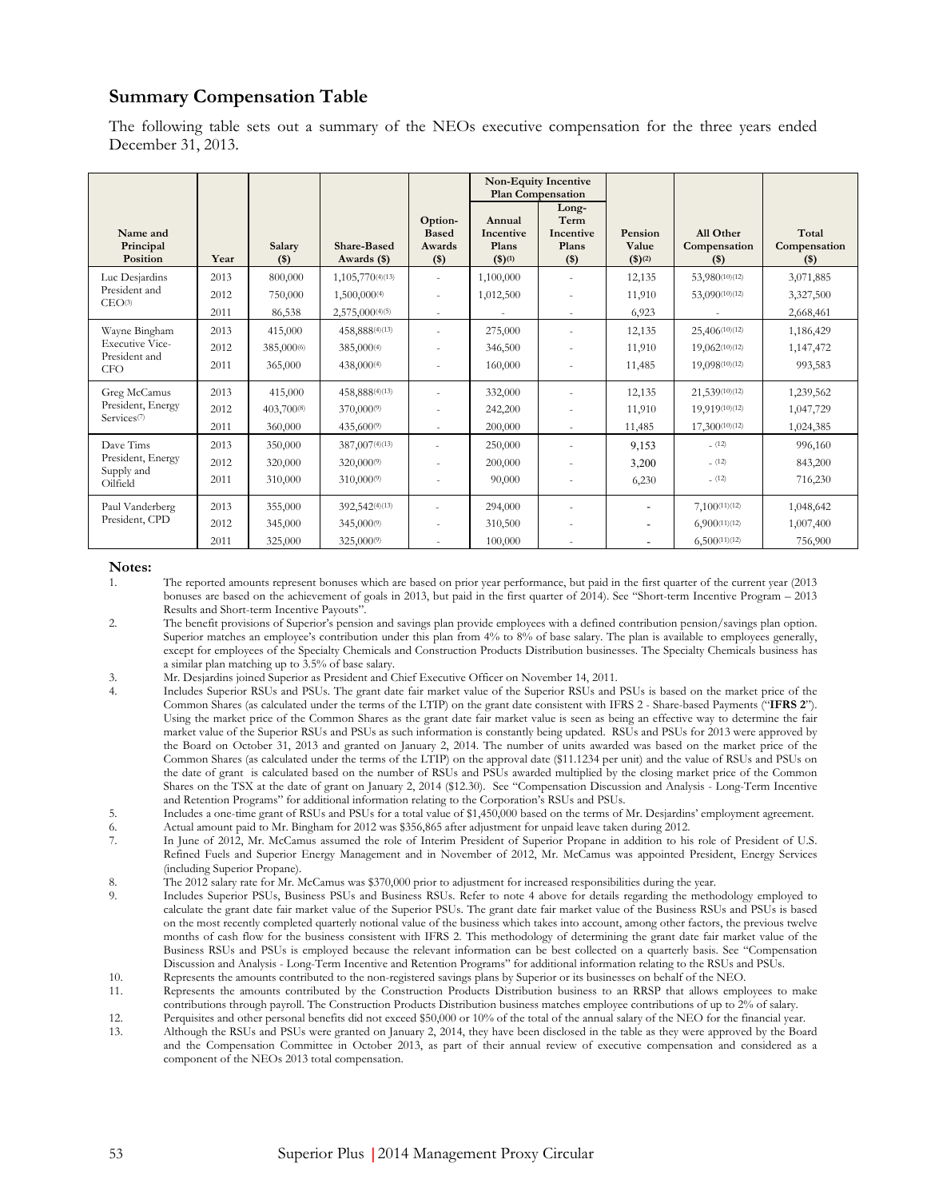## Summary Compensation Table

The following table sets out a summary of the NEOs executive compensation for the three years ended December 31, 2013.

| Name and Principal Position | Year | Salary ($) | Share-Based Awards ($) | Option-Based Awards ($) | Non-Equity Incentive Plan Compensation | | Pension Value ($)(2) | All Other Compensation ($) | Total Compensation ($) |
|---|---|---|---|---|---|---|---|---|---|
| | | | | | Annual Incentive Plans ($)(1) | Long-Term Incentive Plans ($) | | | |
| Luc Desjardins President and CEO(3) | 2013 | 800,000 | 1,105,770(4)(13) | - | 1,100,000 | - | 12,135 | 53,980(10)(12) | 3,071,885 |
| | 2012 | 750,000 | 1,500,000(4) | - | 1,012,500 | - | 11,910 | 53,090(10)(12) | 3,327,500 |
| | 2011 | 86,538 | 2,575,000(4)(5) | - | - | - | 6,923 | - | 2,668,461 |
| Wayne Bingham Executive Vice-President and CFO | 2013 | 415,000 | 458,888(4)(13) | - | 275,000 | - | 12,135 | 25,406(10)(12) | 1,186,429 |
| | 2012 | 385,000(6) | 385,000(4) | - | 346,500 | - | 11,910 | 19,062(10)(12) | 1,147,472 |
| | 2011 | 365,000 | 438,000(4) | - | 160,000 | - | 11,485 | 19,098(10)(12) | 993,583 |
| Greg McCamus President, Energy Services(7) | 2013 | 415,000 | 458,888(4)(13) | - | 332,000 | - | 12,135 | 21,539(10)(12) | 1,239,562 |
| | 2012 | 403,700(8) | 370,000(9) | - | 242,200 | - | 11,910 | 19,919(10)(12) | 1,047,729 |
| | 2011 | 360,000 | 435,600(9) | - | 200,000 | - | 11,485 | 17,300(10)(12) | 1,024,385 |
| Dave Tims President, Energy Supply and Oilfield | 2013 | 350,000 | 387,007(4)(13) | - | 250,000 | - | 9,153 | - (12) | 996,160 |
| | 2012 | 320,000 | 320,000(9) | - | 200,000 | - | 3,200 | - (12) | 843,200 |
| | 2011 | 310,000 | 310,000(9) | - | 90,000 | - | 6,230 | - (12) | 716,230 |
| Paul Vanderberg President, CPD | 2013 | 355,000 | 392,542(4)(13) | - | 294,000 | - | - | 7,100(11)(12) | 1,048,642 |
| | 2012 | 345,000 | 345,000(9) | - | 310,500 | - | - | 6,900(11)(12) | 1,007,400 |
| | 2011 | 325,000 | 325,000(9) | - | 100,000 | - | - | 6,500(11)(12) | 756,900 |

**Notes:**

1. The reported amounts represent bonuses which are based on prior year performance, but paid in the first quarter of the current year (2013 bonuses are based on the achievement of goals in 2013, but paid in the first quarter of 2014). See "Short-term Incentive Program – 2013 Results and Short-term Incentive Payouts".
2. The benefit provisions of Superior's pension and savings plan provide employees with a defined contribution pension/savings plan option. Superior matches an employee's contribution under this plan from 4% to 8% of base salary. The plan is available to employees generally, except for employees of the Specialty Chemicals and Construction Products Distribution businesses. The Specialty Chemicals business has a similar plan matching up to 3.5% of base salary.
3. Mr. Desjardins joined Superior as President and Chief Executive Officer on November 14, 2011.
4. Includes Superior RSUs and PSUs. The grant date fair market value of the Superior RSUs and PSUs is based on the market price of the Common Shares (as calculated under the terms of the LTIP) on the grant date consistent with IFRS 2 - Share-based Payments ("**IFRS 2**"). Using the market price of the Common Shares as the grant date fair market value is seen as being an effective way to determine the fair market value of the Superior RSUs and PSUs as such information is constantly being updated. RSUs and PSUs for 2013 were approved by the Board on October 31, 2013 and granted on January 2, 2014. The number of units awarded was based on the market price of the Common Shares (as calculated under the terms of the LTIP) on the approval date ($11.1234 per unit) and the value of RSUs and PSUs on the date of grant is calculated based on the number of RSUs and PSUs awarded multiplied by the closing market price of the Common Shares on the TSX at the date of grant on January 2, 2014 ($12.30). See "Compensation Discussion and Analysis - Long-Term Incentive and Retention Programs" for additional information relating to the Corporation's RSUs and PSUs.
5. Includes a one-time grant of RSUs and PSUs for a total value of $1,450,000 based on the terms of Mr. Desjardins' employment agreement.
6. Actual amount paid to Mr. Bingham for 2012 was $356,865 after adjustment for unpaid leave taken during 2012.
7. In June of 2012, Mr. McCamus assumed the role of Interim President of Superior Propane in addition to his role of President of U.S. Refined Fuels and Superior Energy Management and in November of 2012, Mr. McCamus was appointed President, Energy Services (including Superior Propane).
8. The 2012 salary rate for Mr. McCamus was $370,000 prior to adjustment for increased responsibilities during the year.
9. Includes Superior PSUs, Business PSUs and Business RSUs. Refer to note 4 above for details regarding the methodology employed to calculate the grant date fair market value of the Superior PSUs. The grant date fair market value of the Business RSUs and PSUs is based on the most recently completed quarterly notional value of the business which takes into account, among other factors, the previous twelve months of cash flow for the business consistent with IFRS 2. This methodology of determining the grant date fair market value of the Business RSUs and PSUs is employed because the relevant information can be best collected on a quarterly basis. See "Compensation Discussion and Analysis - Long-Term Incentive and Retention Programs" for additional information relating to the RSUs and PSUs.
10. Represents the amounts contributed to the non-registered savings plans by Superior or its businesses on behalf of the NEO.
11. Represents the amounts contributed by the Construction Products Distribution business to an RRSP that allows employees to make contributions through payroll. The Construction Products Distribution business matches employee contributions of up to 2% of salary.
12. Perquisites and other personal benefits did not exceed $50,000 or 10% of the total of the annual salary of the NEO for the financial year.
13. Although the RSUs and PSUs were granted on January 2, 2014, they have been disclosed in the table as they were approved by the Board and the Compensation Committee in October 2013, as part of their annual review of executive compensation and considered as a component of the NEOs 2013 total compensation.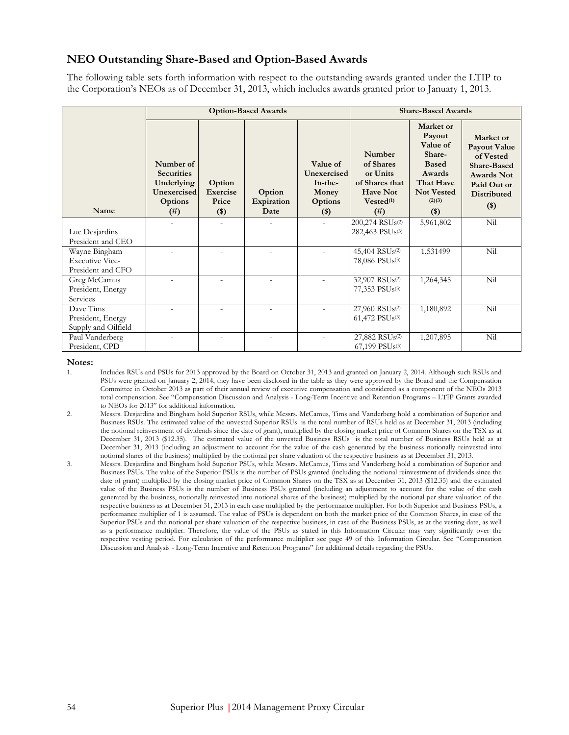## NEO Outstanding Share-Based and Option-Based Awards

The following table sets forth information with respect to the outstanding awards granted under the LTIP to the Corporation's NEOs as of December 31, 2013, which includes awards granted prior to January 1, 2013.

| | Option-Based Awards | | | | Share-Based Awards | | |
|---|---|---|---|---|---|---|---|
| Name | Number of Securities Underlying Unexercised Options (#) | Option Exercise Price ($) | Option Expiration Date | Value of Unexercised In-the-Money Options ($) | Number of Shares or Units of Shares that Have Not Vested[(1)] (#) | Market or Payout Value of Share-Based Awards That Have Not Vested [(2)(3)] ($) | Market or Payout Value of Vested Share-Based Awards Not Paid Out or Distributed ($) |
| Luc Desjardins President and CEO | - | - | - | - | 200,274 RSUs[(2)] 282,463 PSUs[(3)] | 5,961,802 | Nil |
| Wayne Bingham Executive Vice-President and CFO | - | - | - | - | 45,404 RSUs[(2)] 78,086 PSUs[(3)] | 1,531499 | Nil |
| Greg McCamus President, Energy Services | - | - | - | - | 32,907 RSUs[(2)] 77,353 PSUs[(3)] | 1,264,345 | Nil |
| Dave Tims President, Energy Supply and Oilfield | - | - | - | - | 27,960 RSUs[(2)] 61,472 PSUs[(3)] | 1,180,892 | Nil |
| Paul Vanderberg President, CPD | - | - | - | - | 27,882 RSUs[(2)] 67,199 PSUs[(3)] | 1,207,895 | Nil |

**Notes:**

1. Includes RSUs and PSUs for 2013 approved by the Board on October 31, 2013 and granted on January 2, 2014. Although such RSUs and PSUs were granted on January 2, 2014, they have been disclosed in the table as they were approved by the Board and the Compensation Committee in October 2013 as part of their annual review of executive compensation and considered as a component of the NEOs 2013 total compensation. See "Compensation Discussion and Analysis - Long-Term Incentive and Retention Programs – LTIP Grants awarded to NEOs for 2013" for additional information.
2. Messrs. Desjardins and Bingham hold Superior RSUs, while Messrs. McCamus, Tims and Vanderberg hold a combination of Superior and Business RSUs. The estimated value of the unvested Superior RSUs is the total number of RSUs held as at December 31, 2013 (including the notional reinvestment of dividends since the date of grant), multiplied by the closing market price of Common Shares on the TSX as at December 31, 2013 ($12.35). The estimated value of the unvested Business RSUs is the total number of Business RSUs held as at December 31, 2013 (including an adjustment to account for the value of the cash generated by the business notionally reinvested into notional shares of the business) multiplied by the notional per share valuation of the respective business as at December 31, 2013.
3. Messrs. Desjardins and Bingham hold Superior PSUs, while Messrs. McCamus, Tims and Vanderberg hold a combination of Superior and Business PSUs. The value of the Superior PSUs is the number of PSUs granted (including the notional reinvestment of dividends since the date of grant) multiplied by the closing market price of Common Shares on the TSX as at December 31, 2013 ($12.35) and the estimated value of the Business PSUs is the number of Business PSUs granted (including an adjustment to account for the value of the cash generated by the business, notionally reinvested into notional shares of the business) multiplied by the notional per share valuation of the respective business as at December 31, 2013 in each case multiplied by the performance multiplier. For both Superior and Business PSUs, a performance multiplier of 1 is assumed. The value of PSUs is dependent on both the market price of the Common Shares, in case of the Superior PSUs and the notional per share valuation of the respective business, in case of the Business PSUs, as at the vesting date, as well as a performance multiplier. Therefore, the value of the PSUs as stated in this Information Circular may vary significantly over the respective vesting period. For calculation of the performance multiplier see page 49 of this Information Circular. See "Compensation Discussion and Analysis - Long-Term Incentive and Retention Programs" for additional details regarding the PSUs.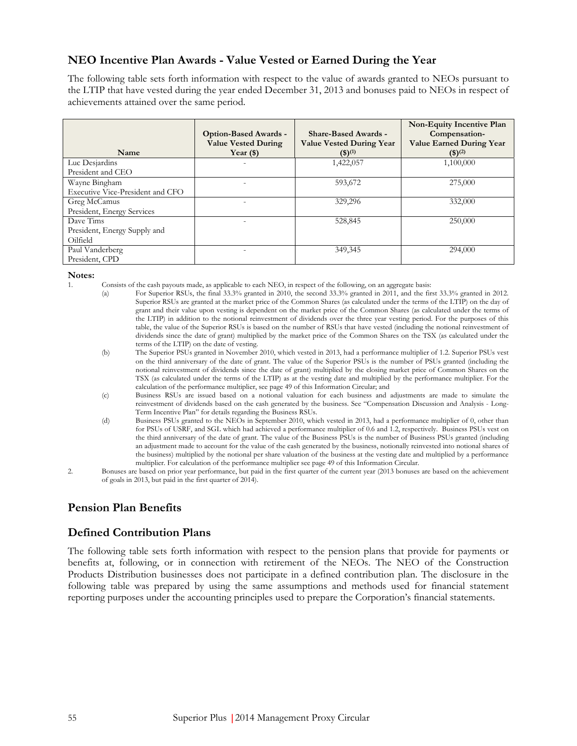## NEO Incentive Plan Awards - Value Vested or Earned During the Year

The following table sets forth information with respect to the value of awards granted to NEOs pursuant to the LTIP that have vested during the year ended December 31, 2013 and bonuses paid to NEOs in respect of achievements attained over the same period.

| Name | Option-Based Awards - Value Vested During Year ($) | Share-Based Awards - Value Vested During Year ($)[(1)] | Non-Equity Incentive Plan Compensation- Value Earned During Year ($)[(2)] |
|---|---|---|---|
| Luc Desjardins<br>President and CEO | - | 1,422,057 | 1,100,000 |
| Wayne Bingham<br>Executive Vice-President and CFO | - | 593,672 | 275,000 |
| Greg McCamus<br>President, Energy Services | - | 329,296 | 332,000 |
| Dave Tims<br>President, Energy Supply and Oilfield | - | 528,845 | 250,000 |
| Paul Vanderberg<br>President, CPD | - | 349,345 | 294,000 |

**Notes:**

1. Consists of the cash payouts made, as applicable to each NEO, in respect of the following, on an aggregate basis:
   (a) For Superior RSUs, the final 33.3% granted in 2010, the second 33.3% granted in 2011, and the first 33.3% granted in 2012. Superior RSUs are granted at the market price of the Common Shares (as calculated under the terms of the LTIP) on the day of grant and their value upon vesting is dependent on the market price of the Common Shares (as calculated under the terms of the LTIP) in addition to the notional reinvestment of dividends over the three year vesting period. For the purposes of this table, the value of the Superior RSUs is based on the number of RSUs that have vested (including the notional reinvestment of dividends since the date of grant) multiplied by the market price of the Common Shares on the TSX (as calculated under the terms of the LTIP) on the date of vesting.
   (b) The Superior PSUs granted in November 2010, which vested in 2013, had a performance multiplier of 1.2. Superior PSUs vest on the third anniversary of the date of grant. The value of the Superior PSUs is the number of PSUs granted (including the notional reinvestment of dividends since the date of grant) multiplied by the closing market price of Common Shares on the TSX (as calculated under the terms of the LTIP) as at the vesting date and multiplied by the performance multiplier. For the calculation of the performance multiplier, see page 49 of this Information Circular; and
   (c) Business RSUs are issued based on a notional valuation for each business and adjustments are made to simulate the reinvestment of dividends based on the cash generated by the business. See "Compensation Discussion and Analysis - Long-Term Incentive Plan" for details regarding the Business RSUs.
   (d) Business PSUs granted to the NEOs in September 2010, which vested in 2013, had a performance multiplier of 0, other than for PSUs of USRF, and SGL which had achieved a performance multiplier of 0.6 and 1.2, respectively. Business PSUs vest on the third anniversary of the date of grant. The value of the Business PSUs is the number of Business PSUs granted (including an adjustment made to account for the value of the cash generated by the business, notionally reinvested into notional shares of the business) multiplied by the notional per share valuation of the business at the vesting date and multiplied by a performance multiplier. For calculation of the performance multiplier see page 49 of this Information Circular.
2. Bonuses are based on prior year performance, but paid in the first quarter of the current year (2013 bonuses are based on the achievement of goals in 2013, but paid in the first quarter of 2014).

## Pension Plan Benefits

## Defined Contribution Plans

The following table sets forth information with respect to the pension plans that provide for payments or benefits at, following, or in connection with retirement of the NEOs. The NEO of the Construction Products Distribution businesses does not participate in a defined contribution plan. The disclosure in the following table was prepared by using the same assumptions and methods used for financial statement reporting purposes under the accounting principles used to prepare the Corporation's financial statements.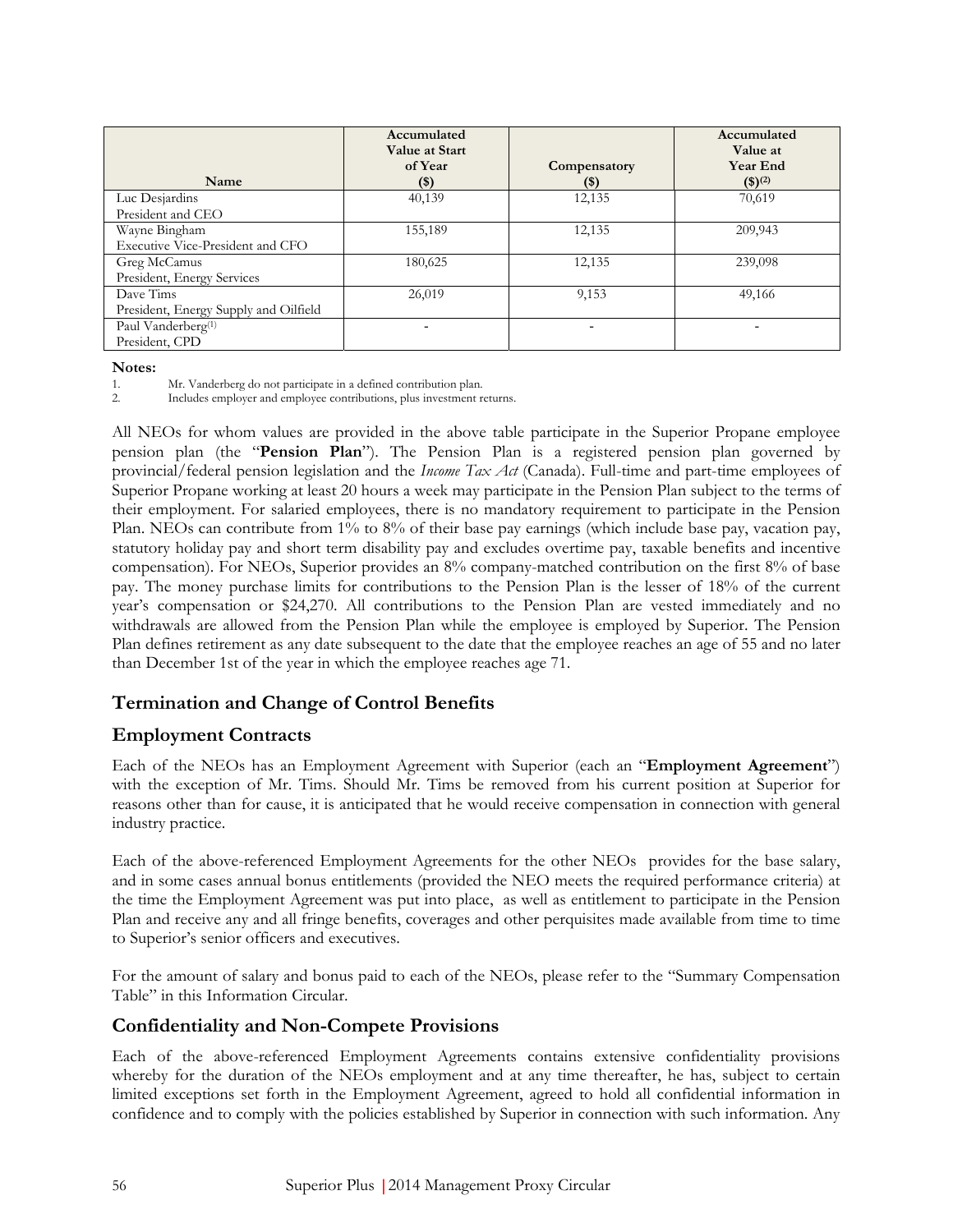| Name | Accumulated Value at Start of Year ($) | Compensatory ($) | Accumulated Value at Year End ($)[(2)] |
| --- | --- | --- | --- |
| Luc Desjardins<br>President and CEO | 40,139 | 12,135 | 70,619 |
| Wayne Bingham<br>Executive Vice-President and CFO | 155,189 | 12,135 | 209,943 |
| Greg McCamus<br>President, Energy Services | 180,625 | 12,135 | 239,098 |
| Dave Tims<br>President, Energy Supply and Oilfield | 26,019 | 9,153 | 49,166 |
| Paul Vanderberg[(1)]<br>President, CPD | - | - | - |

**Notes:**

1. Mr. Vanderberg do not participate in a defined contribution plan.
2. Includes employer and employee contributions, plus investment returns.

All NEOs for whom values are provided in the above table participate in the Superior Propane employee pension plan (the "**Pension Plan**"). The Pension Plan is a registered pension plan governed by provincial/federal pension legislation and the *Income Tax Act* (Canada). Full-time and part-time employees of Superior Propane working at least 20 hours a week may participate in the Pension Plan subject to the terms of their employment. For salaried employees, there is no mandatory requirement to participate in the Pension Plan. NEOs can contribute from 1% to 8% of their base pay earnings (which include base pay, vacation pay, statutory holiday pay and short term disability pay and excludes overtime pay, taxable benefits and incentive compensation). For NEOs, Superior provides an 8% company-matched contribution on the first 8% of base pay. The money purchase limits for contributions to the Pension Plan is the lesser of 18% of the current year's compensation or $24,270. All contributions to the Pension Plan are vested immediately and no withdrawals are allowed from the Pension Plan while the employee is employed by Superior. The Pension Plan defines retirement as any date subsequent to the date that the employee reaches an age of 55 and no later than December 1st of the year in which the employee reaches age 71.

## Termination and Change of Control Benefits

## Employment Contracts

Each of the NEOs has an Employment Agreement with Superior (each an "**Employment Agreement**") with the exception of Mr. Tims. Should Mr. Tims be removed from his current position at Superior for reasons other than for cause, it is anticipated that he would receive compensation in connection with general industry practice.

Each of the above-referenced Employment Agreements for the other NEOs provides for the base salary, and in some cases annual bonus entitlements (provided the NEO meets the required performance criteria) at the time the Employment Agreement was put into place, as well as entitlement to participate in the Pension Plan and receive any and all fringe benefits, coverages and other perquisites made available from time to time to Superior's senior officers and executives.

For the amount of salary and bonus paid to each of the NEOs, please refer to the "Summary Compensation Table" in this Information Circular.

## Confidentiality and Non-Compete Provisions

Each of the above-referenced Employment Agreements contains extensive confidentiality provisions whereby for the duration of the NEOs employment and at any time thereafter, he has, subject to certain limited exceptions set forth in the Employment Agreement, agreed to hold all confidential information in confidence and to comply with the policies established by Superior in connection with such information. Any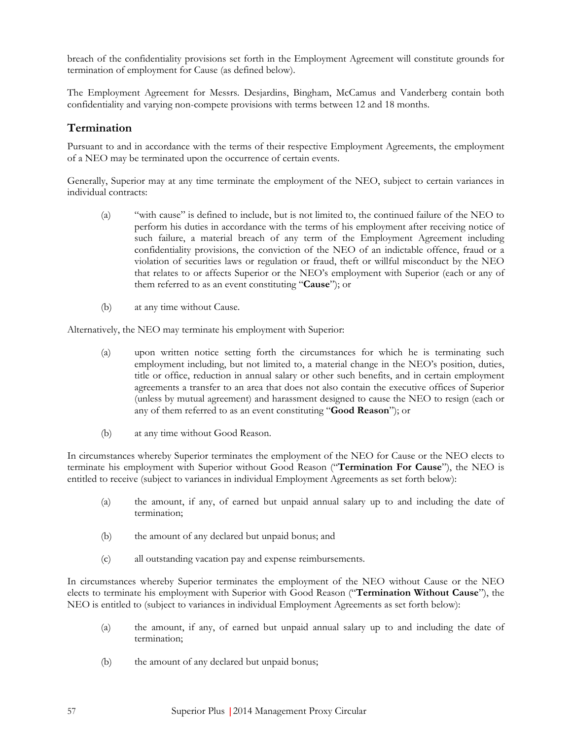breach of the confidentiality provisions set forth in the Employment Agreement will constitute grounds for termination of employment for Cause (as defined below).

The Employment Agreement for Messrs. Desjardins, Bingham, McCamus and Vanderberg contain both confidentiality and varying non-compete provisions with terms between 12 and 18 months.

## Termination

Pursuant to and in accordance with the terms of their respective Employment Agreements, the employment of a NEO may be terminated upon the occurrence of certain events.

Generally, Superior may at any time terminate the employment of the NEO, subject to certain variances in individual contracts:

(a) "with cause" is defined to include, but is not limited to, the continued failure of the NEO to perform his duties in accordance with the terms of his employment after receiving notice of such failure, a material breach of any term of the Employment Agreement including confidentiality provisions, the conviction of the NEO of an indictable offence, fraud or a violation of securities laws or regulation or fraud, theft or willful misconduct by the NEO that relates to or affects Superior or the NEO's employment with Superior (each or any of them referred to as an event constituting "**Cause**"); or

(b) at any time without Cause.

Alternatively, the NEO may terminate his employment with Superior:

(a) upon written notice setting forth the circumstances for which he is terminating such employment including, but not limited to, a material change in the NEO's position, duties, title or office, reduction in annual salary or other such benefits, and in certain employment agreements a transfer to an area that does not also contain the executive offices of Superior (unless by mutual agreement) and harassment designed to cause the NEO to resign (each or any of them referred to as an event constituting "**Good Reason**"); or

(b) at any time without Good Reason.

In circumstances whereby Superior terminates the employment of the NEO for Cause or the NEO elects to terminate his employment with Superior without Good Reason ("**Termination For Cause**"), the NEO is entitled to receive (subject to variances in individual Employment Agreements as set forth below):

(a) the amount, if any, of earned but unpaid annual salary up to and including the date of termination;

(b) the amount of any declared but unpaid bonus; and

(c) all outstanding vacation pay and expense reimbursements.

In circumstances whereby Superior terminates the employment of the NEO without Cause or the NEO elects to terminate his employment with Superior with Good Reason ("**Termination Without Cause**"), the NEO is entitled to (subject to variances in individual Employment Agreements as set forth below):

(a) the amount, if any, of earned but unpaid annual salary up to and including the date of termination;

(b) the amount of any declared but unpaid bonus;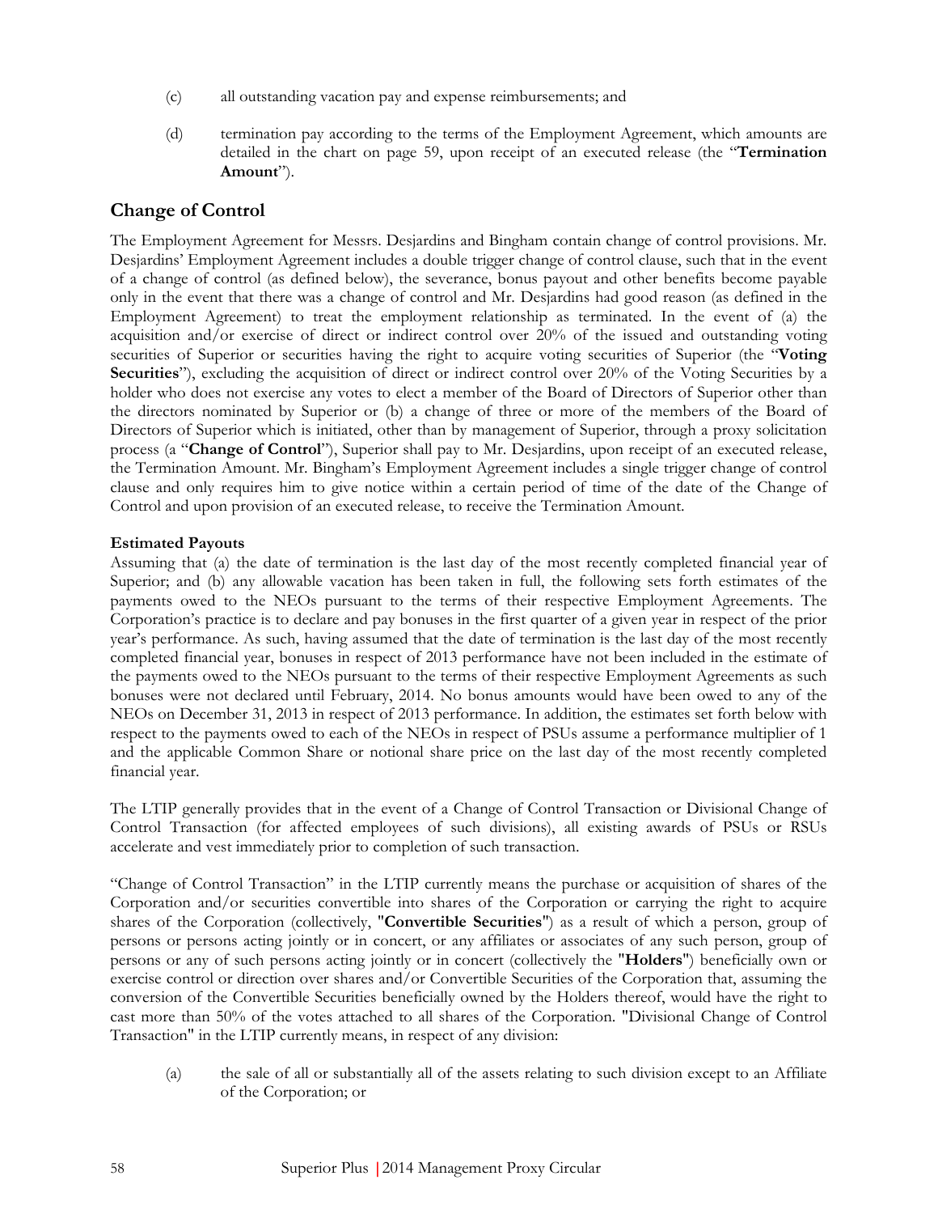(c) all outstanding vacation pay and expense reimbursements; and

(d) termination pay according to the terms of the Employment Agreement, which amounts are detailed in the chart on page 59, upon receipt of an executed release (the "**Termination Amount**").

## Change of Control

The Employment Agreement for Messrs. Desjardins and Bingham contain change of control provisions. Mr. Desjardins' Employment Agreement includes a double trigger change of control clause, such that in the event of a change of control (as defined below), the severance, bonus payout and other benefits become payable only in the event that there was a change of control and Mr. Desjardins had good reason (as defined in the Employment Agreement) to treat the employment relationship as terminated. In the event of (a) the acquisition and/or exercise of direct or indirect control over 20% of the issued and outstanding voting securities of Superior or securities having the right to acquire voting securities of Superior (the "**Voting Securities**"), excluding the acquisition of direct or indirect control over 20% of the Voting Securities by a holder who does not exercise any votes to elect a member of the Board of Directors of Superior other than the directors nominated by Superior or (b) a change of three or more of the members of the Board of Directors of Superior which is initiated, other than by management of Superior, through a proxy solicitation process (a "**Change of Control**"), Superior shall pay to Mr. Desjardins, upon receipt of an executed release, the Termination Amount. Mr. Bingham's Employment Agreement includes a single trigger change of control clause and only requires him to give notice within a certain period of time of the date of the Change of Control and upon provision of an executed release, to receive the Termination Amount.

**Estimated Payouts**

Assuming that (a) the date of termination is the last day of the most recently completed financial year of Superior; and (b) any allowable vacation has been taken in full, the following sets forth estimates of the payments owed to the NEOs pursuant to the terms of their respective Employment Agreements. The Corporation's practice is to declare and pay bonuses in the first quarter of a given year in respect of the prior year's performance. As such, having assumed that the date of termination is the last day of the most recently completed financial year, bonuses in respect of 2013 performance have not been included in the estimate of the payments owed to the NEOs pursuant to the terms of their respective Employment Agreements as such bonuses were not declared until February, 2014. No bonus amounts would have been owed to any of the NEOs on December 31, 2013 in respect of 2013 performance. In addition, the estimates set forth below with respect to the payments owed to each of the NEOs in respect of PSUs assume a performance multiplier of 1 and the applicable Common Share or notional share price on the last day of the most recently completed financial year.

The LTIP generally provides that in the event of a Change of Control Transaction or Divisional Change of Control Transaction (for affected employees of such divisions), all existing awards of PSUs or RSUs accelerate and vest immediately prior to completion of such transaction.

"Change of Control Transaction" in the LTIP currently means the purchase or acquisition of shares of the Corporation and/or securities convertible into shares of the Corporation or carrying the right to acquire shares of the Corporation (collectively, "**Convertible Securities**") as a result of which a person, group of persons or persons acting jointly or in concert, or any affiliates or associates of any such person, group of persons or any of such persons acting jointly or in concert (collectively the "**Holders**") beneficially own or exercise control or direction over shares and/or Convertible Securities of the Corporation that, assuming the conversion of the Convertible Securities beneficially owned by the Holders thereof, would have the right to cast more than 50% of the votes attached to all shares of the Corporation. "Divisional Change of Control Transaction" in the LTIP currently means, in respect of any division:

(a) the sale of all or substantially all of the assets relating to such division except to an Affiliate of the Corporation; or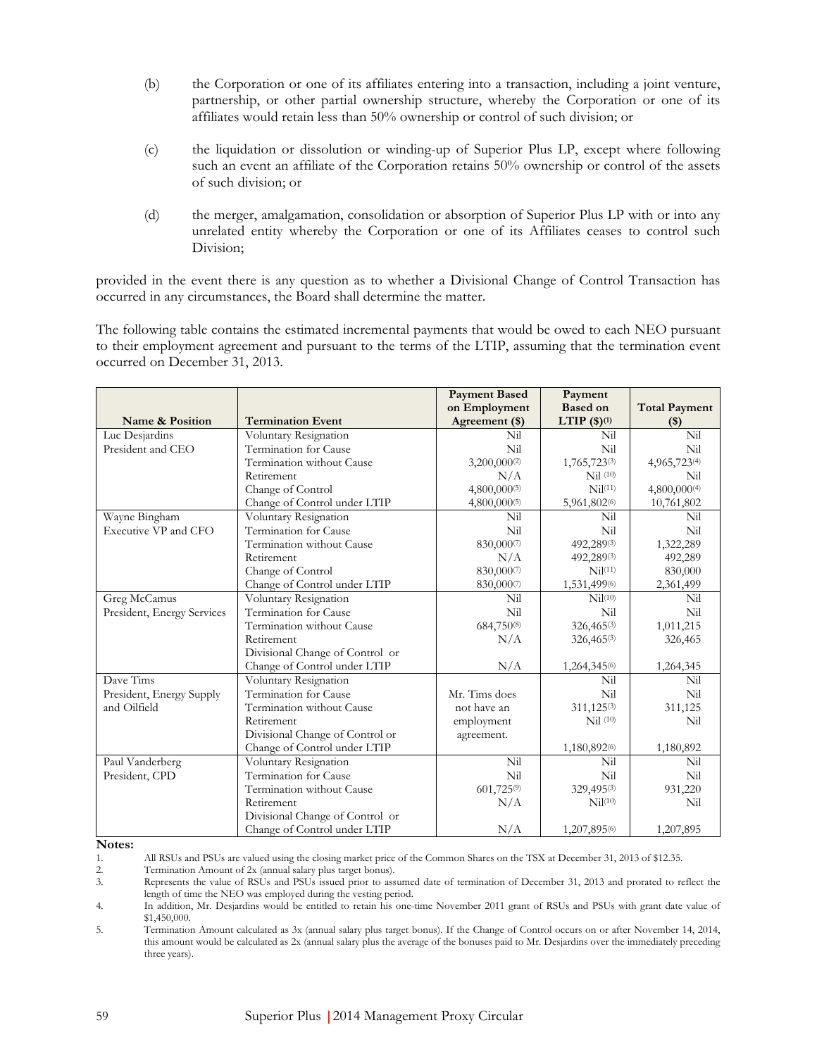(b) the Corporation or one of its affiliates entering into a transaction, including a joint venture, partnership, or other partial ownership structure, whereby the Corporation or one of its affiliates would retain less than 50% ownership or control of such division; or

(c) the liquidation or dissolution or winding-up of Superior Plus LP, except where following such an event an affiliate of the Corporation retains 50% ownership or control of the assets of such division; or

(d) the merger, amalgamation, consolidation or absorption of Superior Plus LP with or into any unrelated entity whereby the Corporation or one of its Affiliates ceases to control such Division;

provided in the event there is any question as to whether a Divisional Change of Control Transaction has occurred in any circumstances, the Board shall determine the matter.

The following table contains the estimated incremental payments that would be owed to each NEO pursuant to their employment agreement and pursuant to the terms of the LTIP, assuming that the termination event occurred on December 31, 2013.

| Name & Position | Termination Event | Payment Based on Employment Agreement ($) | Payment Based on LTIP ($)(1) | Total Payment ($) |
|---|---|---|---|---|
| Luc Desjardins | Voluntary Resignation | Nil | Nil | Nil |
| President and CEO | Termination for Cause | Nil | Nil | Nil |
| | Termination without Cause | 3,200,000(2) | 1,765,723(3) | 4,965,723(4) |
| | Retirement | N/A | Nil (10) | Nil |
| | Change of Control | 4,800,000(5) | Nil(11) | 4,800,000(4) |
| | Change of Control under LTIP | 4,800,000(5) | 5,961,802(6) | 10,761,802 |
| Wayne Bingham | Voluntary Resignation | Nil | Nil | Nil |
| Executive VP and CFO | Termination for Cause | Nil | Nil | Nil |
| | Termination without Cause | 830,000(7) | 492,289(3) | 1,322,289 |
| | Retirement | N/A | 492,289(3) | 492,289 |
| | Change of Control | 830,000(7) | Nil(11) | 830,000 |
| | Change of Control under LTIP | 830,000(7) | 1,531,499(6) | 2,361,499 |
| Greg McCamus | Voluntary Resignation | Nil | Nil(10) | Nil |
| President, Energy Services | Termination for Cause | Nil | Nil | Nil |
| | Termination without Cause | 684,750(8) | 326,465(3) | 1,011,215 |
| | Retirement | N/A | 326,465(3) | 326,465 |
| | Divisional Change of Control or Change of Control under LTIP | N/A | 1,264,345(6) | 1,264,345 |
| Dave Tims | Voluntary Resignation | Mr. Tims does not have an employment agreement. | Nil | Nil |
| President, Energy Supply and Oilfield | Termination for Cause | | Nil | Nil |
| | Termination without Cause | | 311,125(3) | 311,125 |
| | Retirement | | Nil (10) | Nil |
| | Divisional Change of Control or Change of Control under LTIP | | 1,180,892(6) | 1,180,892 |
| Paul Vanderberg | Voluntary Resignation | Nil | Nil | Nil |
| President, CPD | Termination for Cause | Nil | Nil | Nil |
| | Termination without Cause | 601,725(9) | 329,495(3) | 931,220 |
| | Retirement | N/A | Nil(10) | Nil |
| | Divisional Change of Control or Change of Control under LTIP | N/A | 1,207,895(6) | 1,207,895 |

**Notes:**

1. All RSUs and PSUs are valued using the closing market price of the Common Shares on the TSX at December 31, 2013 of $12.35.
2. Termination Amount of 2x (annual salary plus target bonus).
3. Represents the value of RSUs and PSUs issued prior to assumed date of termination of December 31, 2013 and prorated to reflect the length of time the NEO was employed during the vesting period.
4. In addition, Mr. Desjardins would be entitled to retain his one-time November 2011 grant of RSUs and PSUs with grant date value of $1,450,000.
5. Termination Amount calculated as 3x (annual salary plus target bonus). If the Change of Control occurs on or after November 14, 2014, this amount would be calculated as 2x (annual salary plus the average of the bonuses paid to Mr. Desjardins over the immediately preceding three years).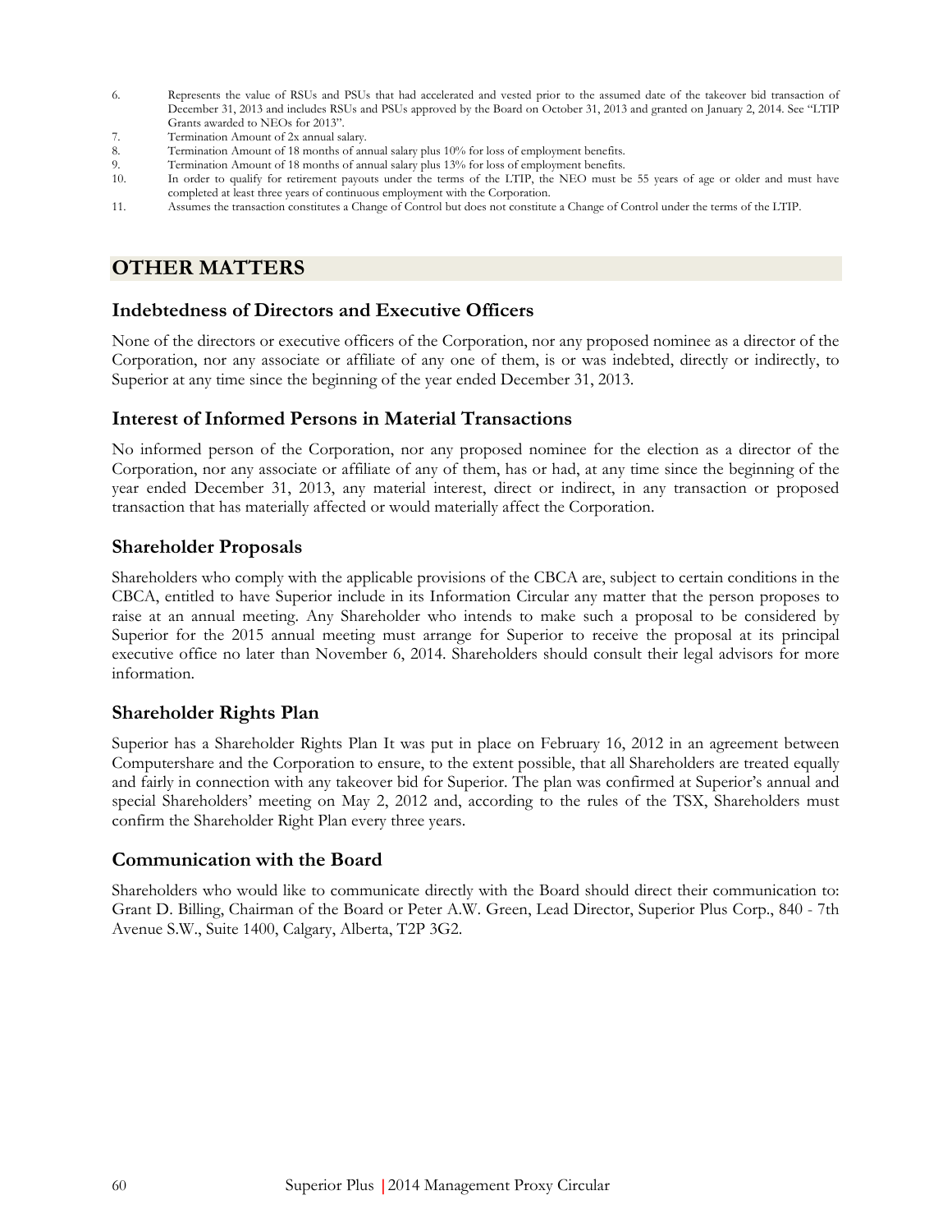6. Represents the value of RSUs and PSUs that had accelerated and vested prior to the assumed date of the takeover bid transaction of December 31, 2013 and includes RSUs and PSUs approved by the Board on October 31, 2013 and granted on January 2, 2014. See "LTIP Grants awarded to NEOs for 2013".
7. Termination Amount of 2x annual salary.
8. Termination Amount of 18 months of annual salary plus 10% for loss of employment benefits.
9. Termination Amount of 18 months of annual salary plus 13% for loss of employment benefits.
10. In order to qualify for retirement payouts under the terms of the LTIP, the NEO must be 55 years of age or older and must have completed at least three years of continuous employment with the Corporation.
11. Assumes the transaction constitutes a Change of Control but does not constitute a Change of Control under the terms of the LTIP.

# OTHER MATTERS

## Indebtedness of Directors and Executive Officers

None of the directors or executive officers of the Corporation, nor any proposed nominee as a director of the Corporation, nor any associate or affiliate of any one of them, is or was indebted, directly or indirectly, to Superior at any time since the beginning of the year ended December 31, 2013.

## Interest of Informed Persons in Material Transactions

No informed person of the Corporation, nor any proposed nominee for the election as a director of the Corporation, nor any associate or affiliate of any of them, has or had, at any time since the beginning of the year ended December 31, 2013, any material interest, direct or indirect, in any transaction or proposed transaction that has materially affected or would materially affect the Corporation.

## Shareholder Proposals

Shareholders who comply with the applicable provisions of the CBCA are, subject to certain conditions in the CBCA, entitled to have Superior include in its Information Circular any matter that the person proposes to raise at an annual meeting. Any Shareholder who intends to make such a proposal to be considered by Superior for the 2015 annual meeting must arrange for Superior to receive the proposal at its principal executive office no later than November 6, 2014. Shareholders should consult their legal advisors for more information.

## Shareholder Rights Plan

Superior has a Shareholder Rights Plan It was put in place on February 16, 2012 in an agreement between Computershare and the Corporation to ensure, to the extent possible, that all Shareholders are treated equally and fairly in connection with any takeover bid for Superior. The plan was confirmed at Superior's annual and special Shareholders' meeting on May 2, 2012 and, according to the rules of the TSX, Shareholders must confirm the Shareholder Right Plan every three years.

## Communication with the Board

Shareholders who would like to communicate directly with the Board should direct their communication to: Grant D. Billing, Chairman of the Board or Peter A.W. Green, Lead Director, Superior Plus Corp., 840 - 7th Avenue S.W., Suite 1400, Calgary, Alberta, T2P 3G2.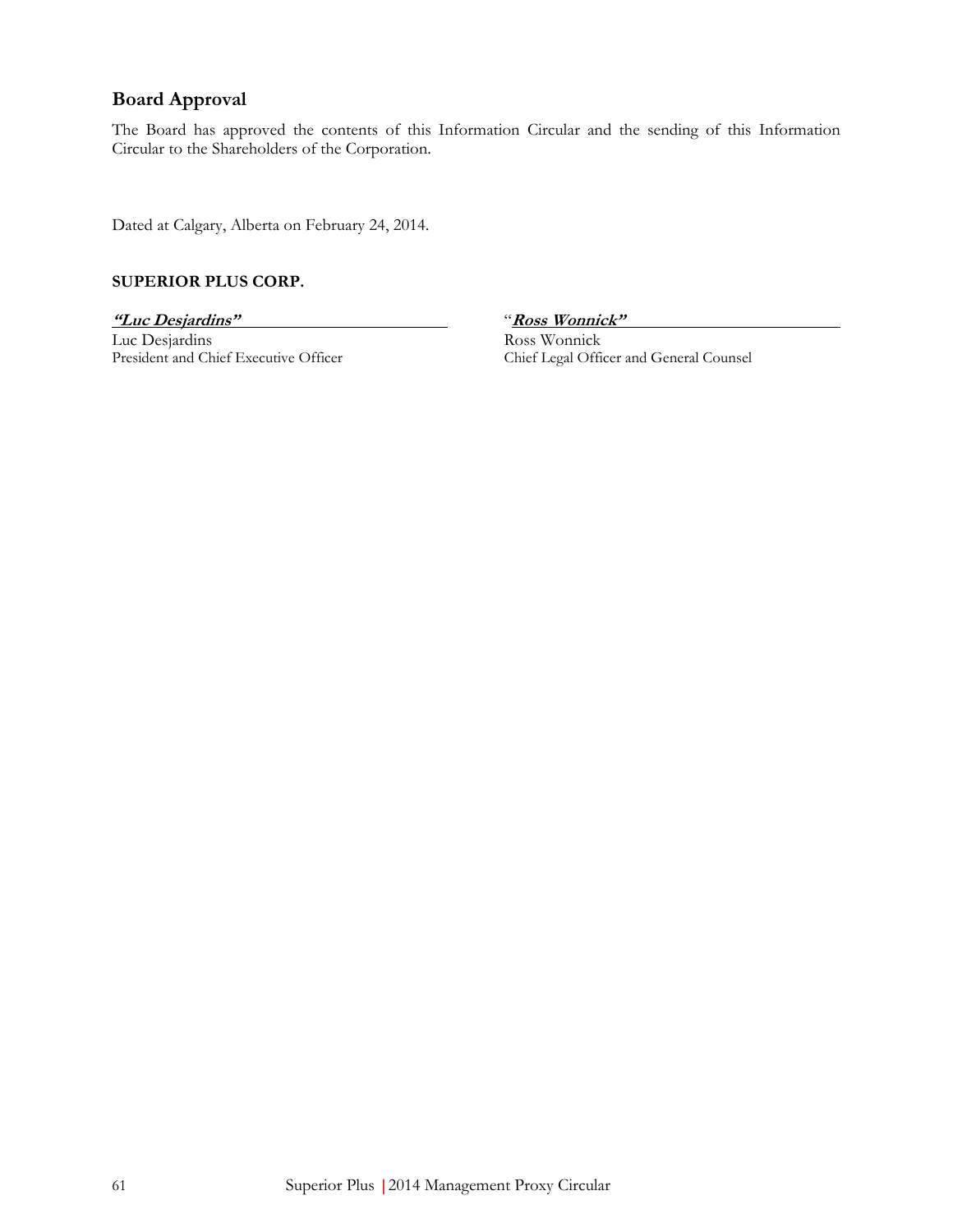## Board Approval

The Board has approved the contents of this Information Circular and the sending of this Information Circular to the Shareholders of the Corporation.

Dated at Calgary, Alberta on February 24, 2014.

**SUPERIOR PLUS CORP.**

| ***"Luc Desjardins"*** | "***Ross Wonnick"*** |
| --- | --- |
| Luc Desjardins | Ross Wonnick |
| President and Chief Executive Officer | Chief Legal Officer and General Counsel |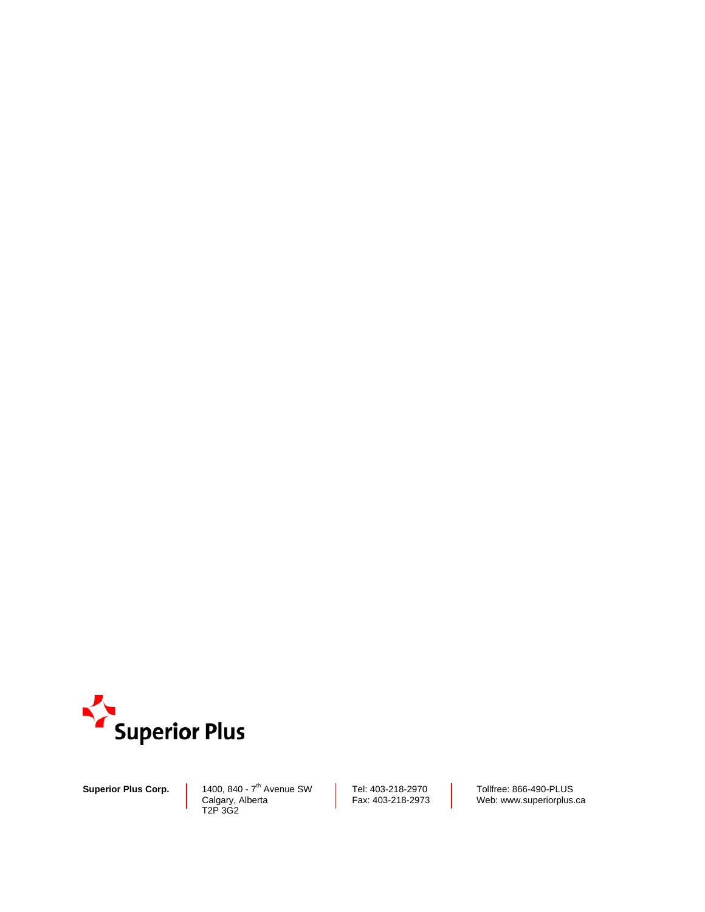Superior Plus

**Superior Plus Corp.**

1400, 840 - 7th Avenue SW
Calgary, Alberta
T2P 3G2

Tel: 403-218-2970
Fax: 403-218-2973

Tollfree: 866-490-PLUS
Web: www.superiorplus.ca